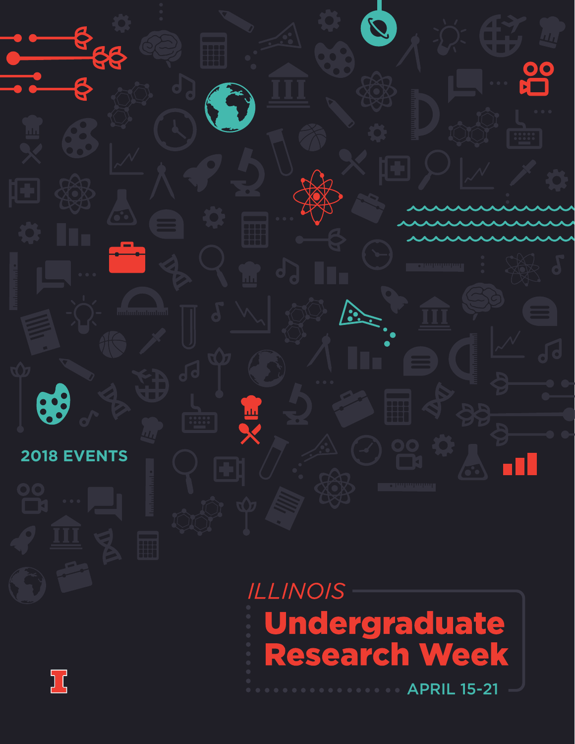2018 EVENTS

*ILLINOIS*

# Undergraduate Research Week

APRIL 15-21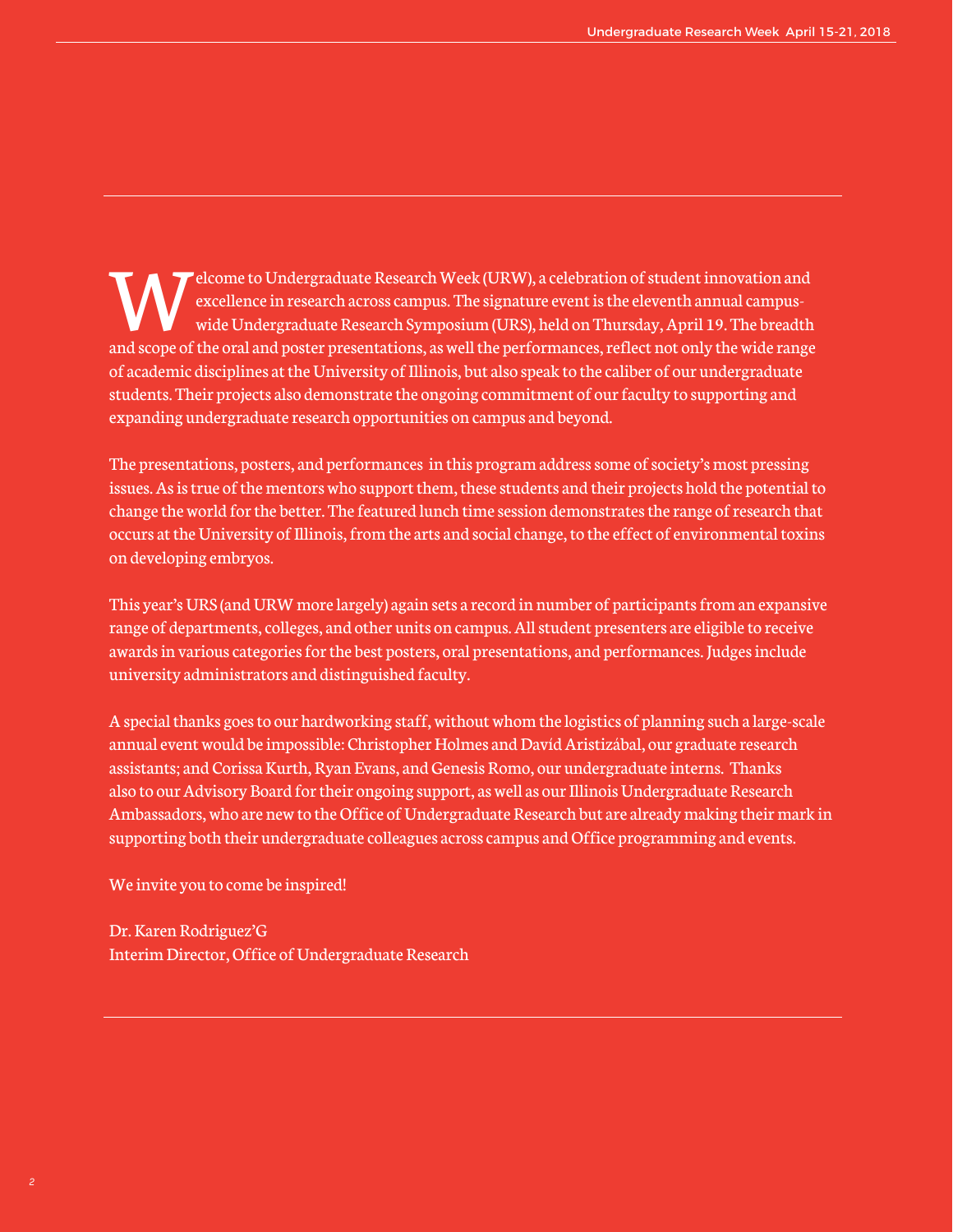Welcome to Undergraduate Research Week (URW), a celebration of student innovation and excellence in research across campus. The signature event is the eleventh annual campus-wide Undergraduate Research Symposium (URS), held on Thursday, April 19. The breadth and scope of the oral and poster presentations, as well the performances, reflect not only the wide range of academic disciplines at the University of Illinois, but also speak to the caliber of our undergraduate students. Their projects also demonstrate the ongoing commitment of our faculty to supporting and expanding undergraduate research opportunities on campus and beyond.

The presentations, posters, and performances in this program address some of society's most pressing issues. As is true of the mentors who support them, these students and their projects hold the potential to change the world for the better. The featured lunch time session demonstrates the range of research that occurs at the University of Illinois, from the arts and social change, to the effect of environmental toxins on developing embryos.

This year's URS (and URW more largely) again sets a record in number of participants from an expansive range of departments, colleges, and other units on campus. All student presenters are eligible to receive awards in various categories for the best posters, oral presentations, and performances. Judges include university administrators and distinguished faculty.

A special thanks goes to our hardworking staff, without whom the logistics of planning such a large-scale annual event would be impossible: Christopher Holmes and Davíd Aristizábal, our graduate research assistants; and Corissa Kurth, Ryan Evans, and Genesis Romo, our undergraduate interns. Thanks also to our Advisory Board for their ongoing support, as well as our Illinois Undergraduate Research Ambassadors, who are new to the Office of Undergraduate Research but are already making their mark in supporting both their undergraduate colleagues across campus and Office programming and events.

We invite you to come be inspired!

Dr. Karen Rodriguez'G
Interim Director, Office of Undergraduate Research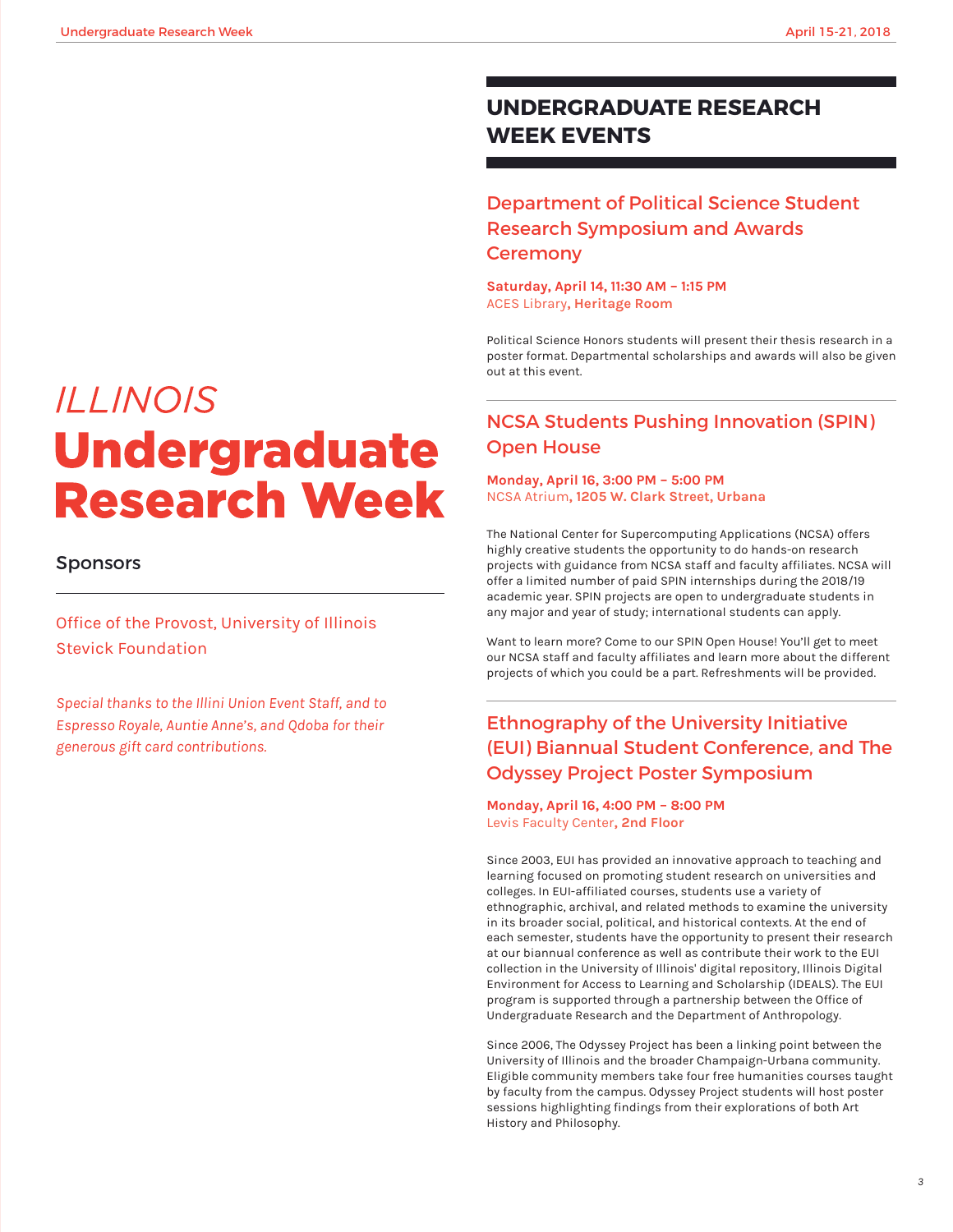*ILLINOIS*

# Undergraduate Research Week

### Sponsors

Office of the Provost, University of Illinois
Stevick Foundation

*Special thanks to the Illini Union Event Staff, and to Espresso Royale, Auntie Anne's, and Qdoba for their generous gift card contributions.*

## UNDERGRADUATE RESEARCH WEEK EVENTS

### Department of Political Science Student Research Symposium and Awards Ceremony

**Saturday, April 14, 11:30 AM – 1:15 PM**
ACES Library**, Heritage Room**

Political Science Honors students will present their thesis research in a poster format. Departmental scholarships and awards will also be given out at this event.

### NCSA Students Pushing Innovation (SPIN) Open House

**Monday, April 16, 3:00 PM – 5:00 PM**
NCSA Atrium**, 1205 W. Clark Street, Urbana**

The National Center for Supercomputing Applications (NCSA) offers highly creative students the opportunity to do hands-on research projects with guidance from NCSA staff and faculty affiliates. NCSA will offer a limited number of paid SPIN internships during the 2018/19 academic year. SPIN projects are open to undergraduate students in any major and year of study; international students can apply.

Want to learn more? Come to our SPIN Open House! You'll get to meet our NCSA staff and faculty affiliates and learn more about the different projects of which you could be a part. Refreshments will be provided.

### Ethnography of the University Initiative (EUI) Biannual Student Conference, and The Odyssey Project Poster Symposium

**Monday, April 16, 4:00 PM – 8:00 PM**
Levis Faculty Center**, 2nd Floor**

Since 2003, EUI has provided an innovative approach to teaching and learning focused on promoting student research on universities and colleges. In EUI-affiliated courses, students use a variety of ethnographic, archival, and related methods to examine the university in its broader social, political, and historical contexts. At the end of each semester, students have the opportunity to present their research at our biannual conference as well as contribute their work to the EUI collection in the University of Illinois' digital repository, Illinois Digital Environment for Access to Learning and Scholarship (IDEALS). The EUI program is supported through a partnership between the Office of Undergraduate Research and the Department of Anthropology.

Since 2006, The Odyssey Project has been a linking point between the University of Illinois and the broader Champaign-Urbana community. Eligible community members take four free humanities courses taught by faculty from the campus. Odyssey Project students will host poster sessions highlighting findings from their explorations of both Art History and Philosophy.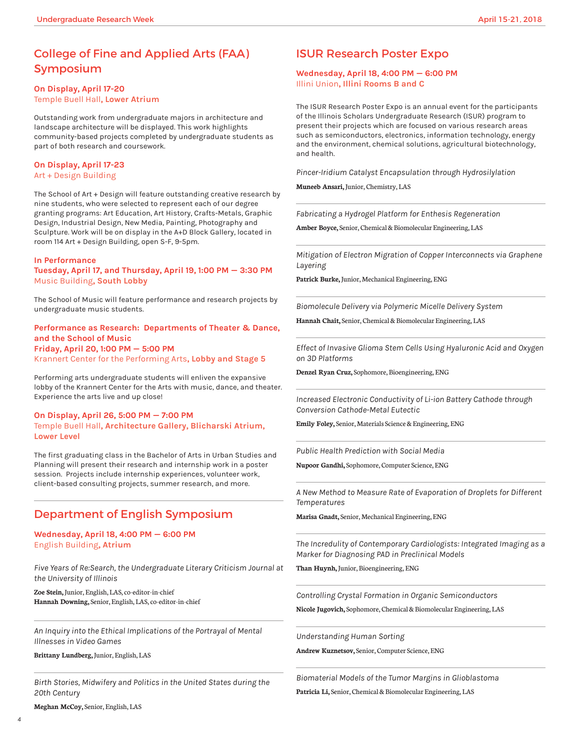## College of Fine and Applied Arts (FAA) Symposium

**On Display, April 17-20**
Temple Buell Hall**, Lower Atrium**

Outstanding work from undergraduate majors in architecture and landscape architecture will be displayed. This work highlights community-based projects completed by undergraduate students as part of both research and coursework.

**On Display, April 17-23**
Art + Design Building

The School of Art + Design will feature outstanding creative research by nine students, who were selected to represent each of our degree granting programs: Art Education, Art History, Crafts-Metals, Graphic Design, Industrial Design, New Media, Painting, Photography and Sculpture. Work will be on display in the A+D Block Gallery, located in room 114 Art + Design Building, open S-F, 9-5pm.

**In Performance**
**Tuesday, April 17, and Thursday, April 19, 1:00 PM — 3:30 PM**
Music Building**, South Lobby**

The School of Music will feature performance and research projects by undergraduate music students.

**Performance as Research: Departments of Theater & Dance, and the School of Music**
**Friday, April 20, 1:00 PM — 5:00 PM**
Krannert Center for the Performing Arts**, Lobby and Stage 5**

Performing arts undergraduate students will enliven the expansive lobby of the Krannert Center for the Arts with music, dance, and theater. Experience the arts live and up close!

**On Display, April 26, 5:00 PM — 7:00 PM**
Temple Buell Hall**, Architecture Gallery, Blicharski Atrium, Lower Level**

The first graduating class in the Bachelor of Arts in Urban Studies and Planning will present their research and internship work in a poster session. Projects include internship experiences, volunteer work, client-based consulting projects, summer research, and more.

## Department of English Symposium

**Wednesday, April 18, 4:00 PM — 6:00 PM**
English Building**, Atrium**

*Five Years of Re:Search, the Undergraduate Literary Criticism Journal at the University of Illinois*

**Zoe Stein,** Junior, English, LAS, co-editor-in-chief
**Hannah Downing,** Senior, English, LAS, co-editor-in-chief

*An Inquiry into the Ethical Implications of the Portrayal of Mental Illnesses in Video Games*

**Brittany Lundberg,** Junior, English, LAS

*Birth Stories, Midwifery and Politics in the United States during the 20th Century*

**Meghan McCoy,** Senior, English, LAS

## ISUR Research Poster Expo

**Wednesday, April 18, 4:00 PM — 6:00 PM**
Illini Union**, Illini Rooms B and C**

The ISUR Research Poster Expo is an annual event for the participants of the Illinois Scholars Undergraduate Research (ISUR) program to present their projects which are focused on various research areas such as semiconductors, electronics, information technology, energy and the environment, chemical solutions, agricultural biotechnology, and health.

*Pincer-Iridium Catalyst Encapsulation through Hydrosilylation*

**Muneeb Ansari,** Junior, Chemistry, LAS

*Fabricating a Hydrogel Platform for Enthesis Regeneration*

**Amber Boyce,** Senior, Chemical & Biomolecular Engineering, LAS

*Mitigation of Electron Migration of Copper Interconnects via Graphene Layering*

**Patrick Burke,** Junior, Mechanical Engineering, ENG

*Biomolecule Delivery via Polymeric Micelle Delivery System*

**Hannah Chait,** Senior, Chemical & Biomolecular Engineering, LAS

*Effect of Invasive Glioma Stem Cells Using Hyaluronic Acid and Oxygen on 3D Platforms*

**Denzel Ryan Cruz,** Sophomore, Bioengineering, ENG

*Increased Electronic Conductivity of Li-ion Battery Cathode through Conversion Cathode-Metal Eutectic*

**Emily Foley,** Senior, Materials Science & Engineering, ENG

*Public Health Prediction with Social Media*

**Nupoor Gandhi,** Sophomore, Computer Science, ENG

*A New Method to Measure Rate of Evaporation of Droplets for Different Temperatures*

**Marisa Gnadt,** Senior, Mechanical Engineering, ENG

*The Incredulity of Contemporary Cardiologists: Integrated Imaging as a Marker for Diagnosing PAD in Preclinical Models*

**Than Huynh,** Junior, Bioengineering, ENG

*Controlling Crystal Formation in Organic Semiconductors*

**Nicole Jugovich,** Sophomore, Chemical & Biomolecular Engineering, LAS

*Understanding Human Sorting*

**Andrew Kuznetsov,** Senior, Computer Science, ENG

*Biomaterial Models of the Tumor Margins in Glioblastoma*

**Patricia Li,** Senior, Chemical & Biomolecular Engineering, LAS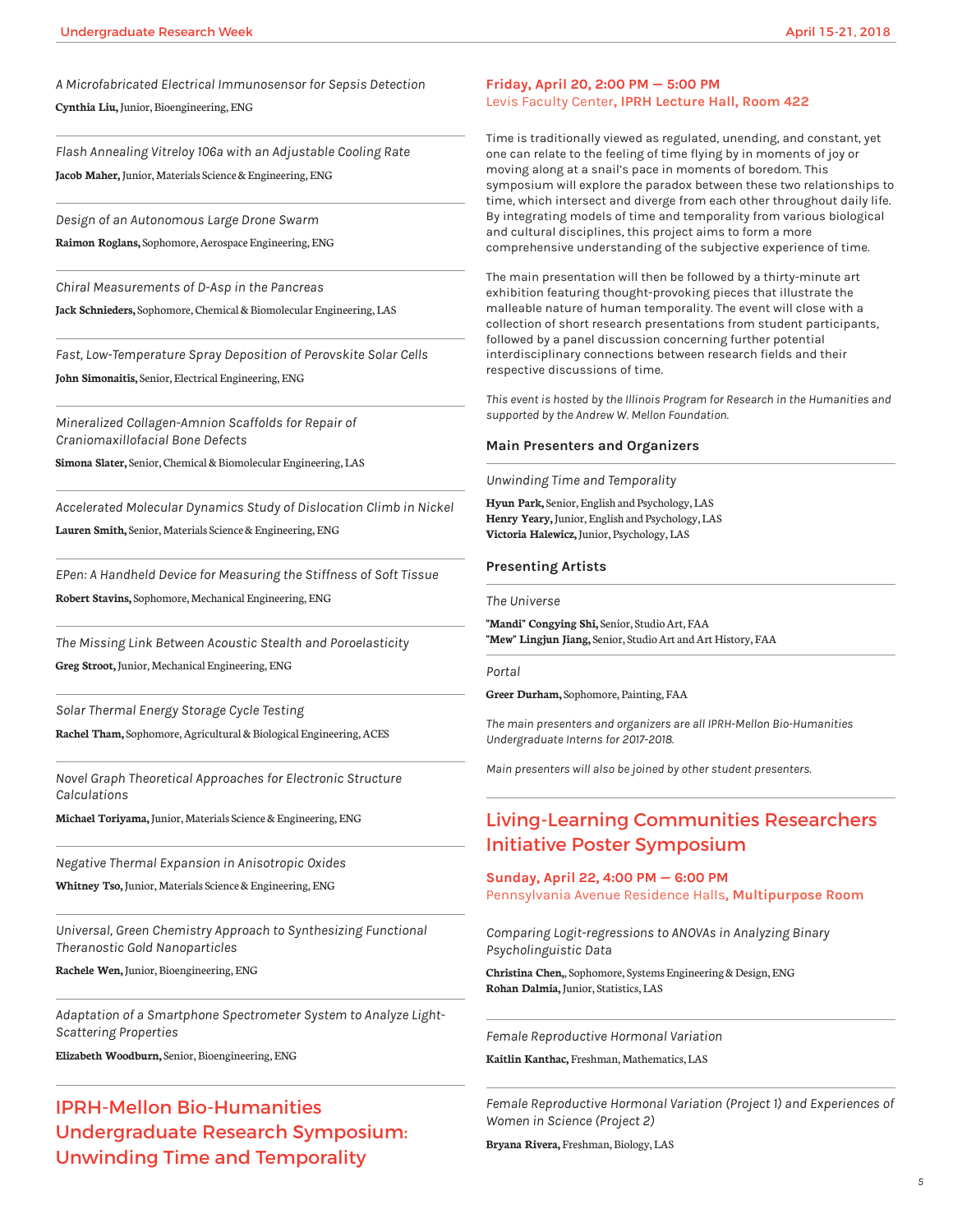*A Microfabricated Electrical Immunosensor for Sepsis Detection*

**Cynthia Liu,** Junior, Bioengineering, ENG

---

*Flash Annealing Vitreloy 106a with an Adjustable Cooling Rate*

**Jacob Maher,** Junior, Materials Science & Engineering, ENG

---

*Design of an Autonomous Large Drone Swarm*

**Raimon Roglans,** Sophomore, Aerospace Engineering, ENG

---

*Chiral Measurements of D-Asp in the Pancreas*

**Jack Schnieders,** Sophomore, Chemical & Biomolecular Engineering, LAS

---

*Fast, Low-Temperature Spray Deposition of Perovskite Solar Cells*

**John Simonaitis,** Senior, Electrical Engineering, ENG

---

*Mineralized Collagen-Amnion Scaffolds for Repair of Craniomaxillofacial Bone Defects*

**Simona Slater,** Senior, Chemical & Biomolecular Engineering, LAS

---

*Accelerated Molecular Dynamics Study of Dislocation Climb in Nickel*

**Lauren Smith,** Senior, Materials Science & Engineering, ENG

---

*EPen: A Handheld Device for Measuring the Stiffness of Soft Tissue*

**Robert Stavins,** Sophomore, Mechanical Engineering, ENG

---

*The Missing Link Between Acoustic Stealth and Poroelasticity*

**Greg Stroot,** Junior, Mechanical Engineering, ENG

---

*Solar Thermal Energy Storage Cycle Testing*

**Rachel Tham,** Sophomore, Agricultural & Biological Engineering, ACES

---

*Novel Graph Theoretical Approaches for Electronic Structure Calculations*

**Michael Toriyama,** Junior, Materials Science & Engineering, ENG

---

*Negative Thermal Expansion in Anisotropic Oxides*

**Whitney Tso,** Junior, Materials Science & Engineering, ENG

---

*Universal, Green Chemistry Approach to Synthesizing Functional Theranostic Gold Nanoparticles*

**Rachele Wen,** Junior, Bioengineering, ENG

---

*Adaptation of a Smartphone Spectrometer System to Analyze Light-Scattering Properties*

**Elizabeth Woodburn,** Senior, Bioengineering, ENG

---

## IPRH-Mellon Bio-Humanities Undergraduate Research Symposium: Unwinding Time and Temporality

**Friday, April 20, 2:00 PM — 5:00 PM**
Levis Faculty Center**, IPRH Lecture Hall, Room 422**

Time is traditionally viewed as regulated, unending, and constant, yet one can relate to the feeling of time flying by in moments of joy or moving along at a snail's pace in moments of boredom. This symposium will explore the paradox between these two relationships to time, which intersect and diverge from each other throughout daily life. By integrating models of time and temporality from various biological and cultural disciplines, this project aims to form a more comprehensive understanding of the subjective experience of time.

The main presentation will then be followed by a thirty-minute art exhibition featuring thought-provoking pieces that illustrate the malleable nature of human temporality. The event will close with a collection of short research presentations from student participants, followed by a panel discussion concerning further potential interdisciplinary connections between research fields and their respective discussions of time.

*This event is hosted by the Illinois Program for Research in the Humanities and supported by the Andrew W. Mellon Foundation.*

### Main Presenters and Organizers

*Unwinding Time and Temporality*

**Hyun Park,** Senior, English and Psychology, LAS
**Henry Yeary,** Junior, English and Psychology, LAS
**Victoria Halewicz,** Junior, Psychology, LAS

### Presenting Artists

*The Universe*

**"Mandi" Congying Shi,** Senior, Studio Art, FAA
**"Mew" Lingjun Jiang,** Senior, Studio Art and Art History, FAA

---

*Portal*

**Greer Durham,** Sophomore, Painting, FAA

*The main presenters and organizers are all IPRH-Mellon Bio-Humanities Undergraduate Interns for 2017-2018.*

*Main presenters will also be joined by other student presenters.*

---

## Living-Learning Communities Researchers Initiative Poster Symposium

**Sunday, April 22, 4:00 PM — 6:00 PM**
Pennsylvania Avenue Residence Halls**, Multipurpose Room**

*Comparing Logit-regressions to ANOVAs in Analyzing Binary Psycholinguistic Data*

**Christina Chen,**, Sophomore, Systems Engineering & Design, ENG
**Rohan Dalmia,** Junior, Statistics, LAS

---

*Female Reproductive Hormonal Variation*

**Kaitlin Kanthac,** Freshman, Mathematics, LAS

---

*Female Reproductive Hormonal Variation (Project 1) and Experiences of Women in Science (Project 2)*

**Bryana Rivera,** Freshman, Biology, LAS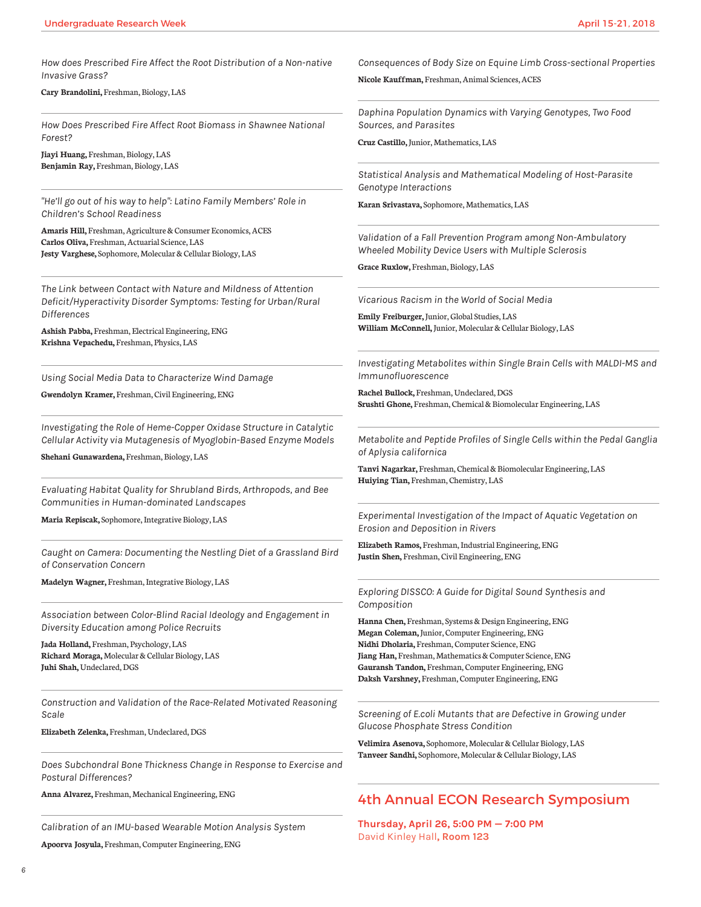*How does Prescribed Fire Affect the Root Distribution of a Non-native Invasive Grass?*

**Cary Brandolini,** Freshman, Biology, LAS

---

*How Does Prescribed Fire Affect Root Biomass in Shawnee National Forest?*

**Jiayi Huang,** Freshman, Biology, LAS
**Benjamin Ray,** Freshman, Biology, LAS

---

*"He'll go out of his way to help": Latino Family Members' Role in Children's School Readiness*

**Amaris Hill,** Freshman, Agriculture & Consumer Economics, ACES
**Carlos Oliva,** Freshman, Actuarial Science, LAS
**Jesty Varghese,** Sophomore, Molecular & Cellular Biology, LAS

---

*The Link between Contact with Nature and Mildness of Attention Deficit/Hyperactivity Disorder Symptoms: Testing for Urban/Rural Differences*

**Ashish Pabba,** Freshman, Electrical Engineering, ENG
**Krishna Vepachedu,** Freshman, Physics, LAS

---

*Using Social Media Data to Characterize Wind Damage*

**Gwendolyn Kramer,** Freshman, Civil Engineering, ENG

---

*Investigating the Role of Heme-Copper Oxidase Structure in Catalytic Cellular Activity via Mutagenesis of Myoglobin-Based Enzyme Models*

**Shehani Gunawardena,** Freshman, Biology, LAS

---

*Evaluating Habitat Quality for Shrubland Birds, Arthropods, and Bee Communities in Human-dominated Landscapes*

**Maria Repiscak,** Sophomore, Integrative Biology, LAS

---

*Caught on Camera: Documenting the Nestling Diet of a Grassland Bird of Conservation Concern*

**Madelyn Wagner,** Freshman, Integrative Biology, LAS

---

*Association between Color-Blind Racial Ideology and Engagement in Diversity Education among Police Recruits*

**Jada Holland,** Freshman, Psychology, LAS
**Richard Moraga,** Molecular & Cellular Biology, LAS
**Juhi Shah,** Undeclared, DGS

---

*Construction and Validation of the Race-Related Motivated Reasoning Scale*

**Elizabeth Zelenka,** Freshman, Undeclared, DGS

---

*Does Subchondral Bone Thickness Change in Response to Exercise and Postural Differences?*

**Anna Alvarez,** Freshman, Mechanical Engineering, ENG

---

*Calibration of an IMU-based Wearable Motion Analysis System*

**Apoorva Josyula,** Freshman, Computer Engineering, ENG

---

*Consequences of Body Size on Equine Limb Cross-sectional Properties*

**Nicole Kauffman,** Freshman, Animal Sciences, ACES

---

*Daphina Population Dynamics with Varying Genotypes, Two Food Sources, and Parasites*

**Cruz Castillo,** Junior, Mathematics, LAS

---

*Statistical Analysis and Mathematical Modeling of Host-Parasite Genotype Interactions*

**Karan Srivastava,** Sophomore, Mathematics, LAS

---

*Validation of a Fall Prevention Program among Non-Ambulatory Wheeled Mobility Device Users with Multiple Sclerosis*

**Grace Ruxlow,** Freshman, Biology, LAS

---

*Vicarious Racism in the World of Social Media*

**Emily Freiburger,** Junior, Global Studies, LAS
**William McConnell,** Junior, Molecular & Cellular Biology, LAS

---

*Investigating Metabolites within Single Brain Cells with MALDI-MS and Immunofluorescence*

**Rachel Bullock,** Freshman, Undeclared, DGS
**Srushti Ghone,** Freshman, Chemical & Biomolecular Engineering, LAS

---

*Metabolite and Peptide Profiles of Single Cells within the Pedal Ganglia of Aplysia californica*

**Tanvi Nagarkar,** Freshman, Chemical & Biomolecular Engineering, LAS
**Huiying Tian,** Freshman, Chemistry, LAS

---

*Experimental Investigation of the Impact of Aquatic Vegetation on Erosion and Deposition in Rivers*

**Elizabeth Ramos,** Freshman, Industrial Engineering, ENG
**Justin Shen,** Freshman, Civil Engineering, ENG

---

*Exploring DISSCO: A Guide for Digital Sound Synthesis and Composition*

**Hanna Chen,** Freshman, Systems & Design Engineering, ENG
**Megan Coleman,** Junior, Computer Engineering, ENG
**Nidhi Dholaria,** Freshman, Computer Science, ENG
**Jiang Han,** Freshman, Mathematics & Computer Science, ENG
**Gauransh Tandon,** Freshman, Computer Engineering, ENG
**Daksh Varshney,** Freshman, Computer Engineering, ENG

---

*Screening of E.coli Mutants that are Defective in Growing under Glucose Phosphate Stress Condition*

**Velimira Asenova,** Sophomore, Molecular & Cellular Biology, LAS
**Tanveer Sandhi,** Sophomore, Molecular & Cellular Biology, LAS

---

## 4th Annual ECON Research Symposium

**Thursday, April 26, 5:00 PM — 7:00 PM**
David Kinley Hall, **Room 123**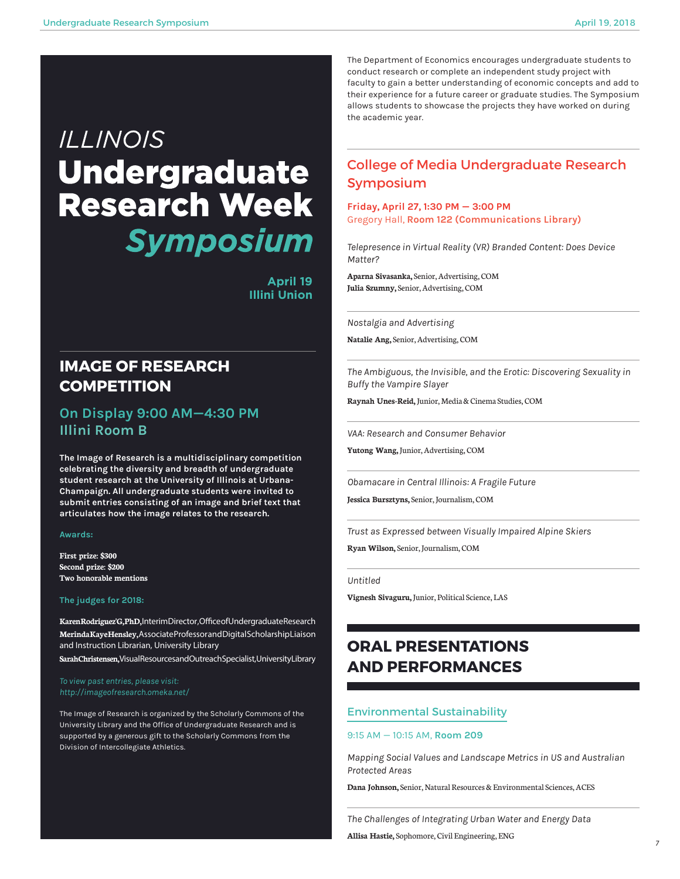# *ILLINOIS* Undergraduate Research Week *Symposium*

**April 19**
**Illini Union**

## IMAGE OF RESEARCH COMPETITION

### On Display 9:00 AM—4:30 PM Illini Room B

**The Image of Research is a multidisciplinary competition celebrating the diversity and breadth of undergraduate student research at the University of Illinois at Urbana-Champaign. All undergraduate students were invited to submit entries consisting of an image and brief text that articulates how the image relates to the research.**

**Awards:**

**First prize: $300**
**Second prize: $200**
**Two honorable mentions**

**The judges for 2018:**

**Karen Rodriguez'G, PhD,** Interim Director, Office of Undergraduate Research
**Merinda Kaye Hensley,** Associate Professor and Digital Scholarship Liaison and Instruction Librarian, University Library
**Sarah Christensen,** Visual Resources and Outreach Specialist, University Library

*To view past entries, please visit: http://imageofresearch.omeka.net/*

The Image of Research is organized by the Scholarly Commons of the University Library and the Office of Undergraduate Research and is supported by a generous gift to the Scholarly Commons from the Division of Intercollegiate Athletics.

The Department of Economics encourages undergraduate students to conduct research or complete an independent study project with faculty to gain a better understanding of economic concepts and add to their experience for a future career or graduate studies. The Symposium allows students to showcase the projects they have worked on during the academic year.

---

## College of Media Undergraduate Research Symposium

**Friday, April 27, 1:30 PM — 3:00 PM**
Gregory Hall, **Room 122 (Communications Library)**

*Telepresence in Virtual Reality (VR) Branded Content: Does Device Matter?*

**Aparna Sivasanka,** Senior, Advertising, COM
**Julia Szumny,** Senior, Advertising, COM

---

*Nostalgia and Advertising*

**Natalie Ang,** Senior, Advertising, COM

---

*The Ambiguous, the Invisible, and the Erotic: Discovering Sexuality in Buffy the Vampire Slayer*

**Raynah Unes-Reid,** Junior, Media & Cinema Studies, COM

---

*VAA: Research and Consumer Behavior*

**Yutong Wang,** Junior, Advertising, COM

---

*Obamacare in Central Illinois: A Fragile Future*

**Jessica Bursztyns,** Senior, Journalism, COM

---

*Trust as Expressed between Visually Impaired Alpine Skiers*

**Ryan Wilson,** Senior, Journalism, COM

---

*Untitled*

**Vignesh Sivaguru,** Junior, Political Science, LAS

---

## ORAL PRESENTATIONS AND PERFORMANCES

### Environmental Sustainability

9:15 AM — 10:15 AM, **Room 209**

*Mapping Social Values and Landscape Metrics in US and Australian Protected Areas*

**Dana Johnson,** Senior, Natural Resources & Environmental Sciences, ACES

---

*The Challenges of Integrating Urban Water and Energy Data*

**Allisa Hastie,** Sophomore, Civil Engineering, ENG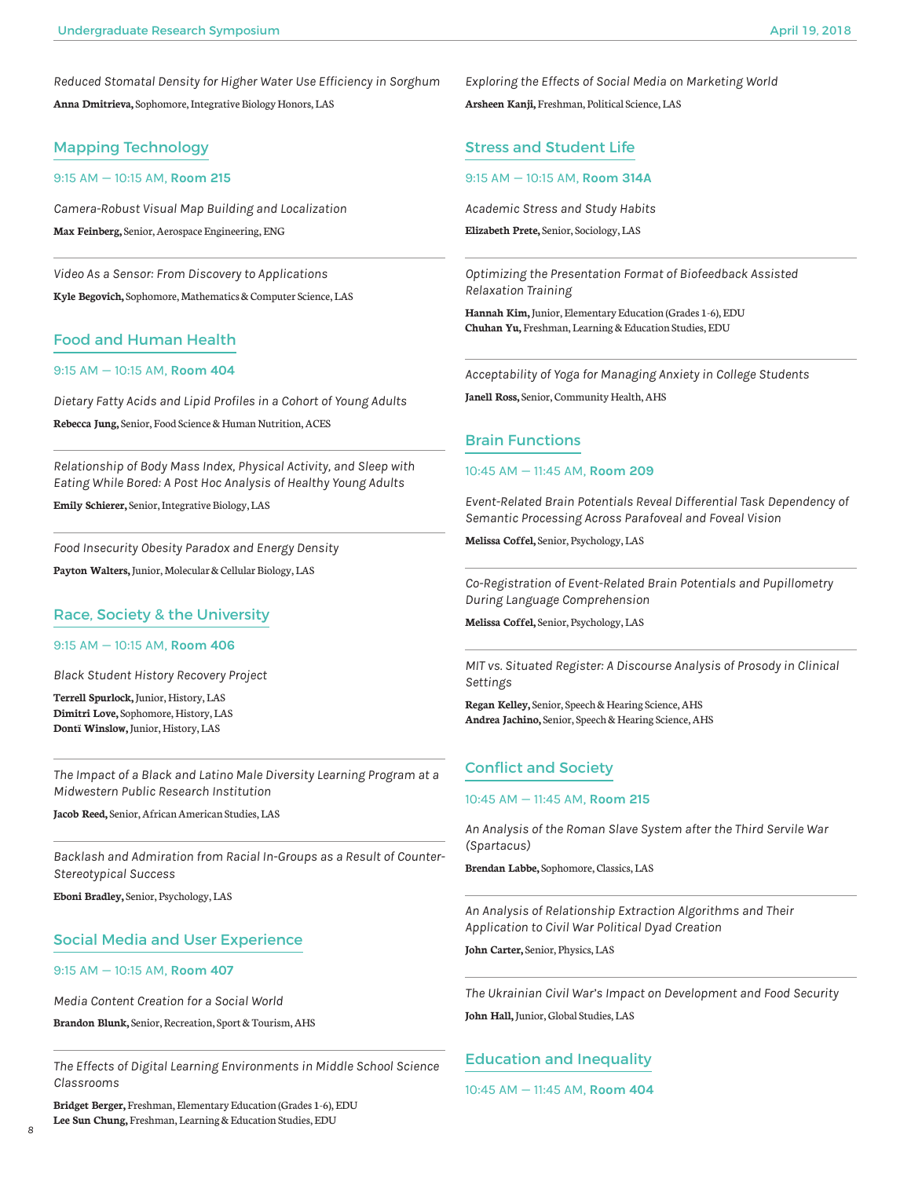*Reduced Stomatal Density for Higher Water Use Efficiency in Sorghum*

**Anna Dmitrieva,** Sophomore, Integrative Biology Honors, LAS

## Mapping Technology

9:15 AM — 10:15 AM, **Room 215**

*Camera-Robust Visual Map Building and Localization*

**Max Feinberg,** Senior, Aerospace Engineering, ENG

---

*Video As a Sensor: From Discovery to Applications*

**Kyle Begovich,** Sophomore, Mathematics & Computer Science, LAS

## Food and Human Health

9:15 AM — 10:15 AM, **Room 404**

*Dietary Fatty Acids and Lipid Profiles in a Cohort of Young Adults*

**Rebecca Jung,** Senior, Food Science & Human Nutrition, ACES

---

*Relationship of Body Mass Index, Physical Activity, and Sleep with Eating While Bored: A Post Hoc Analysis of Healthy Young Adults*

**Emily Schierer,** Senior, Integrative Biology, LAS

---

*Food Insecurity Obesity Paradox and Energy Density*

**Payton Walters,** Junior, Molecular & Cellular Biology, LAS

## Race, Society & the University

9:15 AM — 10:15 AM, **Room 406**

*Black Student History Recovery Project*

**Terrell Spurlock,** Junior, History, LAS
**Dimitri Love,** Sophomore, History, LAS
**Donti Winslow,** Junior, History, LAS

---

*The Impact of a Black and Latino Male Diversity Learning Program at a Midwestern Public Research Institution*

**Jacob Reed,** Senior, African American Studies, LAS

---

*Backlash and Admiration from Racial In-Groups as a Result of Counter-Stereotypical Success*

**Eboni Bradley,** Senior, Psychology, LAS

## Social Media and User Experience

9:15 AM — 10:15 AM, **Room 407**

*Media Content Creation for a Social World*

**Brandon Blunk,** Senior, Recreation, Sport & Tourism, AHS

---

*The Effects of Digital Learning Environments in Middle School Science Classrooms*

**Bridget Berger,** Freshman, Elementary Education (Grades 1-6), EDU
**Lee Sun Chung,** Freshman, Learning & Education Studies, EDU

---

*Exploring the Effects of Social Media on Marketing World*

**Arsheen Kanji,** Freshman, Political Science, LAS

## Stress and Student Life

9:15 AM — 10:15 AM, **Room 314A**

*Academic Stress and Study Habits*

**Elizabeth Prete,** Senior, Sociology, LAS

---

*Optimizing the Presentation Format of Biofeedback Assisted Relaxation Training*

**Hannah Kim,** Junior, Elementary Education (Grades 1-6), EDU
**Chuhan Yu,** Freshman, Learning & Education Studies, EDU

---

*Acceptability of Yoga for Managing Anxiety in College Students*

**Janell Ross,** Senior, Community Health, AHS

## Brain Functions

10:45 AM — 11:45 AM, **Room 209**

*Event-Related Brain Potentials Reveal Differential Task Dependency of Semantic Processing Across Parafoveal and Foveal Vision*

**Melissa Coffel,** Senior, Psychology, LAS

---

*Co-Registration of Event-Related Brain Potentials and Pupillometry During Language Comprehension*

**Melissa Coffel,** Senior, Psychology, LAS

---

*MIT vs. Situated Register: A Discourse Analysis of Prosody in Clinical Settings*

**Regan Kelley,** Senior, Speech & Hearing Science, AHS
**Andrea Jachino,** Senior, Speech & Hearing Science, AHS

## Conflict and Society

10:45 AM — 11:45 AM, **Room 215**

*An Analysis of the Roman Slave System after the Third Servile War (Spartacus)*

**Brendan Labbe,** Sophomore, Classics, LAS

---

*An Analysis of Relationship Extraction Algorithms and Their Application to Civil War Political Dyad Creation*

**John Carter,** Senior, Physics, LAS

---

*The Ukrainian Civil War's Impact on Development and Food Security*

**John Hall,** Junior, Global Studies, LAS

## Education and Inequality

10:45 AM — 11:45 AM, **Room 404**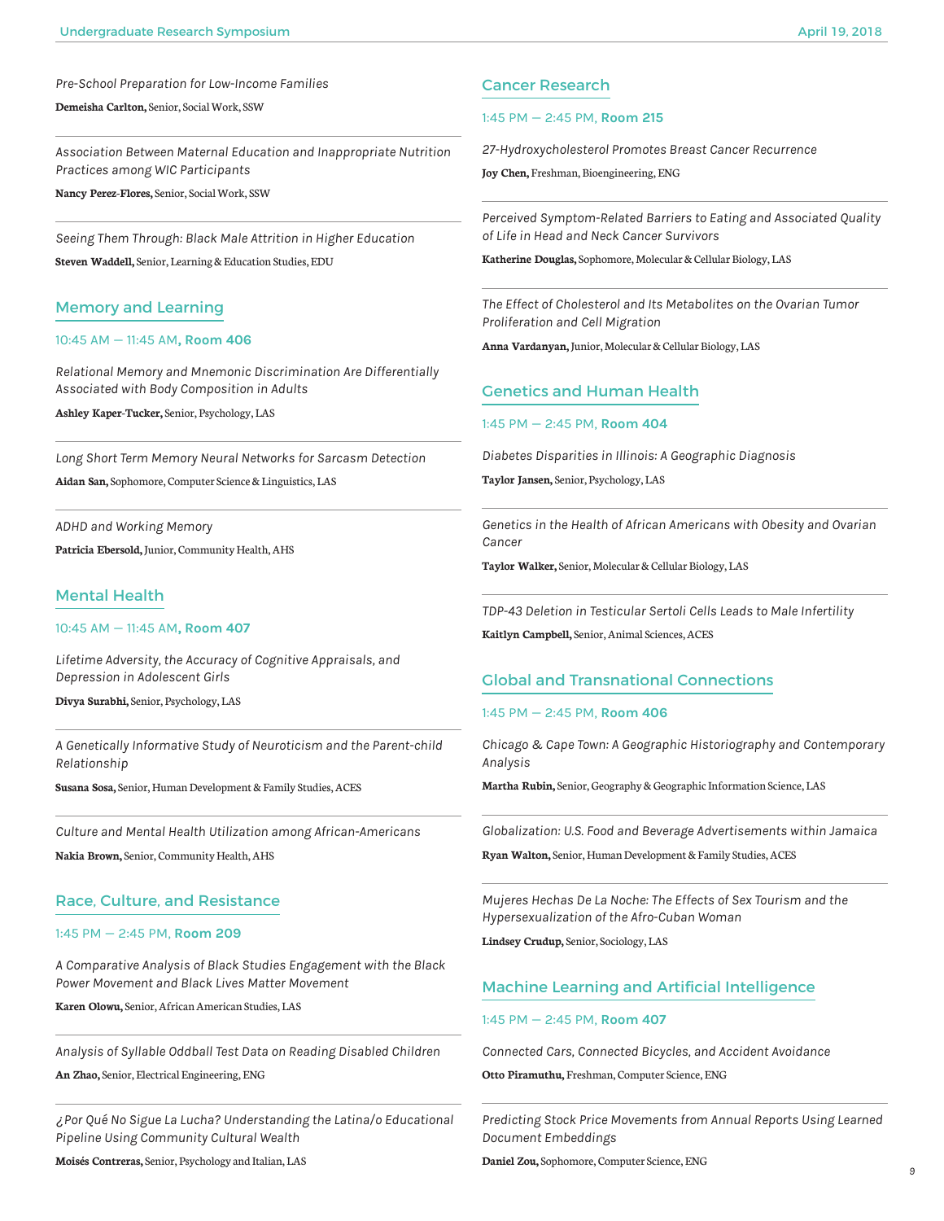*Pre-School Preparation for Low-Income Families*

**Demeisha Carlton,** Senior, Social Work, SSW

---

*Association Between Maternal Education and Inappropriate Nutrition Practices among WIC Participants*

**Nancy Perez-Flores,** Senior, Social Work, SSW

---

*Seeing Them Through: Black Male Attrition in Higher Education*

**Steven Waddell,** Senior, Learning & Education Studies, EDU

## Memory and Learning

10:45 AM — 11:45 AM, **Room 406**

*Relational Memory and Mnemonic Discrimination Are Differentially Associated with Body Composition in Adults*

**Ashley Kaper-Tucker,** Senior, Psychology, LAS

---

*Long Short Term Memory Neural Networks for Sarcasm Detection*

**Aidan San,** Sophomore, Computer Science & Linguistics, LAS

---

*ADHD and Working Memory*

**Patricia Ebersold,** Junior, Community Health, AHS

## Mental Health

10:45 AM — 11:45 AM, **Room 407**

*Lifetime Adversity, the Accuracy of Cognitive Appraisals, and Depression in Adolescent Girls*

**Divya Surabhi,** Senior, Psychology, LAS

---

*A Genetically Informative Study of Neuroticism and the Parent-child Relationship*

**Susana Sosa,** Senior, Human Development & Family Studies, ACES

---

*Culture and Mental Health Utilization among African-Americans*

**Nakia Brown,** Senior, Community Health, AHS

## Race, Culture, and Resistance

1:45 PM — 2:45 PM, **Room 209**

*A Comparative Analysis of Black Studies Engagement with the Black Power Movement and Black Lives Matter Movement*

**Karen Olowu,** Senior, African American Studies, LAS

---

*Analysis of Syllable Oddball Test Data on Reading Disabled Children*

**An Zhao,** Senior, Electrical Engineering, ENG

---

*¿Por Qué No Sigue La Lucha? Understanding the Latina/o Educational Pipeline Using Community Cultural Wealth*

**Moisés Contreras,** Senior, Psychology and Italian, LAS

## Cancer Research

1:45 PM — 2:45 PM, **Room 215**

*27-Hydroxycholesterol Promotes Breast Cancer Recurrence*

**Joy Chen,** Freshman, Bioengineering, ENG

---

*Perceived Symptom-Related Barriers to Eating and Associated Quality of Life in Head and Neck Cancer Survivors*

**Katherine Douglas,** Sophomore, Molecular & Cellular Biology, LAS

---

*The Effect of Cholesterol and Its Metabolites on the Ovarian Tumor Proliferation and Cell Migration*

**Anna Vardanyan,** Junior, Molecular & Cellular Biology, LAS

## Genetics and Human Health

1:45 PM — 2:45 PM, **Room 404**

*Diabetes Disparities in Illinois: A Geographic Diagnosis*

**Taylor Jansen,** Senior, Psychology, LAS

---

*Genetics in the Health of African Americans with Obesity and Ovarian Cancer*

**Taylor Walker,** Senior, Molecular & Cellular Biology, LAS

---

*TDP-43 Deletion in Testicular Sertoli Cells Leads to Male Infertility*

**Kaitlyn Campbell,** Senior, Animal Sciences, ACES

## Global and Transnational Connections

1:45 PM — 2:45 PM, **Room 406**

*Chicago & Cape Town: A Geographic Historiography and Contemporary Analysis*

**Martha Rubin,** Senior, Geography & Geographic Information Science, LAS

---

*Globalization: U.S. Food and Beverage Advertisements within Jamaica*

**Ryan Walton,** Senior, Human Development & Family Studies, ACES

---

*Mujeres Hechas De La Noche: The Effects of Sex Tourism and the Hypersexualization of the Afro-Cuban Woman*

**Lindsey Crudup,** Senior, Sociology, LAS

## Machine Learning and Artificial Intelligence

1:45 PM — 2:45 PM, **Room 407**

*Connected Cars, Connected Bicycles, and Accident Avoidance*

**Otto Piramuthu,** Freshman, Computer Science, ENG

---

*Predicting Stock Price Movements from Annual Reports Using Learned Document Embeddings*

**Daniel Zou,** Sophomore, Computer Science, ENG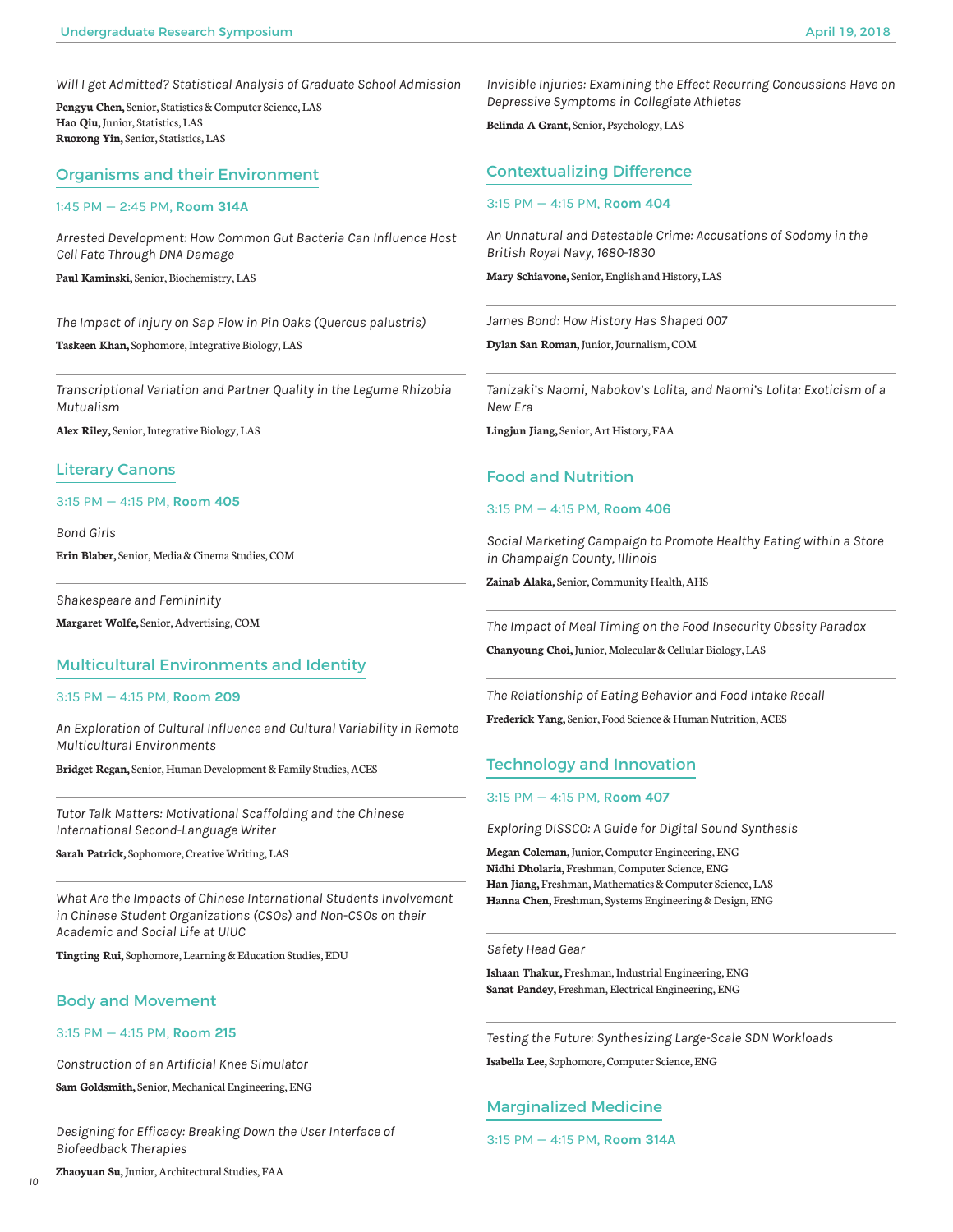*Will I get Admitted? Statistical Analysis of Graduate School Admission*

**Pengyu Chen,** Senior, Statistics & Computer Science, LAS
**Hao Qiu,** Junior, Statistics, LAS
**Ruorong Yin,** Senior, Statistics, LAS

## Organisms and their Environment

1:45 PM — 2:45 PM, **Room 314A**

*Arrested Development: How Common Gut Bacteria Can Influence Host Cell Fate Through DNA Damage*

**Paul Kaminski,** Senior, Biochemistry, LAS

---

*The Impact of Injury on Sap Flow in Pin Oaks (Quercus palustris)*

**Taskeen Khan,** Sophomore, Integrative Biology, LAS

---

*Transcriptional Variation and Partner Quality in the Legume Rhizobia Mutualism*

**Alex Riley,** Senior, Integrative Biology, LAS

## Literary Canons

3:15 PM — 4:15 PM, **Room 405**

*Bond Girls*

**Erin Blaber,** Senior, Media & Cinema Studies, COM

---

*Shakespeare and Femininity*

**Margaret Wolfe,** Senior, Advertising, COM

## Multicultural Environments and Identity

3:15 PM — 4:15 PM, **Room 209**

*An Exploration of Cultural Influence and Cultural Variability in Remote Multicultural Environments*

**Bridget Regan,** Senior, Human Development & Family Studies, ACES

---

*Tutor Talk Matters: Motivational Scaffolding and the Chinese International Second-Language Writer*

**Sarah Patrick,** Sophomore, Creative Writing, LAS

---

*What Are the Impacts of Chinese International Students Involvement in Chinese Student Organizations (CSOs) and Non-CSOs on their Academic and Social Life at UIUC*

**Tingting Rui,** Sophomore, Learning & Education Studies, EDU

## Body and Movement

3:15 PM — 4:15 PM, **Room 215**

*Construction of an Artificial Knee Simulator*

**Sam Goldsmith,** Senior, Mechanical Engineering, ENG

---

*Designing for Efficacy: Breaking Down the User Interface of Biofeedback Therapies*

**Zhaoyuan Su,** Junior, Architectural Studies, FAA

*Invisible Injuries: Examining the Effect Recurring Concussions Have on Depressive Symptoms in Collegiate Athletes*

**Belinda A Grant,** Senior, Psychology, LAS

## Contextualizing Difference

3:15 PM — 4:15 PM, **Room 404**

*An Unnatural and Detestable Crime: Accusations of Sodomy in the British Royal Navy, 1680-1830*

**Mary Schiavone,** Senior, English and History, LAS

---

*James Bond: How History Has Shaped 007*

**Dylan San Roman,** Junior, Journalism, COM

---

*Tanizaki's Naomi, Nabokov's Lolita, and Naomi's Lolita: Exoticism of a New Era*

**Lingjun Jiang,** Senior, Art History, FAA

## Food and Nutrition

3:15 PM — 4:15 PM, **Room 406**

*Social Marketing Campaign to Promote Healthy Eating within a Store in Champaign County, Illinois*

**Zainab Alaka,** Senior, Community Health, AHS

---

*The Impact of Meal Timing on the Food Insecurity Obesity Paradox*

**Chanyoung Choi,** Junior, Molecular & Cellular Biology, LAS

---

*The Relationship of Eating Behavior and Food Intake Recall*

**Frederick Yang,** Senior, Food Science & Human Nutrition, ACES

## Technology and Innovation

3:15 PM — 4:15 PM, **Room 407**

*Exploring DISSCO: A Guide for Digital Sound Synthesis*

**Megan Coleman,** Junior, Computer Engineering, ENG
**Nidhi Dholaria,** Freshman, Computer Science, ENG
**Han Jiang,** Freshman, Mathematics & Computer Science, LAS
**Hanna Chen,** Freshman, Systems Engineering & Design, ENG

---

*Safety Head Gear*

**Ishaan Thakur,** Freshman, Industrial Engineering, ENG
**Sanat Pandey,** Freshman, Electrical Engineering, ENG

---

*Testing the Future: Synthesizing Large-Scale SDN Workloads*

**Isabella Lee,** Sophomore, Computer Science, ENG

## Marginalized Medicine

3:15 PM — 4:15 PM, **Room 314A**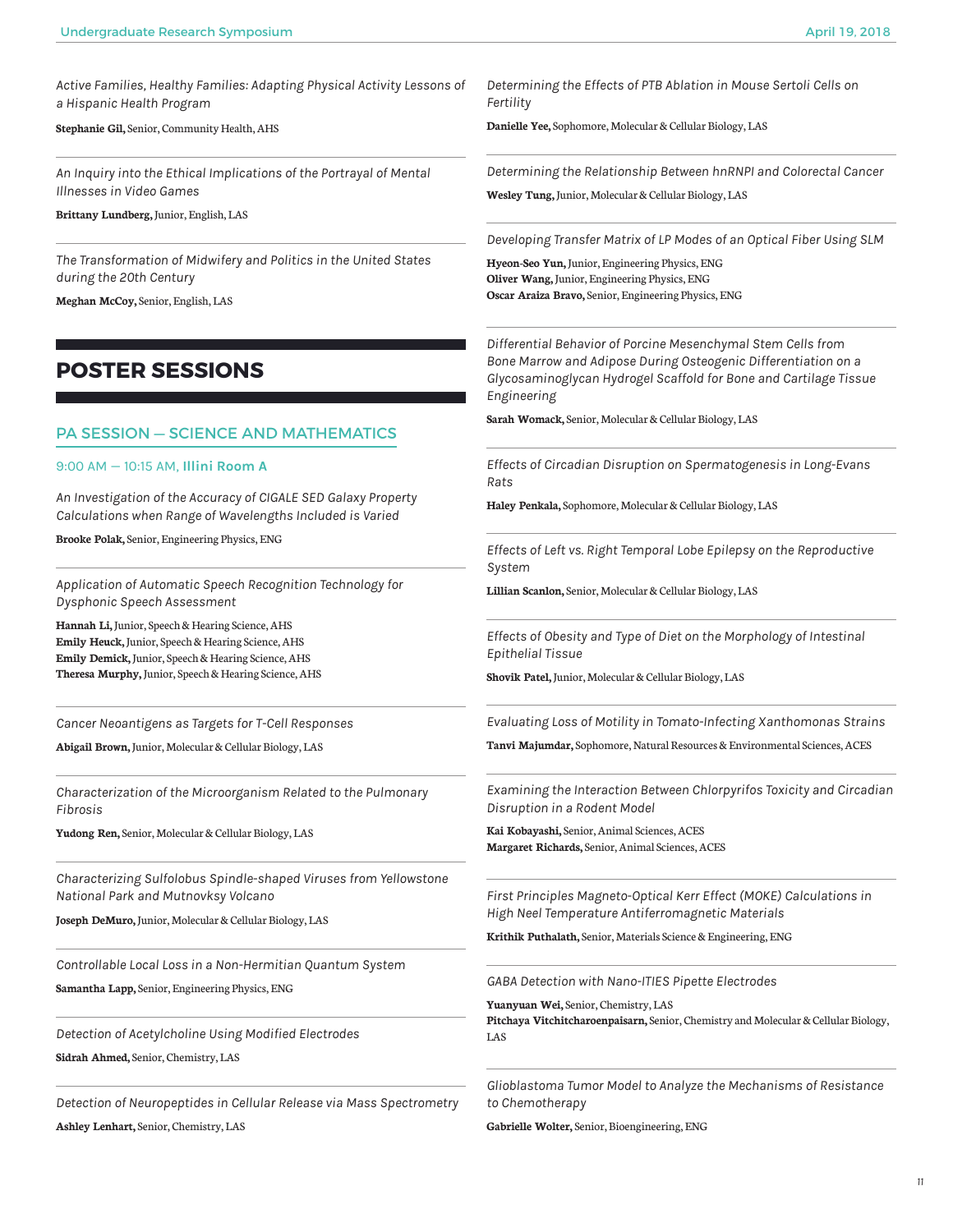*Active Families, Healthy Families: Adapting Physical Activity Lessons of a Hispanic Health Program*

**Stephanie Gil,** Senior, Community Health, AHS

---

*An Inquiry into the Ethical Implications of the Portrayal of Mental Illnesses in Video Games*

**Brittany Lundberg,** Junior, English, LAS

---

*The Transformation of Midwifery and Politics in the United States during the 20th Century*

**Meghan McCoy,** Senior, English, LAS

# POSTER SESSIONS

## PA SESSION — SCIENCE AND MATHEMATICS

### 9:00 AM — 10:15 AM, **Illini Room A**

*An Investigation of the Accuracy of CIGALE SED Galaxy Property Calculations when Range of Wavelengths Included is Varied*

**Brooke Polak,** Senior, Engineering Physics, ENG

---

*Application of Automatic Speech Recognition Technology for Dysphonic Speech Assessment*

**Hannah Li,** Junior, Speech & Hearing Science, AHS
**Emily Heuck,** Junior, Speech & Hearing Science, AHS
**Emily Demick,** Junior, Speech & Hearing Science, AHS
**Theresa Murphy,** Junior, Speech & Hearing Science, AHS

---

*Cancer Neoantigens as Targets for T-Cell Responses*

**Abigail Brown,** Junior, Molecular & Cellular Biology, LAS

---

*Characterization of the Microorganism Related to the Pulmonary Fibrosis*

**Yudong Ren,** Senior, Molecular & Cellular Biology, LAS

---

*Characterizing Sulfolobus Spindle-shaped Viruses from Yellowstone National Park and Mutnovksy Volcano*

**Joseph DeMuro,** Junior, Molecular & Cellular Biology, LAS

---

*Controllable Local Loss in a Non-Hermitian Quantum System*

**Samantha Lapp,** Senior, Engineering Physics, ENG

---

*Detection of Acetylcholine Using Modified Electrodes*

**Sidrah Ahmed,** Senior, Chemistry, LAS

---

*Detection of Neuropeptides in Cellular Release via Mass Spectrometry*

**Ashley Lenhart,** Senior, Chemistry, LAS

---

*Determining the Effects of PTB Ablation in Mouse Sertoli Cells on Fertility*

**Danielle Yee,** Sophomore, Molecular & Cellular Biology, LAS

---

*Determining the Relationship Between hnRNPI and Colorectal Cancer*

**Wesley Tung,** Junior, Molecular & Cellular Biology, LAS

---

*Developing Transfer Matrix of LP Modes of an Optical Fiber Using SLM*

**Hyeon-Seo Yun,** Junior, Engineering Physics, ENG
**Oliver Wang,** Junior, Engineering Physics, ENG
**Oscar Araiza Bravo,** Senior, Engineering Physics, ENG

---

*Differential Behavior of Porcine Mesenchymal Stem Cells from Bone Marrow and Adipose During Osteogenic Differentiation on a Glycosaminoglycan Hydrogel Scaffold for Bone and Cartilage Tissue Engineering*

**Sarah Womack,** Senior, Molecular & Cellular Biology, LAS

---

*Effects of Circadian Disruption on Spermatogenesis in Long-Evans Rats*

**Haley Penkala,** Sophomore, Molecular & Cellular Biology, LAS

---

*Effects of Left vs. Right Temporal Lobe Epilepsy on the Reproductive System*

**Lillian Scanlon,** Senior, Molecular & Cellular Biology, LAS

---

*Effects of Obesity and Type of Diet on the Morphology of Intestinal Epithelial Tissue*

**Shovik Patel,** Junior, Molecular & Cellular Biology, LAS

---

*Evaluating Loss of Motility in Tomato-Infecting Xanthomonas Strains*

**Tanvi Majumdar,** Sophomore, Natural Resources & Environmental Sciences, ACES

---

*Examining the Interaction Between Chlorpyrifos Toxicity and Circadian Disruption in a Rodent Model*

**Kai Kobayashi,** Senior, Animal Sciences, ACES
**Margaret Richards,** Senior, Animal Sciences, ACES

---

*First Principles Magneto-Optical Kerr Effect (MOKE) Calculations in High Neel Temperature Antiferromagnetic Materials*

**Krithik Puthalath,** Senior, Materials Science & Engineering, ENG

---

*GABA Detection with Nano-ITIES Pipette Electrodes*

**Yuanyuan Wei,** Senior, Chemistry, LAS
**Pitchaya Vitchitcharoenpaisarn,** Senior, Chemistry and Molecular & Cellular Biology, LAS

---

*Glioblastoma Tumor Model to Analyze the Mechanisms of Resistance to Chemotherapy*

**Gabrielle Wolter,** Senior, Bioengineering, ENG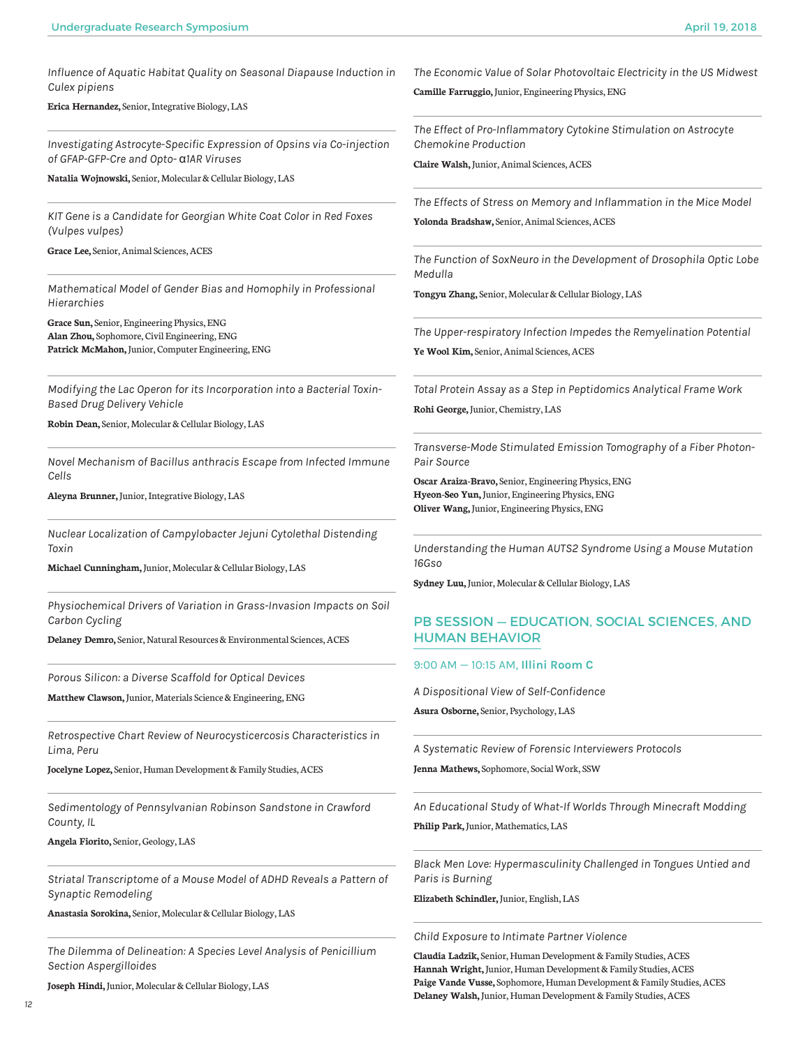*Influence of Aquatic Habitat Quality on Seasonal Diapause Induction in Culex pipiens*

**Erica Hernandez,** Senior, Integrative Biology, LAS

---

*Investigating Astrocyte-Specific Expression of Opsins via Co-injection of GFAP-GFP-Cre and Opto- α1AR Viruses*

**Natalia Wojnowski,** Senior, Molecular & Cellular Biology, LAS

---

*KIT Gene is a Candidate for Georgian White Coat Color in Red Foxes (Vulpes vulpes)*

**Grace Lee,** Senior, Animal Sciences, ACES

---

*Mathematical Model of Gender Bias and Homophily in Professional Hierarchies*

**Grace Sun,** Senior, Engineering Physics, ENG
**Alan Zhou,** Sophomore, Civil Engineering, ENG
**Patrick McMahon,** Junior, Computer Engineering, ENG

---

*Modifying the Lac Operon for its Incorporation into a Bacterial Toxin-Based Drug Delivery Vehicle*

**Robin Dean,** Senior, Molecular & Cellular Biology, LAS

---

*Novel Mechanism of Bacillus anthracis Escape from Infected Immune Cells*

**Aleyna Brunner,** Junior, Integrative Biology, LAS

---

*Nuclear Localization of Campylobacter Jejuni Cytolethal Distending Toxin*

**Michael Cunningham,** Junior, Molecular & Cellular Biology, LAS

---

*Physiochemical Drivers of Variation in Grass-Invasion Impacts on Soil Carbon Cycling*

**Delaney Demro,** Senior, Natural Resources & Environmental Sciences, ACES

---

*Porous Silicon: a Diverse Scaffold for Optical Devices*

**Matthew Clawson,** Junior, Materials Science & Engineering, ENG

---

*Retrospective Chart Review of Neurocysticercosis Characteristics in Lima, Peru*

**Jocelyne Lopez,** Senior, Human Development & Family Studies, ACES

---

*Sedimentology of Pennsylvanian Robinson Sandstone in Crawford County, IL*

**Angela Fiorito,** Senior, Geology, LAS

---

*Striatal Transcriptome of a Mouse Model of ADHD Reveals a Pattern of Synaptic Remodeling*

**Anastasia Sorokina,** Senior, Molecular & Cellular Biology, LAS

---

*The Dilemma of Delineation: A Species Level Analysis of Penicillium Section Aspergilloides*

**Joseph Hindi,** Junior, Molecular & Cellular Biology, LAS

---

*The Economic Value of Solar Photovoltaic Electricity in the US Midwest*

**Camille Farruggio,** Junior, Engineering Physics, ENG

---

*The Effect of Pro-Inflammatory Cytokine Stimulation on Astrocyte Chemokine Production*

**Claire Walsh,** Junior, Animal Sciences, ACES

---

*The Effects of Stress on Memory and Inflammation in the Mice Model*

**Yolonda Bradshaw,** Senior, Animal Sciences, ACES

---

*The Function of SoxNeuro in the Development of Drosophila Optic Lobe Medulla*

**Tongyu Zhang,** Senior, Molecular & Cellular Biology, LAS

---

*The Upper-respiratory Infection Impedes the Remyelination Potential*

**Ye Wool Kim,** Senior, Animal Sciences, ACES

---

*Total Protein Assay as a Step in Peptidomics Analytical Frame Work*

**Rohi George,** Junior, Chemistry, LAS

---

*Transverse-Mode Stimulated Emission Tomography of a Fiber Photon-Pair Source*

**Oscar Araiza-Bravo,** Senior, Engineering Physics, ENG
**Hyeon-Seo Yun,** Junior, Engineering Physics, ENG
**Oliver Wang,** Junior, Engineering Physics, ENG

---

*Understanding the Human AUTS2 Syndrome Using a Mouse Mutation 16Gso*

**Sydney Luu,** Junior, Molecular & Cellular Biology, LAS

## PB SESSION — EDUCATION, SOCIAL SCIENCES, AND HUMAN BEHAVIOR

9:00 AM — 10:15 AM, **Illini Room C**

*A Dispositional View of Self-Confidence*

**Asura Osborne,** Senior, Psychology, LAS

---

*A Systematic Review of Forensic Interviewers Protocols*

**Jenna Mathews,** Sophomore, Social Work, SSW

---

*An Educational Study of What-If Worlds Through Minecraft Modding*

**Philip Park,** Junior, Mathematics, LAS

---

*Black Men Love: Hypermasculinity Challenged in Tongues Untied and Paris is Burning*

**Elizabeth Schindler,** Junior, English, LAS

---

*Child Exposure to Intimate Partner Violence*

**Claudia Ladzik,** Senior, Human Development & Family Studies, ACES
**Hannah Wright,** Junior, Human Development & Family Studies, ACES
**Paige Vande Vusse,** Sophomore, Human Development & Family Studies, ACES
**Delaney Walsh,** Junior, Human Development & Family Studies, ACES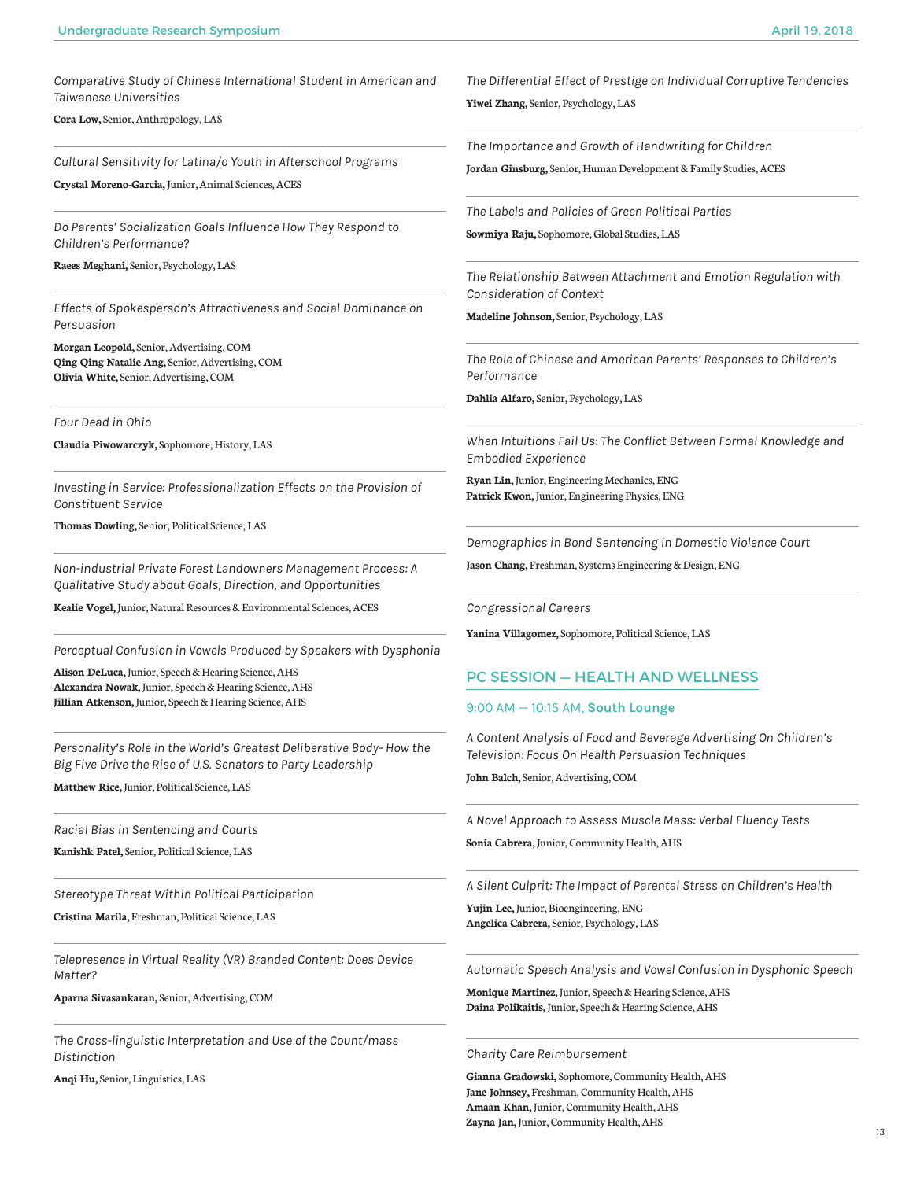*Comparative Study of Chinese International Student in American and Taiwanese Universities*

**Cora Low,** Senior, Anthropology, LAS

---

*Cultural Sensitivity for Latina/o Youth in Afterschool Programs*

**Crystal Moreno-Garcia,** Junior, Animal Sciences, ACES

---

*Do Parents' Socialization Goals Influence How They Respond to Children's Performance?*

**Raees Meghani,** Senior, Psychology, LAS

---

*Effects of Spokesperson's Attractiveness and Social Dominance on Persuasion*

**Morgan Leopold,** Senior, Advertising, COM
**Qing Qing Natalie Ang,** Senior, Advertising, COM
**Olivia White,** Senior, Advertising, COM

---

*Four Dead in Ohio*

**Claudia Piwowarczyk,** Sophomore, History, LAS

---

*Investing in Service: Professionalization Effects on the Provision of Constituent Service*

**Thomas Dowling,** Senior, Political Science, LAS

---

*Non-industrial Private Forest Landowners Management Process: A Qualitative Study about Goals, Direction, and Opportunities*

**Kealie Vogel,** Junior, Natural Resources & Environmental Sciences, ACES

---

*Perceptual Confusion in Vowels Produced by Speakers with Dysphonia*

**Alison DeLuca,** Junior, Speech & Hearing Science, AHS
**Alexandra Nowak,** Junior, Speech & Hearing Science, AHS
**Jillian Atkenson,** Junior, Speech & Hearing Science, AHS

---

*Personality's Role in the World's Greatest Deliberative Body- How the Big Five Drive the Rise of U.S. Senators to Party Leadership*

**Matthew Rice,** Junior, Political Science, LAS

---

*Racial Bias in Sentencing and Courts*

**Kanishk Patel,** Senior, Political Science, LAS

---

*Stereotype Threat Within Political Participation*

**Cristina Marila,** Freshman, Political Science, LAS

---

*Telepresence in Virtual Reality (VR) Branded Content: Does Device Matter?*

**Aparna Sivasankaran,** Senior, Advertising, COM

---

*The Cross-linguistic Interpretation and Use of the Count/mass Distinction*

**Anqi Hu,** Senior, Linguistics, LAS

---

*The Differential Effect of Prestige on Individual Corruptive Tendencies*

**Yiwei Zhang,** Senior, Psychology, LAS

---

*The Importance and Growth of Handwriting for Children*

**Jordan Ginsburg,** Senior, Human Development & Family Studies, ACES

---

*The Labels and Policies of Green Political Parties*

**Sowmiya Raju,** Sophomore, Global Studies, LAS

---

*The Relationship Between Attachment and Emotion Regulation with Consideration of Context*

**Madeline Johnson,** Senior, Psychology, LAS

---

*The Role of Chinese and American Parents' Responses to Children's Performance*

**Dahlia Alfaro,** Senior, Psychology, LAS

---

*When Intuitions Fail Us: The Conflict Between Formal Knowledge and Embodied Experience*

**Ryan Lin,** Junior, Engineering Mechanics, ENG
**Patrick Kwon,** Junior, Engineering Physics, ENG

---

*Demographics in Bond Sentencing in Domestic Violence Court*

**Jason Chang,** Freshman, Systems Engineering & Design, ENG

---

*Congressional Careers*

**Yanina Villagomez,** Sophomore, Political Science, LAS

## PC SESSION — HEALTH AND WELLNESS

9:00 AM — 10:15 AM, **South Lounge**

*A Content Analysis of Food and Beverage Advertising On Children's Television: Focus On Health Persuasion Techniques*

**John Balch,** Senior, Advertising, COM

---

*A Novel Approach to Assess Muscle Mass: Verbal Fluency Tests*

**Sonia Cabrera,** Junior, Community Health, AHS

---

*A Silent Culprit: The Impact of Parental Stress on Children's Health*

**Yujin Lee,** Junior, Bioengineering, ENG
**Angelica Cabrera,** Senior, Psychology, LAS

---

*Automatic Speech Analysis and Vowel Confusion in Dysphonic Speech*

**Monique Martinez,** Junior, Speech & Hearing Science, AHS
**Daina Polikaitis,** Junior, Speech & Hearing Science, AHS

---

*Charity Care Reimbursement*

**Gianna Gradowski,** Sophomore, Community Health, AHS
**Jane Johnsey,** Freshman, Community Health, AHS
**Amaan Khan,** Junior, Community Health, AHS
**Zayna Jan,** Junior, Community Health, AHS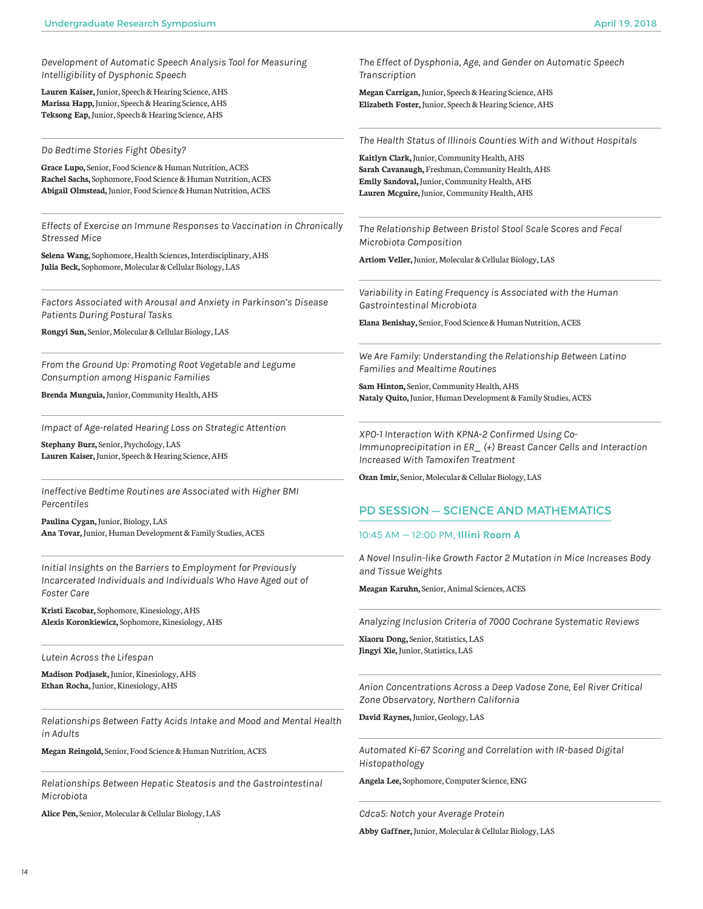*Development of Automatic Speech Analysis Tool for Measuring Intelligibility of Dysphonic Speech*

**Lauren Kaiser,** Junior, Speech & Hearing Science, AHS
**Marissa Happ,** Junior, Speech & Hearing Science, AHS
**Teksong Eap,** Junior, Speech & Hearing Science, AHS

---

*Do Bedtime Stories Fight Obesity?*

**Grace Lupo,** Senior, Food Science & Human Nutrition, ACES
**Rachel Sachs,** Sophomore, Food Science & Human Nutrition, ACES
**Abigail Olmstead,** Junior, Food Science & Human Nutrition, ACES

---

*Effects of Exercise on Immune Responses to Vaccination in Chronically Stressed Mice*

**Selena Wang,** Sophomore, Health Sciences, Interdisciplinary, AHS
**Julia Beck,** Sophomore, Molecular & Cellular Biology, LAS

---

*Factors Associated with Arousal and Anxiety in Parkinson's Disease Patients During Postural Tasks*

**Rongyi Sun,** Senior, Molecular & Cellular Biology, LAS

---

*From the Ground Up: Promoting Root Vegetable and Legume Consumption among Hispanic Families*

**Brenda Munguia,** Junior, Community Health, AHS

---

*Impact of Age-related Hearing Loss on Strategic Attention*

**Stephany Burz,** Senior, Psychology, LAS
**Lauren Kaiser,** Junior, Speech & Hearing Science, AHS

---

*Ineffective Bedtime Routines are Associated with Higher BMI Percentiles*

**Paulina Cygan,** Junior, Biology, LAS
**Ana Tovar,** Junior, Human Development & Family Studies, ACES

---

*Initial Insights on the Barriers to Employment for Previously Incarcerated Individuals and Individuals Who Have Aged out of Foster Care*

**Kristi Escobar,** Sophomore, Kinesiology, AHS
**Alexis Koronkiewicz,** Sophomore, Kinesiology, AHS

---

*Lutein Across the Lifespan*

**Madison Podjasek,** Junior, Kinesiology, AHS
**Ethan Rocha,** Junior, Kinesiology, AHS

---

*Relationships Between Fatty Acids Intake and Mood and Mental Health in Adults*

**Megan Reingold,** Senior, Food Science & Human Nutrition, ACES

---

*Relationships Between Hepatic Steatosis and the Gastrointestinal Microbiota*

**Alice Pen,** Senior, Molecular & Cellular Biology, LAS

---

*The Effect of Dysphonia, Age, and Gender on Automatic Speech Transcription*

**Megan Carrigan,** Junior, Speech & Hearing Science, AHS
**Elizabeth Foster,** Junior, Speech & Hearing Science, AHS

---

*The Health Status of Illinois Counties With and Without Hospitals*

**Kaitlyn Clark,** Junior, Community Health, AHS
**Sarah Cavanaugh,** Freshman, Community Health, AHS
**Emily Sandoval,** Junior, Community Health, AHS
**Lauren Mcguire,** Junior, Community Health, AHS

---

*The Relationship Between Bristol Stool Scale Scores and Fecal Microbiota Composition*

**Artiom Veller,** Junior, Molecular & Cellular Biology, LAS

---

*Variability in Eating Frequency is Associated with the Human Gastrointestinal Microbiota*

**Elana Benishay,** Senior, Food Science & Human Nutrition, ACES

---

*We Are Family: Understanding the Relationship Between Latino Families and Mealtime Routines*

**Sam Hinton,** Senior, Community Health, AHS
**Nataly Quito,** Junior, Human Development & Family Studies, ACES

---

*XPO-1 Interaction With KPNA-2 Confirmed Using Co-Immunoprecipitation in ER_ (+) Breast Cancer Cells and Interaction Increased With Tamoxifen Treatment*

**Ozan Imir,** Senior, Molecular & Cellular Biology, LAS

## PD SESSION — SCIENCE AND MATHEMATICS

10:45 AM — 12:00 PM, **Illini Room A**

*A Novel Insulin-like Growth Factor 2 Mutation in Mice Increases Body and Tissue Weights*

**Meagan Karuhn,** Senior, Animal Sciences, ACES

---

*Analyzing Inclusion Criteria of 7000 Cochrane Systematic Reviews*

**Xiaoru Dong,** Senior, Statistics, LAS
**Jingyi Xie,** Junior, Statistics, LAS

---

*Anion Concentrations Across a Deep Vadose Zone, Eel River Critical Zone Observatory, Northern California*

**David Raynes,** Junior, Geology, LAS

---

*Automated Ki-67 Scoring and Correlation with IR-based Digital Histopathology*

**Angela Lee,** Sophomore, Computer Science, ENG

---

*Cdca5: Notch your Average Protein*

**Abby Gaffner,** Junior, Molecular & Cellular Biology, LAS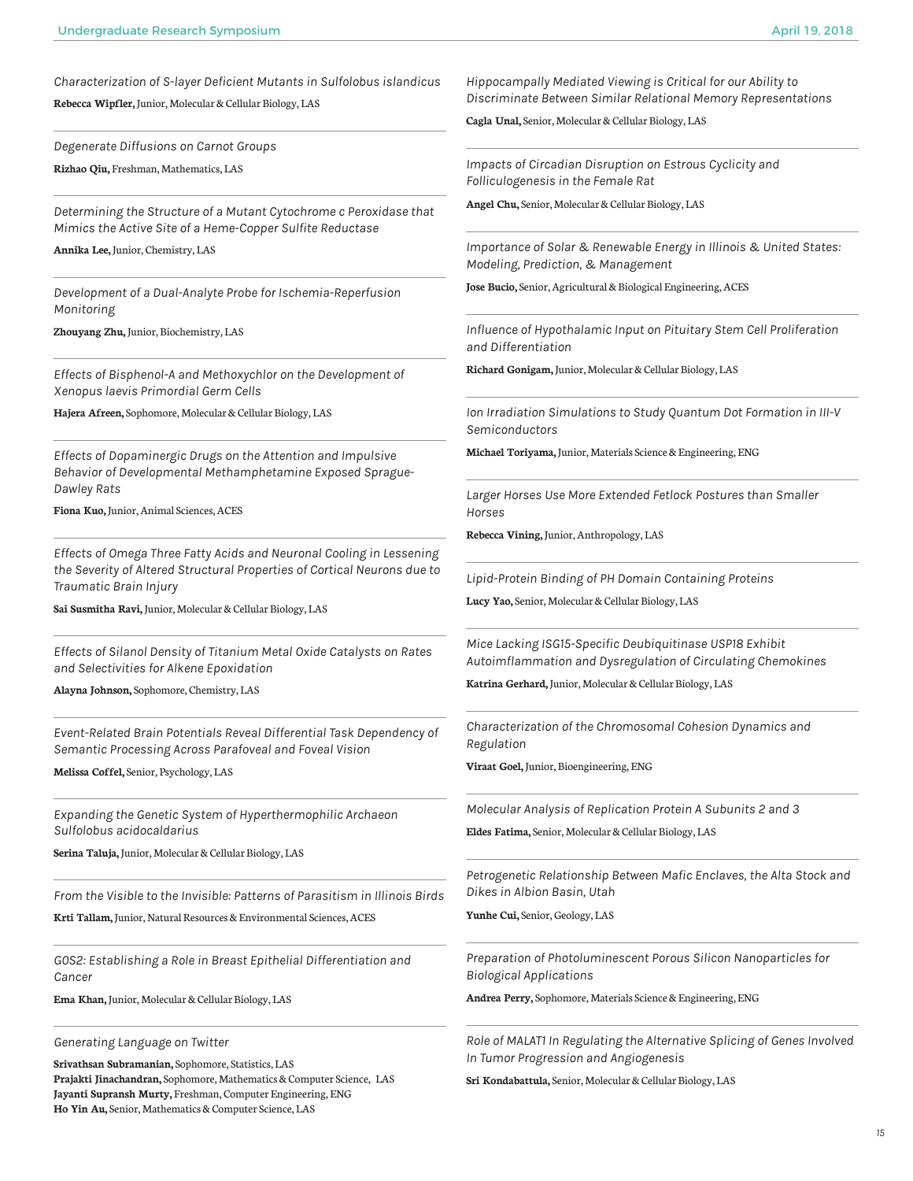*Characterization of S-layer Deficient Mutants in Sulfolobus islandicus*

**Rebecca Wipfler,** Junior, Molecular & Cellular Biology, LAS

---

*Degenerate Diffusions on Carnot Groups*

**Rizhao Qiu,** Freshman, Mathematics, LAS

---

*Determining the Structure of a Mutant Cytochrome c Peroxidase that Mimics the Active Site of a Heme-Copper Sulfite Reductase*

**Annika Lee,** Junior, Chemistry, LAS

---

*Development of a Dual-Analyte Probe for Ischemia-Reperfusion Monitoring*

**Zhouyang Zhu,** Junior, Biochemistry, LAS

---

*Effects of Bisphenol-A and Methoxychlor on the Development of Xenopus laevis Primordial Germ Cells*

**Hajera Afreen,** Sophomore, Molecular & Cellular Biology, LAS

---

*Effects of Dopaminergic Drugs on the Attention and Impulsive Behavior of Developmental Methamphetamine Exposed Sprague-Dawley Rats*

**Fiona Kuo,** Junior, Animal Sciences, ACES

---

*Effects of Omega Three Fatty Acids and Neuronal Cooling in Lessening the Severity of Altered Structural Properties of Cortical Neurons due to Traumatic Brain Injury*

**Sai Susmitha Ravi,** Junior, Molecular & Cellular Biology, LAS

---

*Effects of Silanol Density of Titanium Metal Oxide Catalysts on Rates and Selectivities for Alkene Epoxidation*

**Alayna Johnson,** Sophomore, Chemistry, LAS

---

*Event-Related Brain Potentials Reveal Differential Task Dependency of Semantic Processing Across Parafoveal and Foveal Vision*

**Melissa Coffel,** Senior, Psychology, LAS

---

*Expanding the Genetic System of Hyperthermophilic Archaeon Sulfolobus acidocaldarius*

**Serina Taluja,** Junior, Molecular & Cellular Biology, LAS

---

*From the Visible to the Invisible: Patterns of Parasitism in Illinois Birds*

**Krti Tallam,** Junior, Natural Resources & Environmental Sciences, ACES

---

*G0S2: Establishing a Role in Breast Epithelial Differentiation and Cancer*

**Ema Khan,** Junior, Molecular & Cellular Biology, LAS

---

*Generating Language on Twitter*

**Srivathsan Subramanian,** Sophomore, Statistics, LAS
**Prajakti Jinachandran,** Sophomore, Mathematics & Computer Science, LAS
**Jayanti Supransh Murty,** Freshman, Computer Engineering, ENG
**Ho Yin Au,** Senior, Mathematics & Computer Science, LAS

---

*Hippocampally Mediated Viewing is Critical for our Ability to Discriminate Between Similar Relational Memory Representations*

**Cagla Unal,** Senior, Molecular & Cellular Biology, LAS

---

*Impacts of Circadian Disruption on Estrous Cyclicity and Folliculogenesis in the Female Rat*

**Angel Chu,** Senior, Molecular & Cellular Biology, LAS

---

*Importance of Solar & Renewable Energy in Illinois & United States: Modeling, Prediction, & Management*

**Jose Bucio,** Senior, Agricultural & Biological Engineering, ACES

---

*Influence of Hypothalamic Input on Pituitary Stem Cell Proliferation and Differentiation*

**Richard Gonigam,** Junior, Molecular & Cellular Biology, LAS

---

*Ion Irradiation Simulations to Study Quantum Dot Formation in III-V Semiconductors*

**Michael Toriyama,** Junior, Materials Science & Engineering, ENG

---

*Larger Horses Use More Extended Fetlock Postures than Smaller Horses*

**Rebecca Vining,** Junior, Anthropology, LAS

---

*Lipid-Protein Binding of PH Domain Containing Proteins*

**Lucy Yao,** Senior, Molecular & Cellular Biology, LAS

---

*Mice Lacking ISG15-Specific Deubiquitinase USP18 Exhibit Autoimflammation and Dysregulation of Circulating Chemokines*

**Katrina Gerhard,** Junior, Molecular & Cellular Biology, LAS

---

*Characterization of the Chromosomal Cohesion Dynamics and Regulation*

**Viraat Goel,** Junior, Bioengineering, ENG

---

*Molecular Analysis of Replication Protein A Subunits 2 and 3*

**Eldes Fatima,** Senior, Molecular & Cellular Biology, LAS

---

*Petrogenetic Relationship Between Mafic Enclaves, the Alta Stock and Dikes in Albion Basin, Utah*

**Yunhe Cui,** Senior, Geology, LAS

---

*Preparation of Photoluminescent Porous Silicon Nanoparticles for Biological Applications*

**Andrea Perry,** Sophomore, Materials Science & Engineering, ENG

---

*Role of MALAT1 In Regulating the Alternative Splicing of Genes Involved In Tumor Progression and Angiogenesis*

**Sri Kondabattula,** Senior, Molecular & Cellular Biology, LAS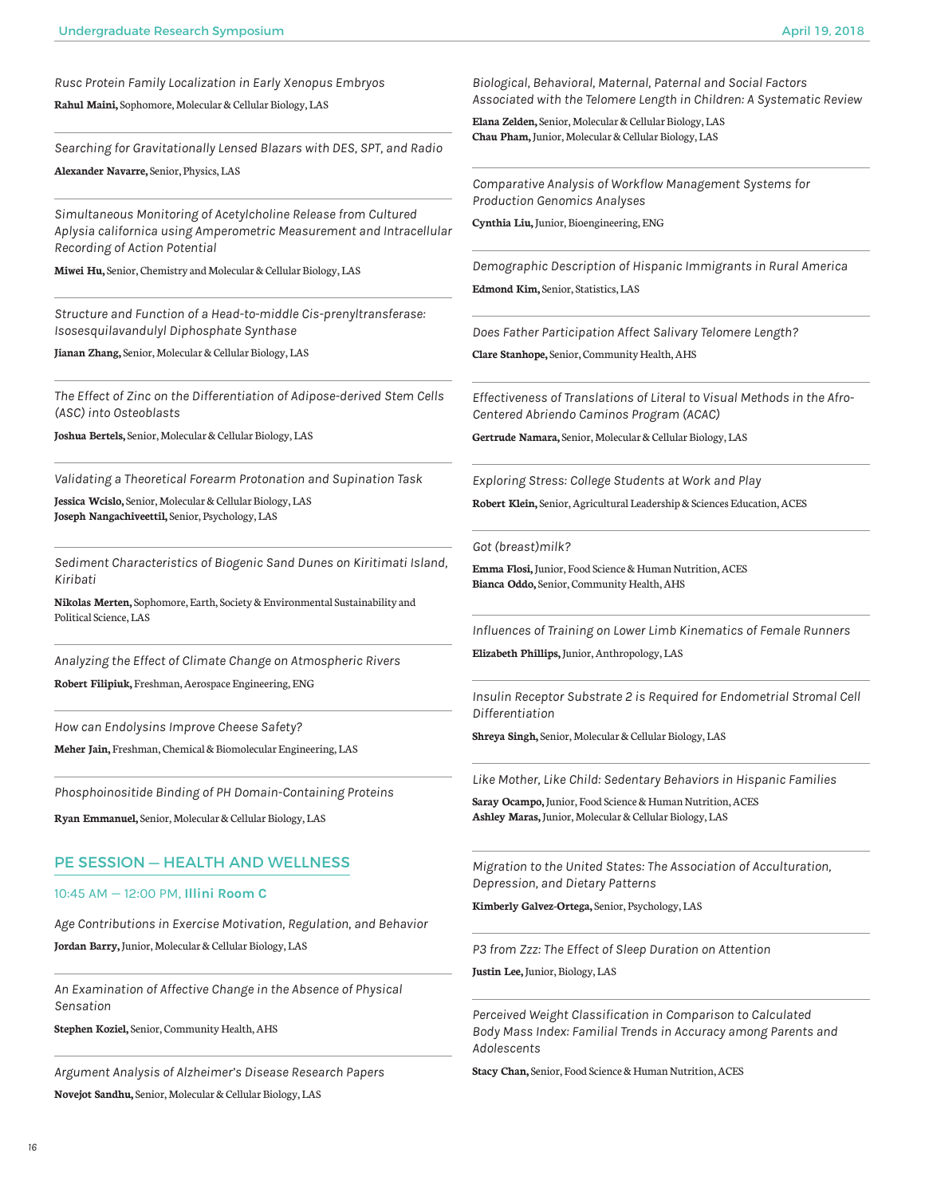*Rusc Protein Family Localization in Early Xenopus Embryos*

**Rahul Maini,** Sophomore, Molecular & Cellular Biology, LAS

---

*Searching for Gravitationally Lensed Blazars with DES, SPT, and Radio*

**Alexander Navarre,** Senior, Physics, LAS

---

*Simultaneous Monitoring of Acetylcholine Release from Cultured Aplysia californica using Amperometric Measurement and Intracellular Recording of Action Potential*

**Miwei Hu,** Senior, Chemistry and Molecular & Cellular Biology, LAS

---

*Structure and Function of a Head-to-middle Cis-prenyltransferase: Isosesquilavandulyl Diphosphate Synthase*

**Jianan Zhang,** Senior, Molecular & Cellular Biology, LAS

---

*The Effect of Zinc on the Differentiation of Adipose-derived Stem Cells (ASC) into Osteoblasts*

**Joshua Bertels,** Senior, Molecular & Cellular Biology, LAS

---

*Validating a Theoretical Forearm Protonation and Supination Task*

**Jessica Wcislo,** Senior, Molecular & Cellular Biology, LAS
**Joseph Nangachiveettil,** Senior, Psychology, LAS

---

*Sediment Characteristics of Biogenic Sand Dunes on Kiritimati Island, Kiribati*

**Nikolas Merten,** Sophomore, Earth, Society & Environmental Sustainability and Political Science, LAS

---

*Analyzing the Effect of Climate Change on Atmospheric Rivers*

**Robert Filipiuk,** Freshman, Aerospace Engineering, ENG

---

*How can Endolysins Improve Cheese Safety?*

**Meher Jain,** Freshman, Chemical & Biomolecular Engineering, LAS

---

*Phosphoinositide Binding of PH Domain-Containing Proteins*

**Ryan Emmanuel,** Senior, Molecular & Cellular Biology, LAS

## PE SESSION — HEALTH AND WELLNESS

10:45 AM — 12:00 PM, **Illini Room C**

*Age Contributions in Exercise Motivation, Regulation, and Behavior*

**Jordan Barry,** Junior, Molecular & Cellular Biology, LAS

---

*An Examination of Affective Change in the Absence of Physical Sensation*

**Stephen Koziel,** Senior, Community Health, AHS

---

*Argument Analysis of Alzheimer's Disease Research Papers*

**Novejot Sandhu,** Senior, Molecular & Cellular Biology, LAS

---

*Biological, Behavioral, Maternal, Paternal and Social Factors Associated with the Telomere Length in Children: A Systematic Review*

**Elana Zelden,** Senior, Molecular & Cellular Biology, LAS
**Chau Pham,** Junior, Molecular & Cellular Biology, LAS

---

*Comparative Analysis of Workflow Management Systems for Production Genomics Analyses*

**Cynthia Liu,** Junior, Bioengineering, ENG

---

*Demographic Description of Hispanic Immigrants in Rural America*

**Edmond Kim,** Senior, Statistics, LAS

---

*Does Father Participation Affect Salivary Telomere Length?*

**Clare Stanhope,** Senior, Community Health, AHS

---

*Effectiveness of Translations of Literal to Visual Methods in the Afro-Centered Abriendo Caminos Program (ACAC)*

**Gertrude Namara,** Senior, Molecular & Cellular Biology, LAS

---

*Exploring Stress: College Students at Work and Play*

**Robert Klein,** Senior, Agricultural Leadership & Sciences Education, ACES

---

*Got (breast)milk?*

**Emma Flosi,** Junior, Food Science & Human Nutrition, ACES
**Bianca Oddo,** Senior, Community Health, AHS

---

*Influences of Training on Lower Limb Kinematics of Female Runners*

**Elizabeth Phillips,** Junior, Anthropology, LAS

---

*Insulin Receptor Substrate 2 is Required for Endometrial Stromal Cell Differentiation*

**Shreya Singh,** Senior, Molecular & Cellular Biology, LAS

---

*Like Mother, Like Child: Sedentary Behaviors in Hispanic Families*

**Saray Ocampo,** Junior, Food Science & Human Nutrition, ACES
**Ashley Maras,** Junior, Molecular & Cellular Biology, LAS

---

*Migration to the United States: The Association of Acculturation, Depression, and Dietary Patterns*

**Kimberly Galvez-Ortega,** Senior, Psychology, LAS

---

*P3 from Zzz: The Effect of Sleep Duration on Attention*

**Justin Lee,** Junior, Biology, LAS

---

*Perceived Weight Classification in Comparison to Calculated Body Mass Index: Familial Trends in Accuracy among Parents and Adolescents*

**Stacy Chan,** Senior, Food Science & Human Nutrition, ACES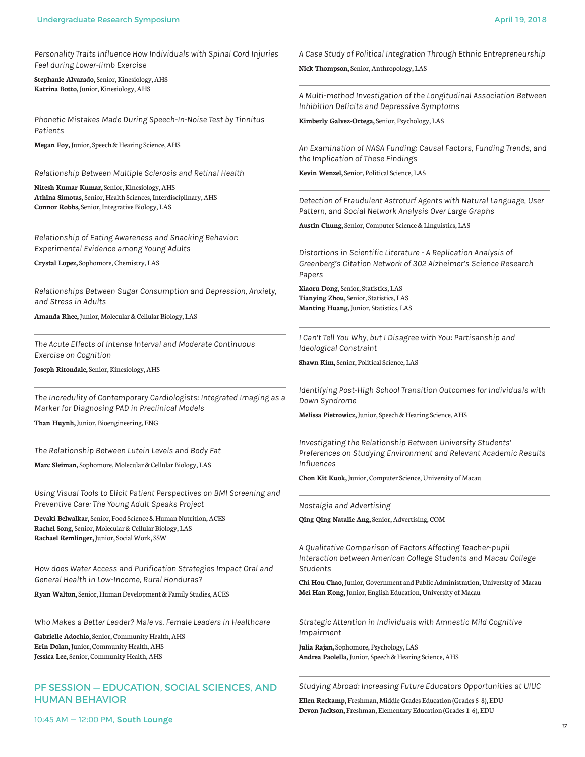*Personality Traits Influence How Individuals with Spinal Cord Injuries Feel during Lower-limb Exercise*

**Stephanie Alvarado,** Senior, Kinesiology, AHS
**Katrina Botto,** Junior, Kinesiology, AHS

---

*Phonetic Mistakes Made During Speech-In-Noise Test by Tinnitus Patients*

**Megan Foy,** Junior, Speech & Hearing Science, AHS

---

*Relationship Between Multiple Sclerosis and Retinal Health*

**Nitesh Kumar Kumar,** Senior, Kinesiology, AHS
**Athina Simotas,** Senior, Health Sciences, Interdisciplinary, AHS
**Connor Robbs,** Senior, Integrative Biology, LAS

---

*Relationship of Eating Awareness and Snacking Behavior: Experimental Evidence among Young Adults*

**Crystal Lopez,** Sophomore, Chemistry, LAS

---

*Relationships Between Sugar Consumption and Depression, Anxiety, and Stress in Adults*

**Amanda Rhee,** Junior, Molecular & Cellular Biology, LAS

---

*The Acute Effects of Intense Interval and Moderate Continuous Exercise on Cognition*

**Joseph Ritondale,** Senior, Kinesiology, AHS

---

*The Incredulity of Contemporary Cardiologists: Integrated Imaging as a Marker for Diagnosing PAD in Preclinical Models*

**Than Huynh,** Junior, Bioengineering, ENG

---

*The Relationship Between Lutein Levels and Body Fat*

**Marc Sleiman,** Sophomore, Molecular & Cellular Biology, LAS

---

*Using Visual Tools to Elicit Patient Perspectives on BMI Screening and Preventive Care: The Young Adult Speaks Project*

**Devaki Belwalkar,** Senior, Food Science & Human Nutrition, ACES
**Rachel Song,** Senior, Molecular & Cellular Biology, LAS
**Rachael Remlinger,** Junior, Social Work, SSW

---

*How does Water Access and Purification Strategies Impact Oral and General Health in Low-Income, Rural Honduras?*

**Ryan Walton,** Senior, Human Development & Family Studies, ACES

---

*Who Makes a Better Leader? Male vs. Female Leaders in Healthcare*

**Gabrielle Adochio,** Senior, Community Health, AHS
**Erin Dolan,** Junior, Community Health, AHS
**Jessica Lee,** Senior, Community Health, AHS

## PF SESSION — EDUCATION, SOCIAL SCIENCES, AND HUMAN BEHAVIOR

10:45 AM — 12:00 PM, **South Lounge**

*A Case Study of Political Integration Through Ethnic Entrepreneurship*

**Nick Thompson,** Senior, Anthropology, LAS

---

*A Multi-method Investigation of the Longitudinal Association Between Inhibition Deficits and Depressive Symptoms*

**Kimberly Galvez-Ortega,** Senior, Psychology, LAS

---

*An Examination of NASA Funding: Causal Factors, Funding Trends, and the Implication of These Findings*

**Kevin Wenzel,** Senior, Political Science, LAS

---

*Detection of Fraudulent Astroturf Agents with Natural Language, User Pattern, and Social Network Analysis Over Large Graphs*

**Austin Chung,** Senior, Computer Science & Linguistics, LAS

---

*Distortions in Scientific Literature - A Replication Analysis of Greenberg's Citation Network of 302 Alzheimer's Science Research Papers*

**Xiaoru Dong,** Senior, Statistics, LAS
**Tianying Zhou,** Senior, Statistics, LAS
**Manting Huang,** Junior, Statistics, LAS

---

*I Can't Tell You Why, but I Disagree with You: Partisanship and Ideological Constraint*

**Shawn Kim,** Senior, Political Science, LAS

---

*Identifying Post-High School Transition Outcomes for Individuals with Down Syndrome*

**Melissa Pietrowicz,** Junior, Speech & Hearing Science, AHS

---

*Investigating the Relationship Between University Students' Preferences on Studying Environment and Relevant Academic Results Influences*

**Chon Kit Kuok,** Junior, Computer Science, University of Macau

---

*Nostalgia and Advertising*

**Qing Qing Natalie Ang,** Senior, Advertising, COM

---

*A Qualitative Comparison of Factors Affecting Teacher-pupil Interaction between American College Students and Macau College Students*

**Chi Hou Chao,** Junior, Government and Public Administration, University of Macau
**Mei Han Kong,** Junior, English Education, University of Macau

---

*Strategic Attention in Individuals with Amnestic Mild Cognitive Impairment*

**Julia Rajan,** Sophomore, Psychology, LAS
**Andrea Paolella,** Junior, Speech & Hearing Science, AHS

---

*Studying Abroad: Increasing Future Educators Opportunities at UIUC*

**Ellen Reckamp,** Freshman, Middle Grades Education (Grades 5-8), EDU
**Devon Jackson,** Freshman, Elementary Education (Grades 1-6), EDU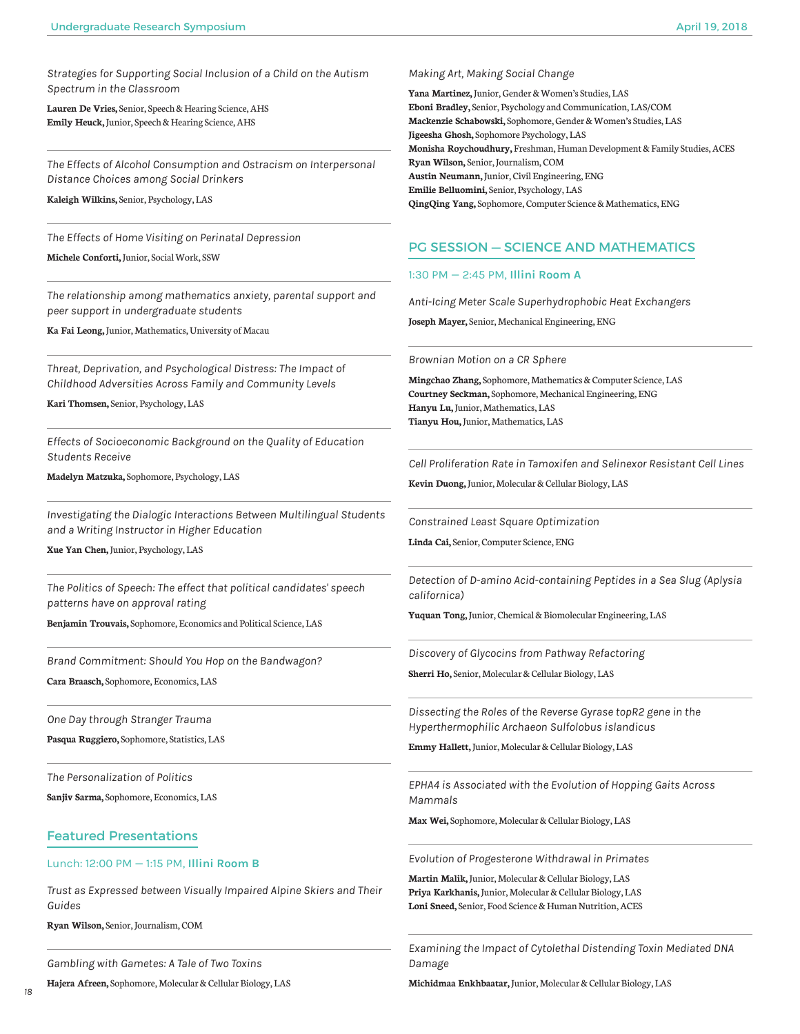*Strategies for Supporting Social Inclusion of a Child on the Autism Spectrum in the Classroom*

**Lauren De Vries,** Senior, Speech & Hearing Science, AHS
**Emily Heuck,** Junior, Speech & Hearing Science, AHS

---

*The Effects of Alcohol Consumption and Ostracism on Interpersonal Distance Choices among Social Drinkers*

**Kaleigh Wilkins,** Senior, Psychology, LAS

---

*The Effects of Home Visiting on Perinatal Depression*

**Michele Conforti,** Junior, Social Work, SSW

---

*The relationship among mathematics anxiety, parental support and peer support in undergraduate students*

**Ka Fai Leong,** Junior, Mathematics, University of Macau

---

*Threat, Deprivation, and Psychological Distress: The Impact of Childhood Adversities Across Family and Community Levels*

**Kari Thomsen,** Senior, Psychology, LAS

---

*Effects of Socioeconomic Background on the Quality of Education Students Receive*

**Madelyn Matzuka,** Sophomore, Psychology, LAS

---

*Investigating the Dialogic Interactions Between Multilingual Students and a Writing Instructor in Higher Education*

**Xue Yan Chen,** Junior, Psychology, LAS

---

*The Politics of Speech: The effect that political candidates' speech patterns have on approval rating*

**Benjamin Trouvais,** Sophomore, Economics and Political Science, LAS

---

*Brand Commitment: Should You Hop on the Bandwagon?*

**Cara Braasch,** Sophomore, Economics, LAS

---

*One Day through Stranger Trauma*

**Pasqua Ruggiero,** Sophomore, Statistics, LAS

---

*The Personalization of Politics*

**Sanjiv Sarma,** Sophomore, Economics, LAS

## Featured Presentations

### Lunch: 12:00 PM — 1:15 PM, **Illini Room B**

*Trust as Expressed between Visually Impaired Alpine Skiers and Their Guides*

**Ryan Wilson,** Senior, Journalism, COM

---

*Gambling with Gametes: A Tale of Two Toxins*

**Hajera Afreen,** Sophomore, Molecular & Cellular Biology, LAS

---

*Making Art, Making Social Change*

**Yana Martinez,** Junior, Gender & Women's Studies, LAS
**Eboni Bradley,** Senior, Psychology and Communication, LAS/COM
**Mackenzie Schabowski,** Sophomore, Gender & Women's Studies, LAS
**Jigeesha Ghosh,** Sophomore Psychology, LAS
**Monisha Roychoudhury,** Freshman, Human Development & Family Studies, ACES
**Ryan Wilson,** Senior, Journalism, COM
**Austin Neumann,** Junior, Civil Engineering, ENG
**Emilie Belluomini,** Senior, Psychology, LAS
**QingQing Yang,** Sophomore, Computer Science & Mathematics, ENG

## PG SESSION — SCIENCE AND MATHEMATICS

### 1:30 PM — 2:45 PM, **Illini Room A**

*Anti-Icing Meter Scale Superhydrophobic Heat Exchangers*

**Joseph Mayer,** Senior, Mechanical Engineering, ENG

---

*Brownian Motion on a CR Sphere*

**Mingchao Zhang,** Sophomore, Mathematics & Computer Science, LAS
**Courtney Seckman,** Sophomore, Mechanical Engineering, ENG
**Hanyu Lu,** Junior, Mathematics, LAS
**Tianyu Hou,** Junior, Mathematics, LAS

---

*Cell Proliferation Rate in Tamoxifen and Selinexor Resistant Cell Lines*

**Kevin Duong,** Junior, Molecular & Cellular Biology, LAS

---

*Constrained Least Square Optimization*

**Linda Cai,** Senior, Computer Science, ENG

---

*Detection of D-amino Acid-containing Peptides in a Sea Slug (Aplysia californica)*

**Yuquan Tong,** Junior, Chemical & Biomolecular Engineering, LAS

---

*Discovery of Glycocins from Pathway Refactoring*

**Sherri Ho,** Senior, Molecular & Cellular Biology, LAS

---

*Dissecting the Roles of the Reverse Gyrase topR2 gene in the Hyperthermophilic Archaeon Sulfolobus islandicus*

**Emmy Hallett,** Junior, Molecular & Cellular Biology, LAS

---

*EPHA4 is Associated with the Evolution of Hopping Gaits Across Mammals*

**Max Wei,** Sophomore, Molecular & Cellular Biology, LAS

---

*Evolution of Progesterone Withdrawal in Primates*

**Martin Malik,** Junior, Molecular & Cellular Biology, LAS
**Priya Karkhanis,** Junior, Molecular & Cellular Biology, LAS
**Loni Sneed,** Senior, Food Science & Human Nutrition, ACES

---

*Examining the Impact of Cytolethal Distending Toxin Mediated DNA Damage*

**Michidmaa Enkhbaatar,** Junior, Molecular & Cellular Biology, LAS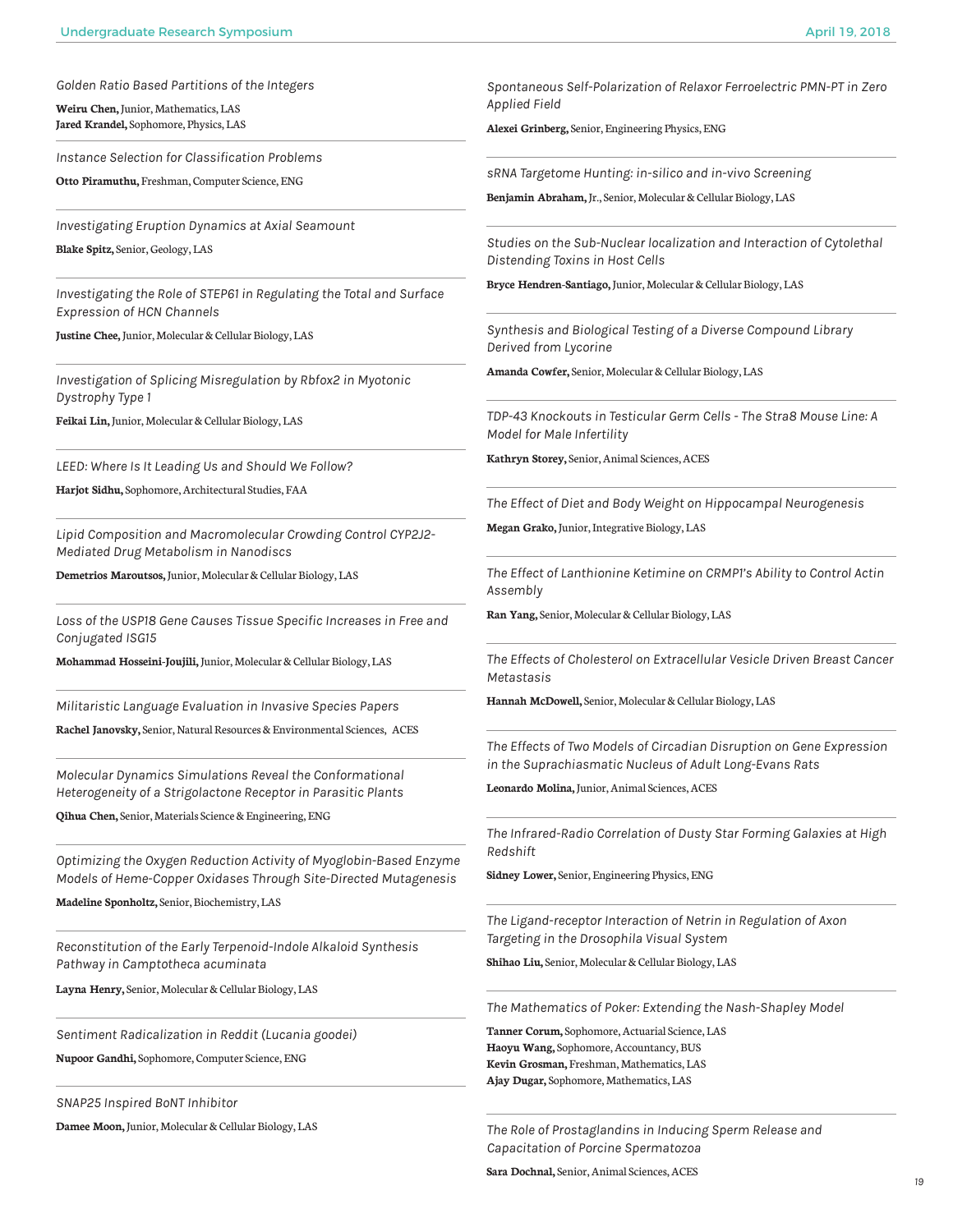*Golden Ratio Based Partitions of the Integers*

**Weiru Chen,** Junior, Mathematics, LAS
**Jared Krandel,** Sophomore, Physics, LAS

---

*Instance Selection for Classification Problems*

**Otto Piramuthu,** Freshman, Computer Science, ENG

---

*Investigating Eruption Dynamics at Axial Seamount*

**Blake Spitz,** Senior, Geology, LAS

---

*Investigating the Role of STEP61 in Regulating the Total and Surface Expression of HCN Channels*

**Justine Chee,** Junior, Molecular & Cellular Biology, LAS

---

*Investigation of Splicing Misregulation by Rbfox2 in Myotonic Dystrophy Type 1*

**Feikai Lin,** Junior, Molecular & Cellular Biology, LAS

---

*LEED: Where Is It Leading Us and Should We Follow?*

**Harjot Sidhu,** Sophomore, Architectural Studies, FAA

---

*Lipid Composition and Macromolecular Crowding Control CYP2J2-Mediated Drug Metabolism in Nanodiscs*

**Demetrios Maroutsos,** Junior, Molecular & Cellular Biology, LAS

---

*Loss of the USP18 Gene Causes Tissue Specific Increases in Free and Conjugated ISG15*

**Mohammad Hosseini-Joujili,** Junior, Molecular & Cellular Biology, LAS

---

*Militaristic Language Evaluation in Invasive Species Papers*

**Rachel Janovsky,** Senior, Natural Resources & Environmental Sciences, ACES

---

*Molecular Dynamics Simulations Reveal the Conformational Heterogeneity of a Strigolactone Receptor in Parasitic Plants*

**Qihua Chen,** Senior, Materials Science & Engineering, ENG

---

*Optimizing the Oxygen Reduction Activity of Myoglobin-Based Enzyme Models of Heme-Copper Oxidases Through Site-Directed Mutagenesis*

**Madeline Sponholtz,** Senior, Biochemistry, LAS

---

*Reconstitution of the Early Terpenoid-Indole Alkaloid Synthesis Pathway in Camptotheca acuminata*

**Layna Henry,** Senior, Molecular & Cellular Biology, LAS

---

*Sentiment Radicalization in Reddit (Lucania goodei)*

**Nupoor Gandhi,** Sophomore, Computer Science, ENG

---

*SNAP25 Inspired BoNT Inhibitor*

**Damee Moon,** Junior, Molecular & Cellular Biology, LAS

---

*Spontaneous Self-Polarization of Relaxor Ferroelectric PMN-PT in Zero Applied Field*

**Alexei Grinberg,** Senior, Engineering Physics, ENG

---

*sRNA Targetome Hunting: in-silico and in-vivo Screening*

**Benjamin Abraham,** Jr., Senior, Molecular & Cellular Biology, LAS

---

*Studies on the Sub-Nuclear localization and Interaction of Cytolethal Distending Toxins in Host Cells*

**Bryce Hendren-Santiago,** Junior, Molecular & Cellular Biology, LAS

---

*Synthesis and Biological Testing of a Diverse Compound Library Derived from Lycorine*

**Amanda Cowfer,** Senior, Molecular & Cellular Biology, LAS

---

*TDP-43 Knockouts in Testicular Germ Cells - The Stra8 Mouse Line: A Model for Male Infertility*

**Kathryn Storey,** Senior, Animal Sciences, ACES

---

*The Effect of Diet and Body Weight on Hippocampal Neurogenesis*

**Megan Grako,** Junior, Integrative Biology, LAS

---

*The Effect of Lanthionine Ketimine on CRMP1's Ability to Control Actin Assembly*

**Ran Yang,** Senior, Molecular & Cellular Biology, LAS

---

*The Effects of Cholesterol on Extracellular Vesicle Driven Breast Cancer Metastasis*

**Hannah McDowell,** Senior, Molecular & Cellular Biology, LAS

---

*The Effects of Two Models of Circadian Disruption on Gene Expression in the Suprachiasmatic Nucleus of Adult Long-Evans Rats*

**Leonardo Molina,** Junior, Animal Sciences, ACES

---

*The Infrared-Radio Correlation of Dusty Star Forming Galaxies at High Redshift*

**Sidney Lower,** Senior, Engineering Physics, ENG

---

*The Ligand-receptor Interaction of Netrin in Regulation of Axon Targeting in the Drosophila Visual System*

**Shihao Liu,** Senior, Molecular & Cellular Biology, LAS

---

*The Mathematics of Poker: Extending the Nash-Shapley Model*

**Tanner Corum,** Sophomore, Actuarial Science, LAS
**Haoyu Wang,** Sophomore, Accountancy, BUS
**Kevin Grosman,** Freshman, Mathematics, LAS
**Ajay Dugar,** Sophomore, Mathematics, LAS

---

*The Role of Prostaglandins in Inducing Sperm Release and Capacitation of Porcine Spermatozoa*

**Sara Dochnal,** Senior, Animal Sciences, ACES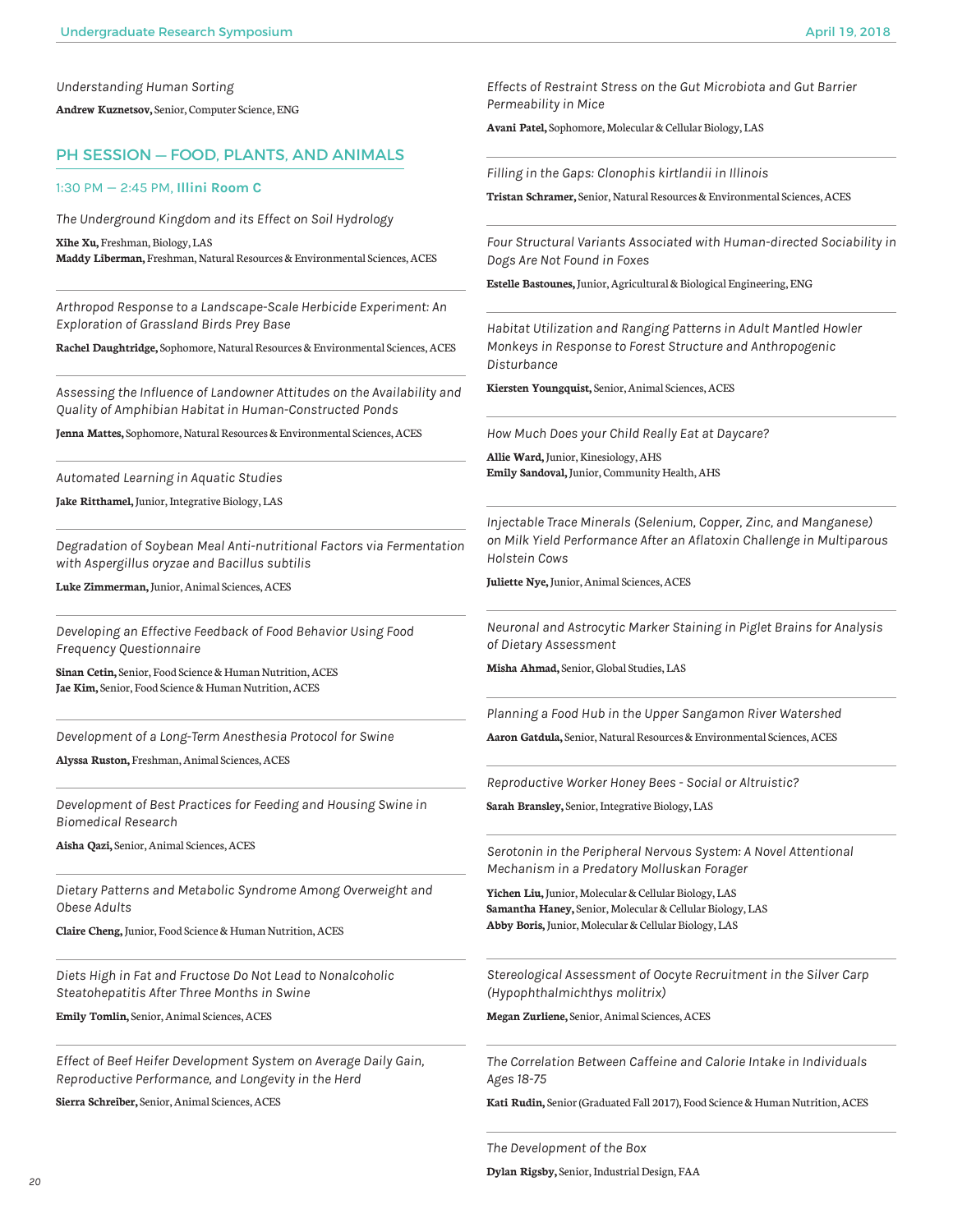*Understanding Human Sorting*

**Andrew Kuznetsov,** Senior, Computer Science, ENG

## PH SESSION — FOOD, PLANTS, AND ANIMALS

### 1:30 PM — 2:45 PM, Illini Room C

*The Underground Kingdom and its Effect on Soil Hydrology*

**Xihe Xu,** Freshman, Biology, LAS
**Maddy Liberman,** Freshman, Natural Resources & Environmental Sciences, ACES

---

*Arthropod Response to a Landscape-Scale Herbicide Experiment: An Exploration of Grassland Birds Prey Base*

**Rachel Daughtridge,** Sophomore, Natural Resources & Environmental Sciences, ACES

---

*Assessing the Influence of Landowner Attitudes on the Availability and Quality of Amphibian Habitat in Human-Constructed Ponds*

**Jenna Mattes,** Sophomore, Natural Resources & Environmental Sciences, ACES

---

*Automated Learning in Aquatic Studies*

**Jake Ritthamel,** Junior, Integrative Biology, LAS

---

*Degradation of Soybean Meal Anti-nutritional Factors via Fermentation with Aspergillus oryzae and Bacillus subtilis*

**Luke Zimmerman,** Junior, Animal Sciences, ACES

---

*Developing an Effective Feedback of Food Behavior Using Food Frequency Questionnaire*

**Sinan Cetin,** Senior, Food Science & Human Nutrition, ACES
**Jae Kim,** Senior, Food Science & Human Nutrition, ACES

---

*Development of a Long-Term Anesthesia Protocol for Swine*

**Alyssa Ruston,** Freshman, Animal Sciences, ACES

---

*Development of Best Practices for Feeding and Housing Swine in Biomedical Research*

**Aisha Qazi,** Senior, Animal Sciences, ACES

---

*Dietary Patterns and Metabolic Syndrome Among Overweight and Obese Adults*

**Claire Cheng,** Junior, Food Science & Human Nutrition, ACES

---

*Diets High in Fat and Fructose Do Not Lead to Nonalcoholic Steatohepatitis After Three Months in Swine*

**Emily Tomlin,** Senior, Animal Sciences, ACES

---

*Effect of Beef Heifer Development System on Average Daily Gain, Reproductive Performance, and Longevity in the Herd*

**Sierra Schreiber,** Senior, Animal Sciences, ACES

---

*Effects of Restraint Stress on the Gut Microbiota and Gut Barrier Permeability in Mice*

**Avani Patel,** Sophomore, Molecular & Cellular Biology, LAS

---

*Filling in the Gaps: Clonophis kirtlandii in Illinois*

**Tristan Schramer,** Senior, Natural Resources & Environmental Sciences, ACES

---

*Four Structural Variants Associated with Human-directed Sociability in Dogs Are Not Found in Foxes*

**Estelle Bastounes,** Junior, Agricultural & Biological Engineering, ENG

---

*Habitat Utilization and Ranging Patterns in Adult Mantled Howler Monkeys in Response to Forest Structure and Anthropogenic Disturbance*

**Kiersten Youngquist,** Senior, Animal Sciences, ACES

---

*How Much Does your Child Really Eat at Daycare?*

**Allie Ward,** Junior, Kinesiology, AHS
**Emily Sandoval,** Junior, Community Health, AHS

---

*Injectable Trace Minerals (Selenium, Copper, Zinc, and Manganese) on Milk Yield Performance After an Aflatoxin Challenge in Multiparous Holstein Cows*

**Juliette Nye,** Junior, Animal Sciences, ACES

---

*Neuronal and Astrocytic Marker Staining in Piglet Brains for Analysis of Dietary Assessment*

**Misha Ahmad,** Senior, Global Studies, LAS

---

*Planning a Food Hub in the Upper Sangamon River Watershed*

**Aaron Gatdula,** Senior, Natural Resources & Environmental Sciences, ACES

---

*Reproductive Worker Honey Bees - Social or Altruistic?*

**Sarah Bransley,** Senior, Integrative Biology, LAS

---

*Serotonin in the Peripheral Nervous System: A Novel Attentional Mechanism in a Predatory Molluskan Forager*

**Yichen Liu,** Junior, Molecular & Cellular Biology, LAS
**Samantha Haney,** Senior, Molecular & Cellular Biology, LAS
**Abby Boris,** Junior, Molecular & Cellular Biology, LAS

---

*Stereological Assessment of Oocyte Recruitment in the Silver Carp (Hypophthalmichthys molitrix)*

**Megan Zurliene,** Senior, Animal Sciences, ACES

---

*The Correlation Between Caffeine and Calorie Intake in Individuals Ages 18-75*

**Kati Rudin,** Senior (Graduated Fall 2017), Food Science & Human Nutrition, ACES

---

*The Development of the Box*

**Dylan Rigsby,** Senior, Industrial Design, FAA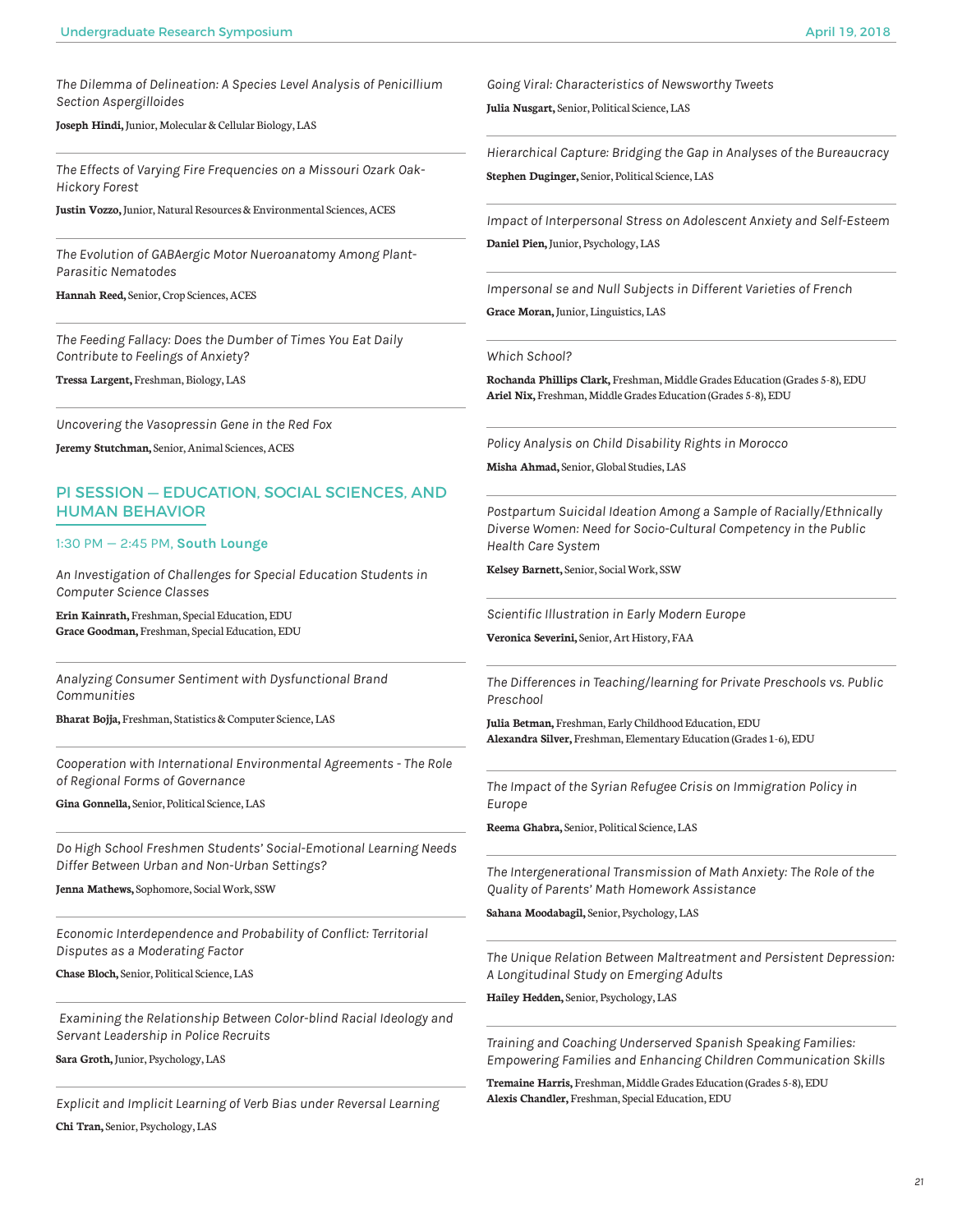*The Dilemma of Delineation: A Species Level Analysis of Penicillium Section Aspergilloides*

**Joseph Hindi,** Junior, Molecular & Cellular Biology, LAS

---

*The Effects of Varying Fire Frequencies on a Missouri Ozark Oak-Hickory Forest*

**Justin Vozzo,** Junior, Natural Resources & Environmental Sciences, ACES

---

*The Evolution of GABAergic Motor Nueroanatomy Among Plant-Parasitic Nematodes*

**Hannah Reed,** Senior, Crop Sciences, ACES

---

*The Feeding Fallacy: Does the Dumber of Times You Eat Daily Contribute to Feelings of Anxiety?*

**Tressa Largent,** Freshman, Biology, LAS

---

*Uncovering the Vasopressin Gene in the Red Fox*

**Jeremy Stutchman,** Senior, Animal Sciences, ACES

## PI SESSION — EDUCATION, SOCIAL SCIENCES, AND HUMAN BEHAVIOR

1:30 PM — 2:45 PM, **South Lounge**

*An Investigation of Challenges for Special Education Students in Computer Science Classes*

**Erin Kainrath,** Freshman, Special Education, EDU
**Grace Goodman,** Freshman, Special Education, EDU

---

*Analyzing Consumer Sentiment with Dysfunctional Brand Communities*

**Bharat Bojja,** Freshman, Statistics & Computer Science, LAS

---

*Cooperation with International Environmental Agreements - The Role of Regional Forms of Governance*

**Gina Gonnella,** Senior, Political Science, LAS

---

*Do High School Freshmen Students' Social-Emotional Learning Needs Differ Between Urban and Non-Urban Settings?*

**Jenna Mathews,** Sophomore, Social Work, SSW

---

*Economic Interdependence and Probability of Conflict: Territorial Disputes as a Moderating Factor*

**Chase Bloch,** Senior, Political Science, LAS

---

*Examining the Relationship Between Color-blind Racial Ideology and Servant Leadership in Police Recruits*

**Sara Groth,** Junior, Psychology, LAS

---

*Explicit and Implicit Learning of Verb Bias under Reversal Learning*

**Chi Tran,** Senior, Psychology, LAS

---

*Going Viral: Characteristics of Newsworthy Tweets*

**Julia Nusgart,** Senior, Political Science, LAS

---

*Hierarchical Capture: Bridging the Gap in Analyses of the Bureaucracy*

**Stephen Duginger,** Senior, Political Science, LAS

---

*Impact of Interpersonal Stress on Adolescent Anxiety and Self-Esteem*

**Daniel Pien,** Junior, Psychology, LAS

---

*Impersonal se and Null Subjects in Different Varieties of French*

**Grace Moran,** Junior, Linguistics, LAS

---

*Which School?*

**Rochanda Phillips Clark,** Freshman, Middle Grades Education (Grades 5-8), EDU
**Ariel Nix,** Freshman, Middle Grades Education (Grades 5-8), EDU

---

*Policy Analysis on Child Disability Rights in Morocco*

**Misha Ahmad,** Senior, Global Studies, LAS

---

*Postpartum Suicidal Ideation Among a Sample of Racially/Ethnically Diverse Women: Need for Socio-Cultural Competency in the Public Health Care System*

**Kelsey Barnett,** Senior, Social Work, SSW

---

*Scientific Illustration in Early Modern Europe*

**Veronica Severini,** Senior, Art History, FAA

---

*The Differences in Teaching/learning for Private Preschools vs. Public Preschool*

**Julia Betman,** Freshman, Early Childhood Education, EDU
**Alexandra Silver,** Freshman, Elementary Education (Grades 1-6), EDU

---

*The Impact of the Syrian Refugee Crisis on Immigration Policy in Europe*

**Reema Ghabra,** Senior, Political Science, LAS

---

*The Intergenerational Transmission of Math Anxiety: The Role of the Quality of Parents' Math Homework Assistance*

**Sahana Moodabagil,** Senior, Psychology, LAS

---

*The Unique Relation Between Maltreatment and Persistent Depression: A Longitudinal Study on Emerging Adults*

**Hailey Hedden,** Senior, Psychology, LAS

---

*Training and Coaching Underserved Spanish Speaking Families: Empowering Families and Enhancing Children Communication Skills*

**Tremaine Harris,** Freshman, Middle Grades Education (Grades 5-8), EDU
**Alexis Chandler,** Freshman, Special Education, EDU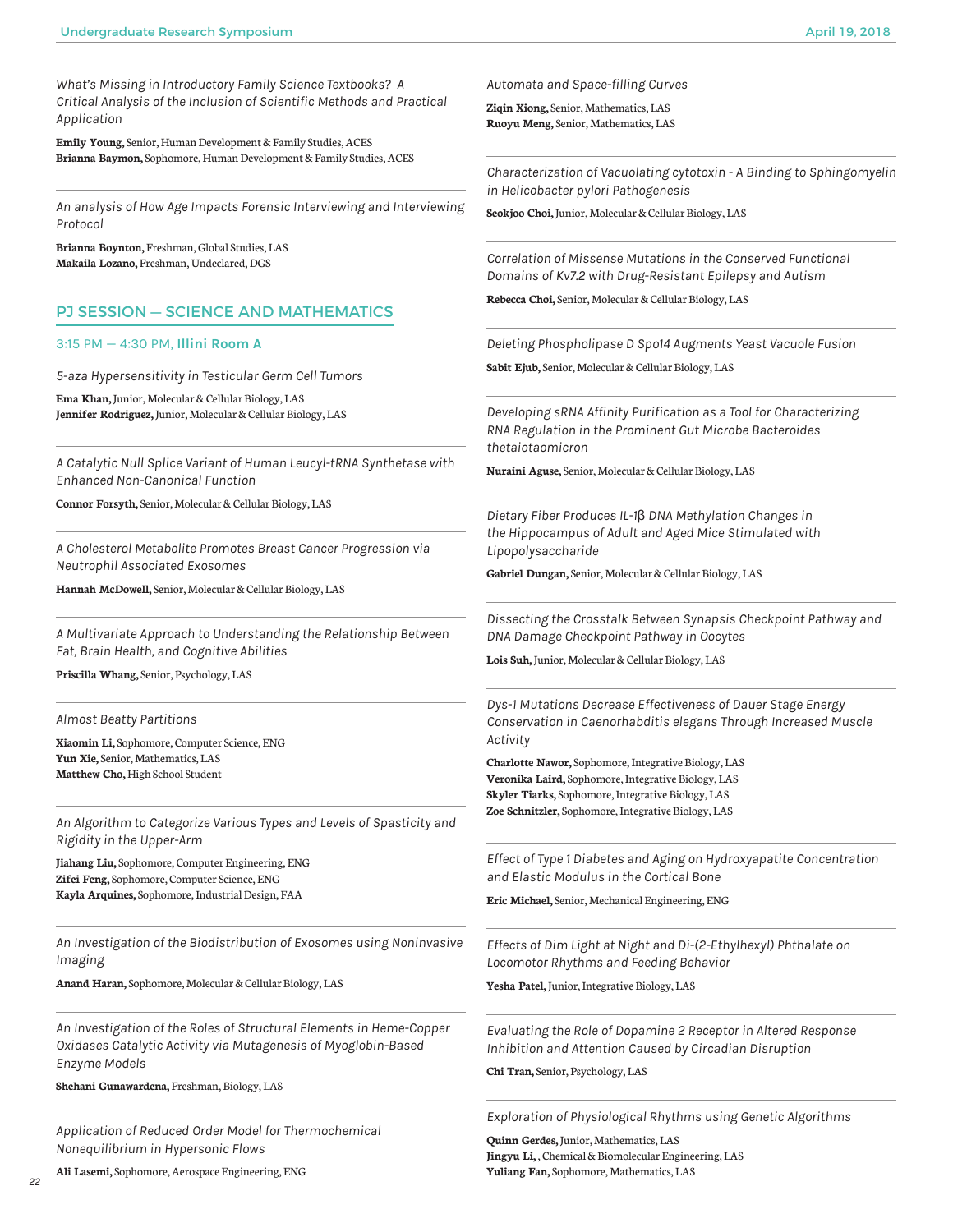*What's Missing in Introductory Family Science Textbooks? A Critical Analysis of the Inclusion of Scientific Methods and Practical Application*

**Emily Young,** Senior, Human Development & Family Studies, ACES
**Brianna Baymon,** Sophomore, Human Development & Family Studies, ACES

---

*An analysis of How Age Impacts Forensic Interviewing and Interviewing Protocol*

**Brianna Boynton,** Freshman, Global Studies, LAS
**Makaila Lozano,** Freshman, Undeclared, DGS

## PJ SESSION — SCIENCE AND MATHEMATICS

3:15 PM — 4:30 PM, **Illini Room A**

*5-aza Hypersensitivity in Testicular Germ Cell Tumors*

**Ema Khan,** Junior, Molecular & Cellular Biology, LAS
**Jennifer Rodriguez,** Junior, Molecular & Cellular Biology, LAS

---

*A Catalytic Null Splice Variant of Human Leucyl-tRNA Synthetase with Enhanced Non-Canonical Function*

**Connor Forsyth,** Senior, Molecular & Cellular Biology, LAS

---

*A Cholesterol Metabolite Promotes Breast Cancer Progression via Neutrophil Associated Exosomes*

**Hannah McDowell,** Senior, Molecular & Cellular Biology, LAS

---

*A Multivariate Approach to Understanding the Relationship Between Fat, Brain Health, and Cognitive Abilities*

**Priscilla Whang,** Senior, Psychology, LAS

---

*Almost Beatty Partitions*

**Xiaomin Li,** Sophomore, Computer Science, ENG
**Yun Xie,** Senior, Mathematics, LAS
**Matthew Cho,** High School Student

---

*An Algorithm to Categorize Various Types and Levels of Spasticity and Rigidity in the Upper-Arm*

**Jiahang Liu,** Sophomore, Computer Engineering, ENG
**Zifei Feng,** Sophomore, Computer Science, ENG
**Kayla Arquines,** Sophomore, Industrial Design, FAA

---

*An Investigation of the Biodistribution of Exosomes using Noninvasive Imaging*

**Anand Haran,** Sophomore, Molecular & Cellular Biology, LAS

---

*An Investigation of the Roles of Structural Elements in Heme-Copper Oxidases Catalytic Activity via Mutagenesis of Myoglobin-Based Enzyme Models*

**Shehani Gunawardena,** Freshman, Biology, LAS

---

*Application of Reduced Order Model for Thermochemical Nonequilibrium in Hypersonic Flows*

**Ali Lasemi,** Sophomore, Aerospace Engineering, ENG

---

*Automata and Space-filling Curves*

**Ziqin Xiong,** Senior, Mathematics, LAS
**Ruoyu Meng,** Senior, Mathematics, LAS

---

*Characterization of Vacuolating cytotoxin - A Binding to Sphingomyelin in Helicobacter pylori Pathogenesis*

**Seokjoo Choi,** Junior, Molecular & Cellular Biology, LAS

---

*Correlation of Missense Mutations in the Conserved Functional Domains of Kv7.2 with Drug-Resistant Epilepsy and Autism*

**Rebecca Choi,** Senior, Molecular & Cellular Biology, LAS

---

*Deleting Phospholipase D Spo14 Augments Yeast Vacuole Fusion*

**Sabit Ejub,** Senior, Molecular & Cellular Biology, LAS

---

*Developing sRNA Affinity Purification as a Tool for Characterizing RNA Regulation in the Prominent Gut Microbe Bacteroides thetaiotaomicron*

**Nuraini Aguse,** Senior, Molecular & Cellular Biology, LAS

---

*Dietary Fiber Produces IL-1β DNA Methylation Changes in the Hippocampus of Adult and Aged Mice Stimulated with Lipopolysaccharide*

**Gabriel Dungan,** Senior, Molecular & Cellular Biology, LAS

---

*Dissecting the Crosstalk Between Synapsis Checkpoint Pathway and DNA Damage Checkpoint Pathway in Oocytes*

**Lois Suh,** Junior, Molecular & Cellular Biology, LAS

---

*Dys-1 Mutations Decrease Effectiveness of Dauer Stage Energy Conservation in Caenorhabditis elegans Through Increased Muscle Activity*

**Charlotte Nawor,** Sophomore, Integrative Biology, LAS
**Veronika Laird,** Sophomore, Integrative Biology, LAS
**Skyler Tiarks,** Sophomore, Integrative Biology, LAS
**Zoe Schnitzler,** Sophomore, Integrative Biology, LAS

---

*Effect of Type 1 Diabetes and Aging on Hydroxyapatite Concentration and Elastic Modulus in the Cortical Bone*

**Eric Michael,** Senior, Mechanical Engineering, ENG

---

*Effects of Dim Light at Night and Di-(2-Ethylhexyl) Phthalate on Locomotor Rhythms and Feeding Behavior*

**Yesha Patel,** Junior, Integrative Biology, LAS

---

*Evaluating the Role of Dopamine 2 Receptor in Altered Response Inhibition and Attention Caused by Circadian Disruption*

**Chi Tran,** Senior, Psychology, LAS

---

*Exploration of Physiological Rhythms using Genetic Algorithms*

**Quinn Gerdes,** Junior, Mathematics, LAS
**Jingyu Li,** , Chemical & Biomolecular Engineering, LAS
**Yuliang Fan,** Sophomore, Mathematics, LAS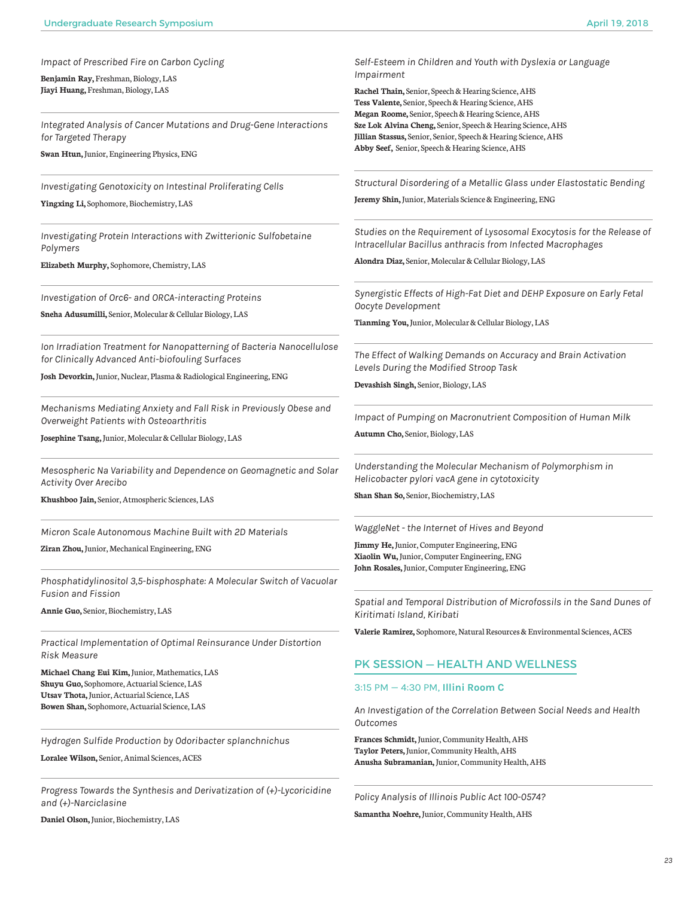*Impact of Prescribed Fire on Carbon Cycling*

**Benjamin Ray,** Freshman, Biology, LAS
**Jiayi Huang,** Freshman, Biology, LAS

---

*Integrated Analysis of Cancer Mutations and Drug-Gene Interactions for Targeted Therapy*

**Swan Htun,** Junior, Engineering Physics, ENG

---

*Investigating Genotoxicity on Intestinal Proliferating Cells*

**Yingxing Li,** Sophomore, Biochemistry, LAS

---

*Investigating Protein Interactions with Zwitterionic Sulfobetaine Polymers*

**Elizabeth Murphy,** Sophomore, Chemistry, LAS

---

*Investigation of Orc6- and ORCA-interacting Proteins*

**Sneha Adusumilli,** Senior, Molecular & Cellular Biology, LAS

---

*Ion Irradiation Treatment for Nanopatterning of Bacteria Nanocellulose for Clinically Advanced Anti-biofouling Surfaces*

**Josh Devorkin,** Junior, Nuclear, Plasma & Radiological Engineering, ENG

---

*Mechanisms Mediating Anxiety and Fall Risk in Previously Obese and Overweight Patients with Osteoarthritis*

**Josephine Tsang,** Junior, Molecular & Cellular Biology, LAS

---

*Mesospheric Na Variability and Dependence on Geomagnetic and Solar Activity Over Arecibo*

**Khushboo Jain,** Senior, Atmospheric Sciences, LAS

---

*Micron Scale Autonomous Machine Built with 2D Materials*

**Ziran Zhou,** Junior, Mechanical Engineering, ENG

---

*Phosphatidylinositol 3,5-bisphosphate: A Molecular Switch of Vacuolar Fusion and Fission*

**Annie Guo,** Senior, Biochemistry, LAS

---

*Practical Implementation of Optimal Reinsurance Under Distortion Risk Measure*

**Michael Chang Eui Kim,** Junior, Mathematics, LAS
**Shuyu Guo,** Sophomore, Actuarial Science, LAS
**Utsav Thota,** Junior, Actuarial Science, LAS
**Bowen Shan,** Sophomore, Actuarial Science, LAS

---

*Hydrogen Sulfide Production by Odoribacter splanchnichus*

**Loralee Wilson,** Senior, Animal Sciences, ACES

---

*Progress Towards the Synthesis and Derivatization of (+)-Lycoricidine and (+)-Narciclasine*

**Daniel Olson,** Junior, Biochemistry, LAS

---

*Self-Esteem in Children and Youth with Dyslexia or Language Impairment*

**Rachel Thain,** Senior, Speech & Hearing Science, AHS
**Tess Valente,** Senior, Speech & Hearing Science, AHS
**Megan Roome,** Senior, Speech & Hearing Science, AHS
**Sze Lok Alvina Cheng,** Senior, Speech & Hearing Science, AHS
**Jillian Stassus,** Senior, Senior, Speech & Hearing Science, AHS
**Abby Seef,** Senior, Speech & Hearing Science, AHS

---

*Structural Disordering of a Metallic Glass under Elastostatic Bending*

**Jeremy Shin,** Junior, Materials Science & Engineering, ENG

---

*Studies on the Requirement of Lysosomal Exocytosis for the Release of Intracellular Bacillus anthracis from Infected Macrophages*

**Alondra Diaz,** Senior, Molecular & Cellular Biology, LAS

---

*Synergistic Effects of High-Fat Diet and DEHP Exposure on Early Fetal Oocyte Development*

**Tianming You,** Junior, Molecular & Cellular Biology, LAS

---

*The Effect of Walking Demands on Accuracy and Brain Activation Levels During the Modified Stroop Task*

**Devashish Singh,** Senior, Biology, LAS

---

*Impact of Pumping on Macronutrient Composition of Human Milk*

**Autumn Cho,** Senior, Biology, LAS

---

*Understanding the Molecular Mechanism of Polymorphism in Helicobacter pylori vacA gene in cytotoxicity*

**Shan Shan So,** Senior, Biochemistry, LAS

---

*WaggleNet - the Internet of Hives and Beyond*

**Jimmy He,** Junior, Computer Engineering, ENG
**Xiaolin Wu,** Junior, Computer Engineering, ENG
**John Rosales,** Junior, Computer Engineering, ENG

---

*Spatial and Temporal Distribution of Microfossils in the Sand Dunes of Kiritimati Island, Kiribati*

**Valerie Ramirez,** Sophomore, Natural Resources & Environmental Sciences, ACES

## PK SESSION — HEALTH AND WELLNESS

3:15 PM — 4:30 PM, **Illini Room C**

*An Investigation of the Correlation Between Social Needs and Health Outcomes*

**Frances Schmidt,** Junior, Community Health, AHS
**Taylor Peters,** Junior, Community Health, AHS
**Anusha Subramanian,** Junior, Community Health, AHS

---

*Policy Analysis of Illinois Public Act 100-0574?*

**Samantha Noehre,** Junior, Community Health, AHS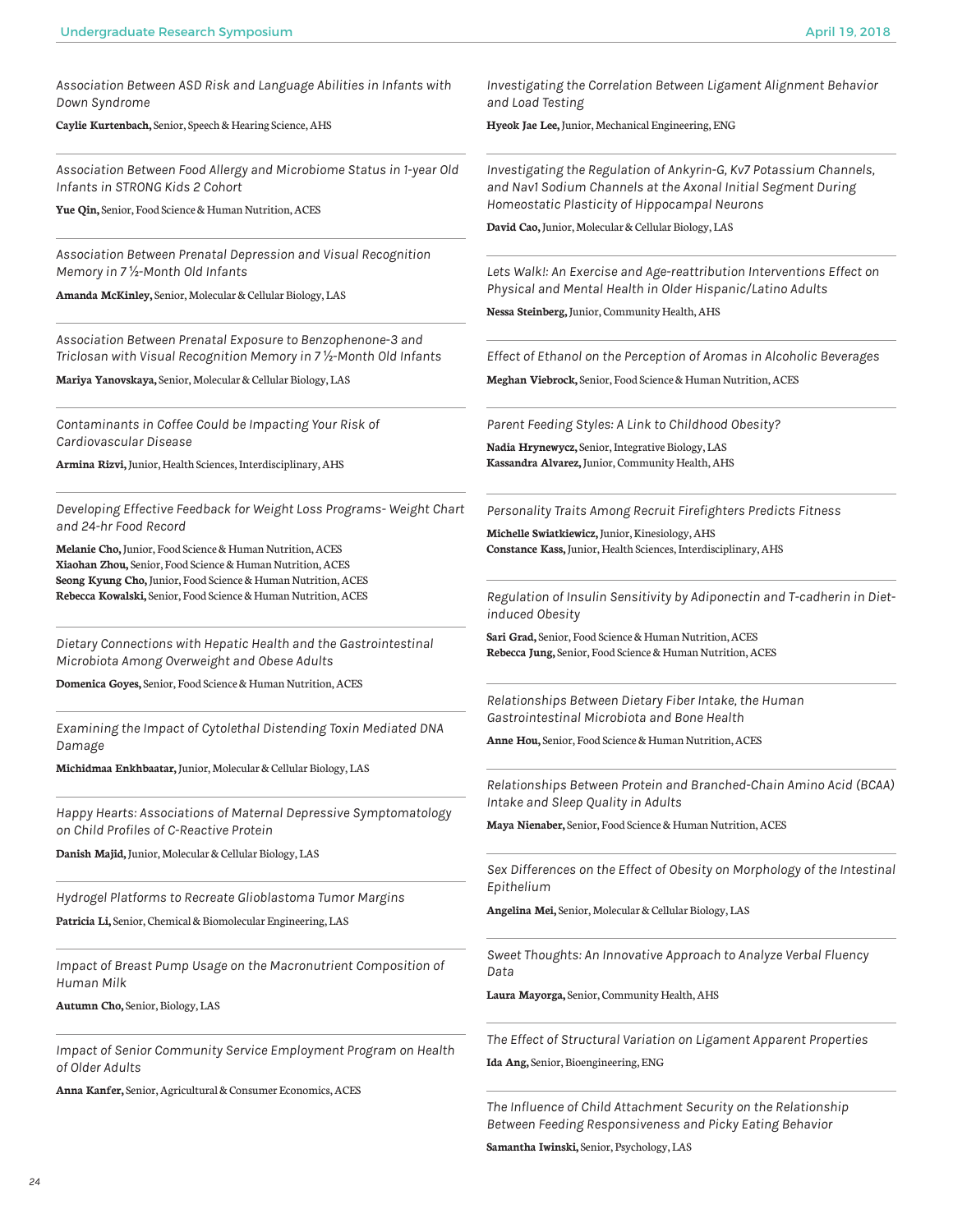*Association Between ASD Risk and Language Abilities in Infants with Down Syndrome*

**Caylie Kurtenbach,** Senior, Speech & Hearing Science, AHS

---

*Association Between Food Allergy and Microbiome Status in 1-year Old Infants in STRONG Kids 2 Cohort*

**Yue Qin,** Senior, Food Science & Human Nutrition, ACES

---

*Association Between Prenatal Depression and Visual Recognition Memory in 7 ½-Month Old Infants*

**Amanda McKinley,** Senior, Molecular & Cellular Biology, LAS

---

*Association Between Prenatal Exposure to Benzophenone-3 and Triclosan with Visual Recognition Memory in 7 ½-Month Old Infants*

**Mariya Yanovskaya,** Senior, Molecular & Cellular Biology, LAS

---

*Contaminants in Coffee Could be Impacting Your Risk of Cardiovascular Disease*

**Armina Rizvi,** Junior, Health Sciences, Interdisciplinary, AHS

---

*Developing Effective Feedback for Weight Loss Programs- Weight Chart and 24-hr Food Record*

**Melanie Cho,** Junior, Food Science & Human Nutrition, ACES
**Xiaohan Zhou,** Senior, Food Science & Human Nutrition, ACES
**Seong Kyung Cho,** Junior, Food Science & Human Nutrition, ACES
**Rebecca Kowalski,** Senior, Food Science & Human Nutrition, ACES

---

*Dietary Connections with Hepatic Health and the Gastrointestinal Microbiota Among Overweight and Obese Adults*

**Domenica Goyes,** Senior, Food Science & Human Nutrition, ACES

---

*Examining the Impact of Cytolethal Distending Toxin Mediated DNA Damage*

**Michidmaa Enkhbaatar,** Junior, Molecular & Cellular Biology, LAS

---

*Happy Hearts: Associations of Maternal Depressive Symptomatology on Child Profiles of C-Reactive Protein*

**Danish Majid,** Junior, Molecular & Cellular Biology, LAS

---

*Hydrogel Platforms to Recreate Glioblastoma Tumor Margins*

**Patricia Li,** Senior, Chemical & Biomolecular Engineering, LAS

---

*Impact of Breast Pump Usage on the Macronutrient Composition of Human Milk*

**Autumn Cho,** Senior, Biology, LAS

---

*Impact of Senior Community Service Employment Program on Health of Older Adults*

**Anna Kanfer,** Senior, Agricultural & Consumer Economics, ACES

---

*Investigating the Correlation Between Ligament Alignment Behavior and Load Testing*

**Hyeok Jae Lee,** Junior, Mechanical Engineering, ENG

---

*Investigating the Regulation of Ankyrin-G, Kv7 Potassium Channels, and Nav1 Sodium Channels at the Axonal Initial Segment During Homeostatic Plasticity of Hippocampal Neurons*

**David Cao,** Junior, Molecular & Cellular Biology, LAS

---

*Lets Walk!: An Exercise and Age-reattribution Interventions Effect on Physical and Mental Health in Older Hispanic/Latino Adults*

**Nessa Steinberg,** Junior, Community Health, AHS

---

*Effect of Ethanol on the Perception of Aromas in Alcoholic Beverages*

**Meghan Viebrock,** Senior, Food Science & Human Nutrition, ACES

---

*Parent Feeding Styles: A Link to Childhood Obesity?*

**Nadia Hrynewycz,** Senior, Integrative Biology, LAS
**Kassandra Alvarez,** Junior, Community Health, AHS

---

*Personality Traits Among Recruit Firefighters Predicts Fitness*

**Michelle Swiatkiewicz,** Junior, Kinesiology, AHS
**Constance Kass,** Junior, Health Sciences, Interdisciplinary, AHS

---

*Regulation of Insulin Sensitivity by Adiponectin and T-cadherin in Diet-induced Obesity*

**Sari Grad,** Senior, Food Science & Human Nutrition, ACES
**Rebecca Jung,** Senior, Food Science & Human Nutrition, ACES

---

*Relationships Between Dietary Fiber Intake, the Human Gastrointestinal Microbiota and Bone Health*

**Anne Hou,** Senior, Food Science & Human Nutrition, ACES

---

*Relationships Between Protein and Branched-Chain Amino Acid (BCAA) Intake and Sleep Quality in Adults*

**Maya Nienaber,** Senior, Food Science & Human Nutrition, ACES

---

*Sex Differences on the Effect of Obesity on Morphology of the Intestinal Epithelium*

**Angelina Mei,** Senior, Molecular & Cellular Biology, LAS

---

*Sweet Thoughts: An Innovative Approach to Analyze Verbal Fluency Data*

**Laura Mayorga,** Senior, Community Health, AHS

---

*The Effect of Structural Variation on Ligament Apparent Properties*

**Ida Ang,** Senior, Bioengineering, ENG

---

*The Influence of Child Attachment Security on the Relationship Between Feeding Responsiveness and Picky Eating Behavior*

**Samantha Iwinski,** Senior, Psychology, LAS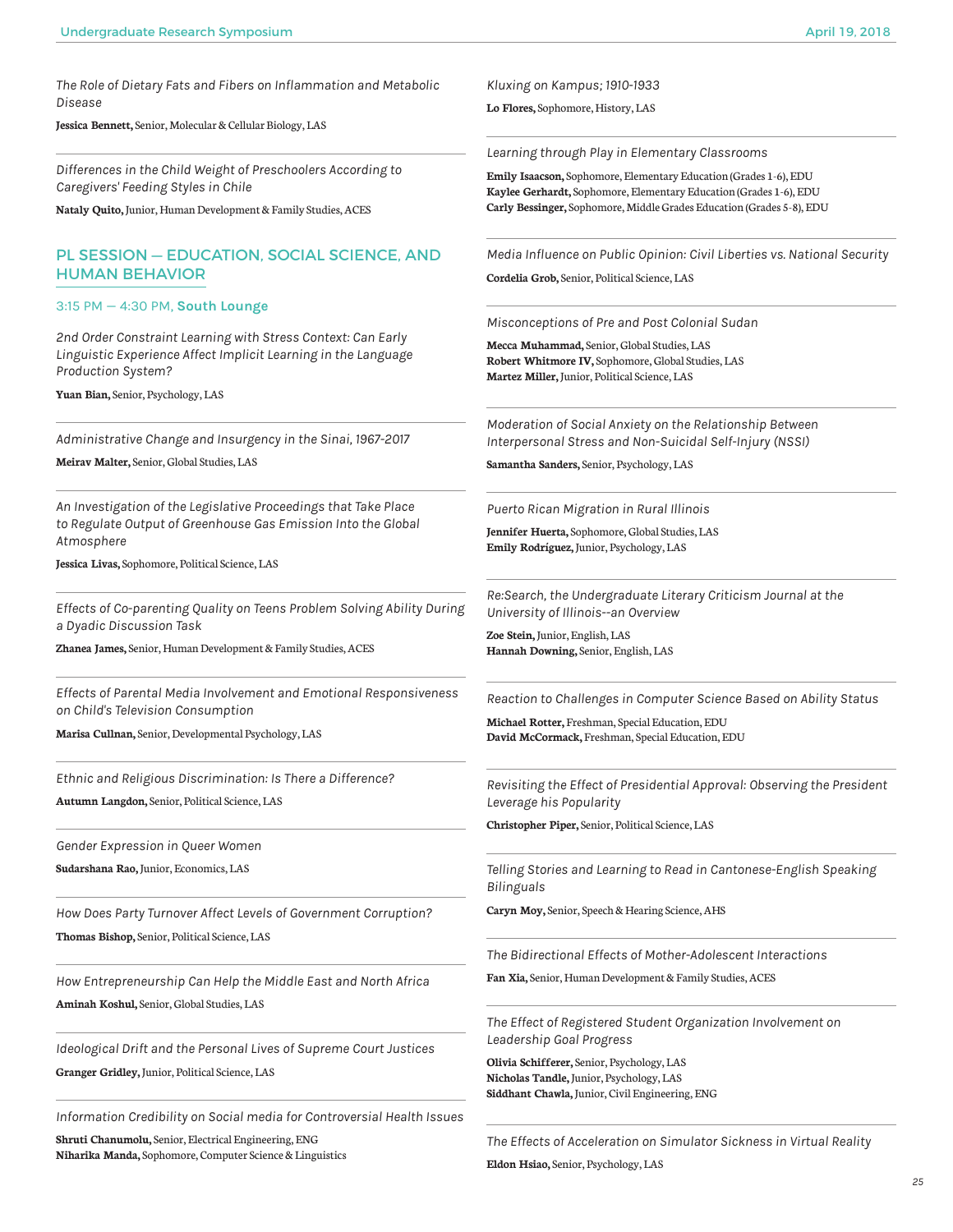*The Role of Dietary Fats and Fibers on Inflammation and Metabolic Disease*

**Jessica Bennett,** Senior, Molecular & Cellular Biology, LAS

---

*Differences in the Child Weight of Preschoolers According to Caregivers' Feeding Styles in Chile*

**Nataly Quito,** Junior, Human Development & Family Studies, ACES

## PL SESSION — EDUCATION, SOCIAL SCIENCE, AND HUMAN BEHAVIOR

3:15 PM — 4:30 PM, **South Lounge**

*2nd Order Constraint Learning with Stress Context: Can Early Linguistic Experience Affect Implicit Learning in the Language Production System?*

**Yuan Bian,** Senior, Psychology, LAS

---

*Administrative Change and Insurgency in the Sinai, 1967-2017*

**Meirav Malter,** Senior, Global Studies, LAS

---

*An Investigation of the Legislative Proceedings that Take Place to Regulate Output of Greenhouse Gas Emission Into the Global Atmosphere*

**Jessica Livas,** Sophomore, Political Science, LAS

---

*Effects of Co-parenting Quality on Teens Problem Solving Ability During a Dyadic Discussion Task*

**Zhanea James,** Senior, Human Development & Family Studies, ACES

---

*Effects of Parental Media Involvement and Emotional Responsiveness on Child's Television Consumption*

**Marisa Cullnan,** Senior, Developmental Psychology, LAS

---

*Ethnic and Religious Discrimination: Is There a Difference?*

**Autumn Langdon,** Senior, Political Science, LAS

---

*Gender Expression in Queer Women*

**Sudarshana Rao,** Junior, Economics, LAS

---

*How Does Party Turnover Affect Levels of Government Corruption?*

**Thomas Bishop,** Senior, Political Science, LAS

---

*How Entrepreneurship Can Help the Middle East and North Africa*

**Aminah Koshul,** Senior, Global Studies, LAS

---

*Ideological Drift and the Personal Lives of Supreme Court Justices*

**Granger Gridley,** Junior, Political Science, LAS

---

*Information Credibility on Social media for Controversial Health Issues*

**Shruti Chanumolu,** Senior, Electrical Engineering, ENG
**Niharika Manda,** Sophomore, Computer Science & Linguistics

---

*Kluxing on Kampus; 1910-1933*

**Lo Flores,** Sophomore, History, LAS

---

*Learning through Play in Elementary Classrooms*

**Emily Isaacson,** Sophomore, Elementary Education (Grades 1-6), EDU
**Kaylee Gerhardt,** Sophomore, Elementary Education (Grades 1-6), EDU
**Carly Bessinger,** Sophomore, Middle Grades Education (Grades 5-8), EDU

---

*Media Influence on Public Opinion: Civil Liberties vs. National Security*

**Cordelia Grob,** Senior, Political Science, LAS

---

*Misconceptions of Pre and Post Colonial Sudan*

**Mecca Muhammad,** Senior, Global Studies, LAS
**Robert Whitmore IV,** Sophomore, Global Studies, LAS
**Martez Miller,** Junior, Political Science, LAS

---

*Moderation of Social Anxiety on the Relationship Between Interpersonal Stress and Non-Suicidal Self-Injury (NSSI)*

**Samantha Sanders,** Senior, Psychology, LAS

---

*Puerto Rican Migration in Rural Illinois*

**Jennifer Huerta,** Sophomore, Global Studies, LAS
**Emily Rodríguez,** Junior, Psychology, LAS

---

*Re:Search, the Undergraduate Literary Criticism Journal at the University of Illinois--an Overview*

**Zoe Stein,** Junior, English, LAS
**Hannah Downing,** Senior, English, LAS

---

*Reaction to Challenges in Computer Science Based on Ability Status*

**Michael Rotter,** Freshman, Special Education, EDU
**David McCormack,** Freshman, Special Education, EDU

---

*Revisiting the Effect of Presidential Approval: Observing the President Leverage his Popularity*

**Christopher Piper,** Senior, Political Science, LAS

---

*Telling Stories and Learning to Read in Cantonese-English Speaking Bilinguals*

**Caryn Moy,** Senior, Speech & Hearing Science, AHS

---

*The Bidirectional Effects of Mother-Adolescent Interactions*

**Fan Xia,** Senior, Human Development & Family Studies, ACES

---

*The Effect of Registered Student Organization Involvement on Leadership Goal Progress*

**Olivia Schifferer,** Senior, Psychology, LAS
**Nicholas Tandle,** Junior, Psychology, LAS
**Siddhant Chawla,** Junior, Civil Engineering, ENG

---

*The Effects of Acceleration on Simulator Sickness in Virtual Reality*

**Eldon Hsiao,** Senior, Psychology, LAS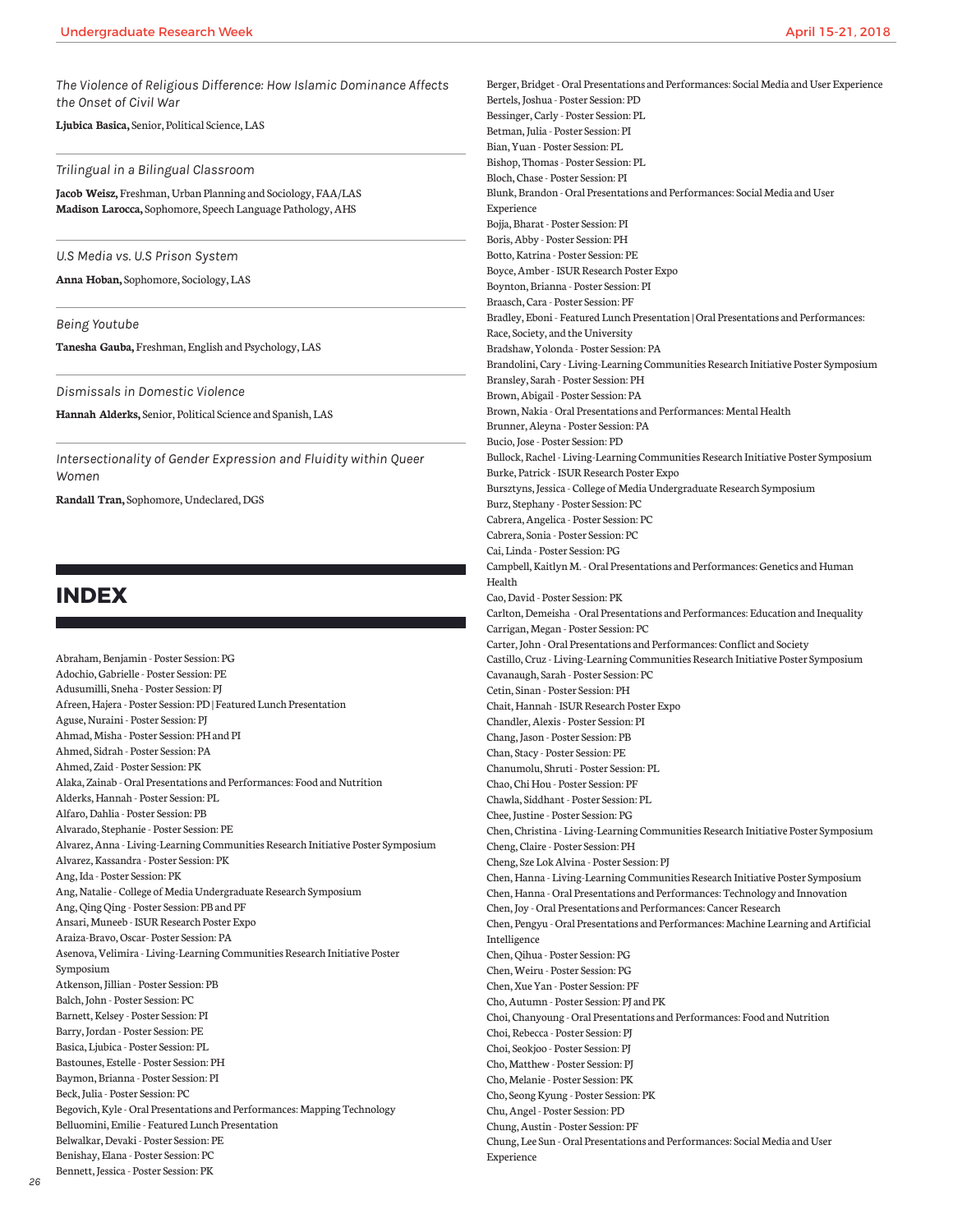*The Violence of Religious Difference: How Islamic Dominance Affects the Onset of Civil War*

**Ljubica Basica,** Senior, Political Science, LAS

---

*Trilingual in a Bilingual Classroom*

**Jacob Weisz,** Freshman, Urban Planning and Sociology, FAA/LAS
**Madison Larocca,** Sophomore, Speech Language Pathology, AHS

---

*U.S Media vs. U.S Prison System*

**Anna Hoban,** Sophomore, Sociology, LAS

---

*Being Youtube*

**Tanesha Gauba,** Freshman, English and Psychology, LAS

---

*Dismissals in Domestic Violence*

**Hannah Alderks,** Senior, Political Science and Spanish, LAS

---

*Intersectionality of Gender Expression and Fluidity within Queer Women*

**Randall Tran,** Sophomore, Undeclared, DGS

# INDEX

Abraham, Benjamin - Poster Session: PG
Adochio, Gabrielle - Poster Session: PE
Adusumilli, Sneha - Poster Session: PJ
Afreen, Hajera - Poster Session: PD | Featured Lunch Presentation
Aguse, Nuraini - Poster Session: PJ
Ahmad, Misha - Poster Session: PH and PI
Ahmed, Sidrah - Poster Session: PA
Ahmed, Zaid - Poster Session: PK
Alaka, Zainab - Oral Presentations and Performances: Food and Nutrition
Alderks, Hannah - Poster Session: PL
Alfaro, Dahlia - Poster Session: PB
Alvarado, Stephanie - Poster Session: PE
Alvarez, Anna - Living-Learning Communities Research Initiative Poster Symposium
Alvarez, Kassandra - Poster Session: PK
Ang, Ida - Poster Session: PK
Ang, Natalie - College of Media Undergraduate Research Symposium
Ang, Qing Qing - Poster Session: PB and PF
Ansari, Muneeb - ISUR Research Poster Expo
Araiza-Bravo, Oscar- Poster Session: PA
Asenova, Velimira - Living-Learning Communities Research Initiative Poster Symposium
Atkenson, Jillian - Poster Session: PB
Balch, John - Poster Session: PC
Barnett, Kelsey - Poster Session: PI
Barry, Jordan - Poster Session: PE
Basica, Ljubica - Poster Session: PL
Bastounes, Estelle - Poster Session: PH
Baymon, Brianna - Poster Session: PI
Beck, Julia - Poster Session: PC
Begovich, Kyle - Oral Presentations and Performances: Mapping Technology
Belluomini, Emilie - Featured Lunch Presentation
Belwalkar, Devaki - Poster Session: PE
Benishay, Elana - Poster Session: PC
Bennett, Jessica - Poster Session: PK
Berger, Bridget - Oral Presentations and Performances: Social Media and User Experience
Bertels, Joshua - Poster Session: PD
Bessinger, Carly - Poster Session: PL
Betman, Julia - Poster Session: PI
Bian, Yuan - Poster Session: PL
Bishop, Thomas - Poster Session: PL
Bloch, Chase - Poster Session: PI
Blunk, Brandon - Oral Presentations and Performances: Social Media and User Experience
Bojja, Bharat - Poster Session: PI
Boris, Abby - Poster Session: PH
Botto, Katrina - Poster Session: PE
Boyce, Amber - ISUR Research Poster Expo
Boynton, Brianna - Poster Session: PI
Braasch, Cara - Poster Session: PF
Bradley, Eboni - Featured Lunch Presentation | Oral Presentations and Performances: Race, Society, and the University
Bradshaw, Yolonda - Poster Session: PA
Brandolini, Cary - Living-Learning Communities Research Initiative Poster Symposium
Bransley, Sarah - Poster Session: PH
Brown, Abigail - Poster Session: PA
Brown, Nakia - Oral Presentations and Performances: Mental Health
Brunner, Aleyna - Poster Session: PA
Bucio, Jose - Poster Session: PD
Bullock, Rachel - Living-Learning Communities Research Initiative Poster Symposium
Burke, Patrick - ISUR Research Poster Expo
Bursztyns, Jessica - College of Media Undergraduate Research Symposium
Burz, Stephany - Poster Session: PC
Cabrera, Angelica - Poster Session: PC
Cabrera, Sonia - Poster Session: PC
Cai, Linda - Poster Session: PG
Campbell, Kaitlyn M. - Oral Presentations and Performances: Genetics and Human Health
Cao, David - Poster Session: PK
Carlton, Demeisha - Oral Presentations and Performances: Education and Inequality
Carrigan, Megan - Poster Session: PC
Carter, John - Oral Presentations and Performances: Conflict and Society
Castillo, Cruz - Living-Learning Communities Research Initiative Poster Symposium
Cavanaugh, Sarah - Poster Session: PC
Cetin, Sinan - Poster Session: PH
Chait, Hannah - ISUR Research Poster Expo
Chandler, Alexis - Poster Session: PI
Chang, Jason - Poster Session: PB
Chan, Stacy - Poster Session: PE
Chanumolu, Shruti - Poster Session: PL
Chao, Chi Hou - Poster Session: PF
Chawla, Siddhant - Poster Session: PL
Chee, Justine - Poster Session: PG
Chen, Christina - Living-Learning Communities Research Initiative Poster Symposium
Cheng, Claire - Poster Session: PH
Cheng, Sze Lok Alvina - Poster Session: PJ
Chen, Hanna - Living-Learning Communities Research Initiative Poster Symposium
Chen, Hanna - Oral Presentations and Performances: Technology and Innovation
Chen, Joy - Oral Presentations and Performances: Cancer Research
Chen, Pengyu - Oral Presentations and Performances: Machine Learning and Artificial Intelligence
Chen, Qihua - Poster Session: PG
Chen, Weiru - Poster Session: PG
Chen, Xue Yan - Poster Session: PF
Cho, Autumn - Poster Session: PJ and PK
Choi, Chanyoung - Oral Presentations and Performances: Food and Nutrition
Choi, Rebecca - Poster Session: PJ
Choi, Seokjoo - Poster Session: PJ
Cho, Matthew - Poster Session: PJ
Cho, Melanie - Poster Session: PK
Cho, Seong Kyung - Poster Session: PK
Chu, Angel - Poster Session: PD
Chung, Austin - Poster Session: PF
Chung, Lee Sun - Oral Presentations and Performances: Social Media and User Experience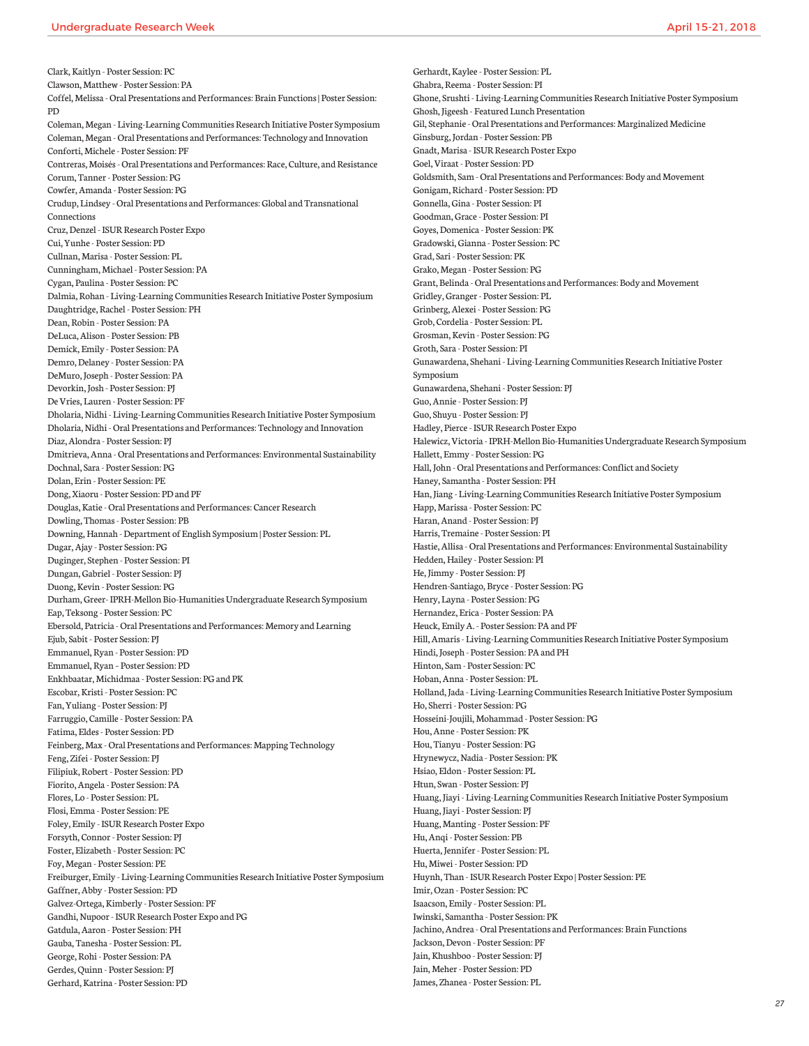Clark, Kaitlyn - Poster Session: PC
Clawson, Matthew - Poster Session: PA
Coffel, Melissa - Oral Presentations and Performances: Brain Functions | Poster Session: PD
Coleman, Megan - Living-Learning Communities Research Initiative Poster Symposium
Coleman, Megan - Oral Presentations and Performances: Technology and Innovation
Conforti, Michele - Poster Session: PF
Contreras, Moisés - Oral Presentations and Performances: Race, Culture, and Resistance
Corum, Tanner - Poster Session: PG
Cowfer, Amanda - Poster Session: PG
Crudup, Lindsey - Oral Presentations and Performances: Global and Transnational Connections
Cruz, Denzel - ISUR Research Poster Expo
Cui, Yunhe - Poster Session: PD
Cullnan, Marisa - Poster Session: PL
Cunningham, Michael - Poster Session: PA
Cygan, Paulina - Poster Session: PC
Dalmia, Rohan - Living-Learning Communities Research Initiative Poster Symposium
Daughtridge, Rachel - Poster Session: PH
Dean, Robin - Poster Session: PA
DeLuca, Alison - Poster Session: PB
Demick, Emily - Poster Session: PA
Demro, Delaney - Poster Session: PA
DeMuro, Joseph - Poster Session: PA
Devorkin, Josh - Poster Session: PJ
De Vries, Lauren - Poster Session: PF
Dholaria, Nidhi - Living-Learning Communities Research Initiative Poster Symposium
Dholaria, Nidhi - Oral Presentations and Performances: Technology and Innovation
Diaz, Alondra - Poster Session: PJ
Dmitrieva, Anna - Oral Presentations and Performances: Environmental Sustainability
Dochnal, Sara - Poster Session: PG
Dolan, Erin - Poster Session: PE
Dong, Xiaoru - Poster Session: PD and PF
Douglas, Katie - Oral Presentations and Performances: Cancer Research
Dowling, Thomas - Poster Session: PB
Downing, Hannah - Department of English Symposium | Poster Session: PL
Dugar, Ajay - Poster Session: PG
Duginger, Stephen - Poster Session: PI
Dungan, Gabriel - Poster Session: PJ
Duong, Kevin - Poster Session: PG
Durham, Greer- IPRH-Mellon Bio-Humanities Undergraduate Research Symposium
Eap, Teksong - Poster Session: PC
Ebersold, Patricia - Oral Presentations and Performances: Memory and Learning
Ejub, Sabit - Poster Session: PJ
Emmanuel, Ryan - Poster Session: PD
Emmanuel, Ryan – Poster Session: PD
Enkhbaatar, Michidmaa - Poster Session: PG and PK
Escobar, Kristi - Poster Session: PC
Fan, Yuliang - Poster Session: PJ
Farruggio, Camille - Poster Session: PA
Fatima, Eldes - Poster Session: PD
Feinberg, Max - Oral Presentations and Performances: Mapping Technology
Feng, Zifei - Poster Session: PJ
Filipiuk, Robert - Poster Session: PD
Fiorito, Angela - Poster Session: PA
Flores, Lo - Poster Session: PL
Flosi, Emma - Poster Session: PE
Foley, Emily - ISUR Research Poster Expo
Forsyth, Connor - Poster Session: PJ
Foster, Elizabeth - Poster Session: PC
Foy, Megan - Poster Session: PE
Freiburger, Emily - Living-Learning Communities Research Initiative Poster Symposium
Gaffner, Abby - Poster Session: PD
Galvez-Ortega, Kimberly - Poster Session: PF
Gandhi, Nupoor - ISUR Research Poster Expo and PG
Gatdula, Aaron - Poster Session: PH
Gauba, Tanesha - Poster Session: PL
George, Rohi - Poster Session: PA
Gerdes, Quinn - Poster Session: PJ
Gerhard, Katrina - Poster Session: PD
Gerhardt, Kaylee - Poster Session: PL
Ghabra, Reema - Poster Session: PI
Ghone, Srushti - Living-Learning Communities Research Initiative Poster Symposium
Ghosh, Jigeesh - Featured Lunch Presentation
Gil, Stephanie - Oral Presentations and Performances: Marginalized Medicine
Ginsburg, Jordan - Poster Session: PB
Gnadt, Marisa - ISUR Research Poster Expo
Goel, Viraat - Poster Session: PD
Goldsmith, Sam - Oral Presentations and Performances: Body and Movement
Gonigam, Richard - Poster Session: PD
Gonnella, Gina - Poster Session: PI
Goodman, Grace - Poster Session: PI
Goyes, Domenica - Poster Session: PK
Gradowski, Gianna - Poster Session: PC
Grad, Sari - Poster Session: PK
Grako, Megan - Poster Session: PG
Grant, Belinda - Oral Presentations and Performances: Body and Movement
Gridley, Granger - Poster Session: PL
Grinberg, Alexei - Poster Session: PG
Grob, Cordelia - Poster Session: PL
Grosman, Kevin - Poster Session: PG
Groth, Sara - Poster Session: PI
Gunawardena, Shehani - Living-Learning Communities Research Initiative Poster Symposium
Gunawardena, Shehani - Poster Session: PJ
Guo, Annie - Poster Session: PJ
Guo, Shuyu - Poster Session: PJ
Hadley, Pierce - ISUR Research Poster Expo
Halewicz, Victoria - IPRH-Mellon Bio-Humanities Undergraduate Research Symposium
Hallett, Emmy - Poster Session: PG
Hall, John - Oral Presentations and Performances: Conflict and Society
Haney, Samantha - Poster Session: PH
Han, Jiang - Living-Learning Communities Research Initiative Poster Symposium
Happ, Marissa - Poster Session: PC
Haran, Anand - Poster Session: PJ
Harris, Tremaine - Poster Session: PI
Hastie, Allisa - Oral Presentations and Performances: Environmental Sustainability
Hedden, Hailey - Poster Session: PI
He, Jimmy - Poster Session: PJ
Hendren-Santiago, Bryce - Poster Session: PG
Henry, Layna - Poster Session: PG
Hernandez, Erica - Poster Session: PA
Heuck, Emily A. - Poster Session: PA and PF
Hill, Amaris - Living-Learning Communities Research Initiative Poster Symposium
Hindi, Joseph - Poster Session: PA and PH
Hinton, Sam - Poster Session: PC
Hoban, Anna - Poster Session: PL
Holland, Jada - Living-Learning Communities Research Initiative Poster Symposium
Ho, Sherri - Poster Session: PG
Hosseini-Joujili, Mohammad - Poster Session: PG
Hou, Anne - Poster Session: PK
Hou, Tianyu - Poster Session: PG
Hrynewycz, Nadia - Poster Session: PK
Hsiao, Eldon - Poster Session: PL
Htun, Swan - Poster Session: PJ
Huang, Jiayi - Living-Learning Communities Research Initiative Poster Symposium
Huang, Jiayi - Poster Session: PJ
Huang, Manting - Poster Session: PF
Hu, Anqi - Poster Session: PB
Huerta, Jennifer - Poster Session: PL
Hu, Miwei - Poster Session: PD
Huynh, Than - ISUR Research Poster Expo | Poster Session: PE
Imir, Ozan - Poster Session: PC
Isaacson, Emily - Poster Session: PL
Iwinski, Samantha - Poster Session: PK
Jachino, Andrea - Oral Presentations and Performances: Brain Functions
Jackson, Devon - Poster Session: PF
Jain, Khushboo - Poster Session: PJ
Jain, Meher - Poster Session: PD
James, Zhanea - Poster Session: PL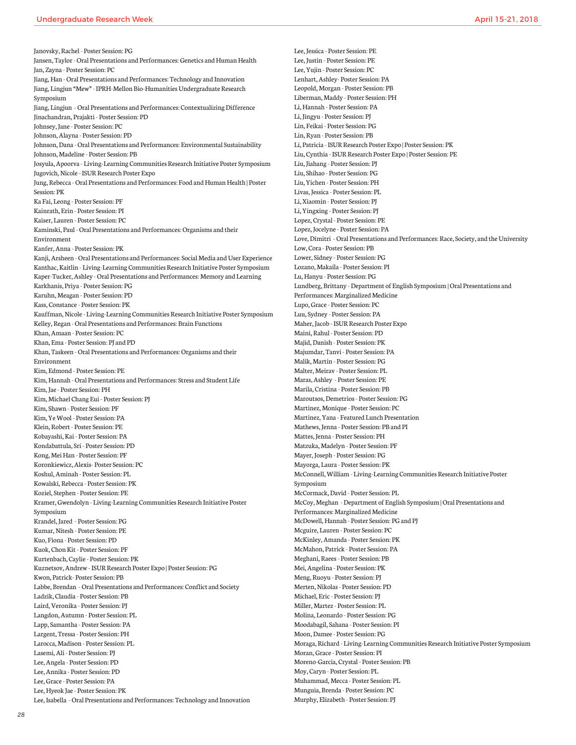Janovsky, Rachel - Poster Session: PG
Jansen, Taylor - Oral Presentations and Performances: Genetics and Human Health
Jan, Zayna - Poster Session: PC
Jiang, Han - Oral Presentations and Performances: Technology and Innovation
Jiang, Lingjun "Mew" - IPRH-Mellon Bio-Humanities Undergraduate Research Symposium
Jiang, Lingjun - Oral Presentations and Performances: Contextualizing Difference
Jinachandran, Prajakti - Poster Session: PD
Johnsey, Jane - Poster Session: PC
Johnson, Alayna - Poster Session: PD
Johnson, Dana - Oral Presentations and Performances: Environmental Sustainability
Johnson, Madeline - Poster Session: PB
Josyula, Apoorva - Living-Learning Communities Research Initiative Poster Symposium
Jugovich, Nicole - ISUR Research Poster Expo
Jung, Rebecca - Oral Presentations and Performances: Food and Human Health | Poster Session: PK
Ka Fai, Leong - Poster Session: PF
Kainrath, Erin - Poster Session: PI
Kaiser, Lauren - Poster Session: PC
Kaminski, Paul - Oral Presentations and Performances: Organisms and their Environment
Kanfer, Anna - Poster Session: PK
Kanji, Arsheen - Oral Presentations and Performances: Social Media and User Experience
Kanthac, Kaitlin - Living-Learning Communities Research Initiative Poster Symposium
Kaper-Tucker, Ashley - Oral Presentations and Performances: Memory and Learning
Karkhanis, Priya - Poster Session: PG
Karuhn, Meagan - Poster Session: PD
Kass, Constance - Poster Session: PK
Kauffman, Nicole - Living-Learning Communities Research Initiative Poster Symposium
Kelley, Regan - Oral Presentations and Performances: Brain Functions
Khan, Amaan - Poster Session: PC
Khan, Ema - Poster Session: PJ and PD
Khan, Taskeen - Oral Presentations and Performances: Organisms and their Environment
Kim, Edmond - Poster Session: PE
Kim, Hannah - Oral Presentations and Performances: Stress and Student Life
Kim, Jae - Poster Session: PH
Kim, Michael Chang Eui - Poster Session: PJ
Kim, Shawn - Poster Session: PF
Kim, Ye Wool - Poster Session: PA
Klein, Robert - Poster Session: PE
Kobayashi, Kai - Poster Session: PA
Kondabattula, Sri - Poster Session: PD
Kong, Mei Han - Poster Session: PF
Koronkiewicz, Alexis- Poster Session: PC
Koshul, Aminah - Poster Session: PL
Kowalski, Rebecca - Poster Session: PK
Koziel, Stephen - Poster Session: PE
Kramer, Gwendolyn - Living-Learning Communities Research Initiative Poster Symposium
Krandel, Jared - Poster Session: PG
Kumar, Nitesh - Poster Session: PE
Kuo, Fiona - Poster Session: PD
Kuok, Chon Kit - Poster Session: PF
Kurtenbach, Caylie - Poster Session: PK
Kuznetsov, Andrew - ISUR Research Poster Expo | Poster Session: PG
Kwon, Patrick- Poster Session: PB
Labbe, Brendan - Oral Presentations and Performances: Conflict and Society
Ladzik, Claudia - Poster Session: PB
Laird, Veronika - Poster Session: PJ
Langdon, Autumn - Poster Session: PL
Lapp, Samantha - Poster Session: PA
Largent, Tressa - Poster Session: PH
Larocca, Madison - Poster Session: PL
Lasemi, Ali - Poster Session: PJ
Lee, Angela - Poster Session: PD
Lee, Annika - Poster Session: PD
Lee, Grace - Poster Session: PA
Lee, Hyeok Jae - Poster Session: PK
Lee, Isabella - Oral Presentations and Performances: Technology and Innovation
Lee, Jessica - Poster Session: PE
Lee, Justin - Poster Session: PE
Lee, Yujin - Poster Session: PC
Lenhart, Ashley- Poster Session: PA
Leopold, Morgan - Poster Session: PB
Liberman, Maddy - Poster Session: PH
Li, Hannah - Poster Session: PA
Li, Jingyu - Poster Session: PJ
Lin, Feikai - Poster Session: PG
Lin, Ryan - Poster Session: PB
Li, Patricia - ISUR Research Poster Expo | Poster Session: PK
Liu, Cynthia - ISUR Research Poster Expo | Poster Session: PE
Liu, Jiahang - Poster Session: PJ
Liu, Shihao - Poster Session: PG
Liu, Yichen - Poster Session: PH
Livas, Jessica - Poster Session: PL
Li, Xiaomin - Poster Session: PJ
Li, Yingxing - Poster Session: PJ
Lopez, Crystal - Poster Session: PE
Lopez, Jocelyne - Poster Session: PA
Love, Dimitri - Oral Presentations and Performances: Race, Society, and the University
Low, Cora - Poster Session: PB
Lower, Sidney - Poster Session: PG
Lozano, Makaila - Poster Session: PI
Lu, Hanyu - Poster Session: PG
Lundberg, Brittany - Department of English Symposium | Oral Presentations and Performances: Marginalized Medicine
Lupo, Grace - Poster Session: PC
Luu, Sydney - Poster Session: PA
Maher, Jacob - ISUR Research Poster Expo
Maini, Rahul - Poster Session: PD
Majid, Danish - Poster Session: PK
Majumdar, Tanvi - Poster Session: PA
Malik, Martin - Poster Session: PG
Malter, Meirav - Poster Session: PL
Maras, Ashley - Poster Session: PE
Marila, Cristina - Poster Session: PB
Maroutsos, Demetrios - Poster Session: PG
Martinez, Monique - Poster Session: PC
Martinez, Yana - Featured Lunch Presentation
Mathews, Jenna - Poster Session: PB and PI
Mattes, Jenna - Poster Session: PH
Matzuka, Madelyn - Poster Session: PF
Mayer, Joseph - Poster Session: PG
Mayorga, Laura - Poster Session: PK
McConnell, William - Living-Learning Communities Research Initiative Poster Symposium
McCormack, David - Poster Session: PL
McCoy, Meghan - Department of English Symposium | Oral Presentations and Performances: Marginalized Medicine
McDowell, Hannah - Poster Session: PG and PJ
Mcguire, Lauren - Poster Session: PC
McKinley, Amanda - Poster Session: PK
McMahon, Patrick - Poster Session: PA
Meghani, Raees - Poster Session: PB
Mei, Angelina - Poster Session: PK
Meng, Ruoyu - Poster Session: PJ
Merten, Nikolas - Poster Session: PD
Michael, Eric - Poster Session: PJ
Miller, Martez - Poster Session: PL
Molina, Leonardo - Poster Session: PG
Moodabagil, Sahana - Poster Session: PI
Moon, Damee - Poster Session: PG
Moraga, Richard - Living-Learning Communities Research Initiative Poster Symposium
Moran, Grace - Poster Session: PI
Moreno-Garcia, Crystal - Poster Session: PB
Moy, Caryn - Poster Session: PL
Muhammad, Mecca - Poster Session: PL
Munguia, Brenda - Poster Session: PC
Murphy, Elizabeth - Poster Session: PJ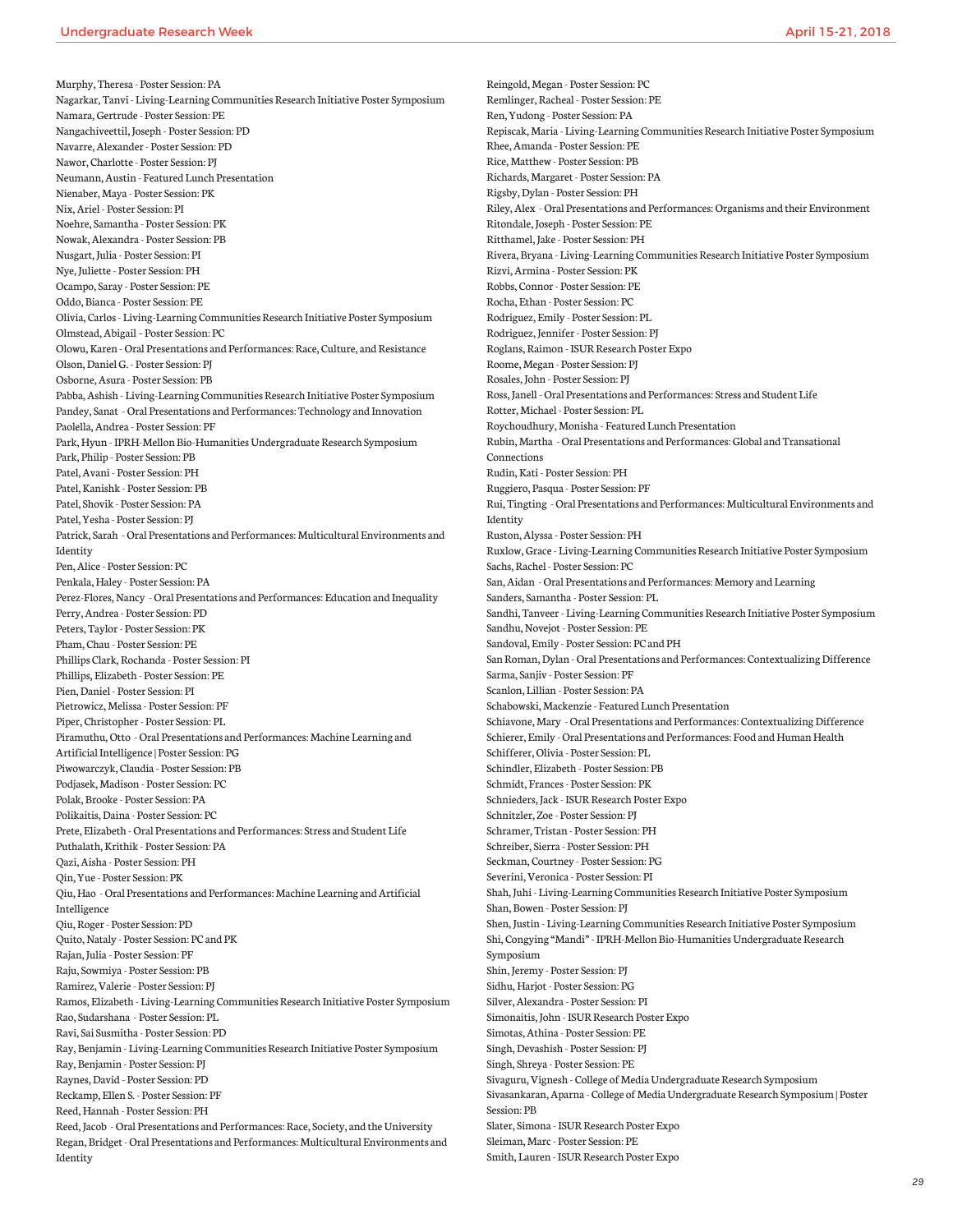Murphy, Theresa - Poster Session: PA
Nagarkar, Tanvi - Living-Learning Communities Research Initiative Poster Symposium
Namara, Gertrude - Poster Session: PE
Nangachiveettil, Joseph - Poster Session: PD
Navarre, Alexander - Poster Session: PD
Nawor, Charlotte - Poster Session: PJ
Neumann, Austin - Featured Lunch Presentation
Nienaber, Maya - Poster Session: PK
Nix, Ariel - Poster Session: PI
Noehre, Samantha - Poster Session: PK
Nowak, Alexandra - Poster Session: PB
Nusgart, Julia - Poster Session: PI
Nye, Juliette - Poster Session: PH
Ocampo, Saray - Poster Session: PE
Oddo, Bianca - Poster Session: PE
Olivia, Carlos - Living-Learning Communities Research Initiative Poster Symposium
Olmstead, Abigail – Poster Session: PC
Olowu, Karen - Oral Presentations and Performances: Race, Culture, and Resistance
Olson, Daniel G. - Poster Session: PJ
Osborne, Asura - Poster Session: PB
Pabba, Ashish - Living-Learning Communities Research Initiative Poster Symposium
Pandey, Sanat - Oral Presentations and Performances: Technology and Innovation
Paolella, Andrea - Poster Session: PF
Park, Hyun - IPRH-Mellon Bio-Humanities Undergraduate Research Symposium
Park, Philip - Poster Session: PB
Patel, Avani - Poster Session: PH
Patel, Kanishk - Poster Session: PB
Patel, Shovik - Poster Session: PA
Patel, Yesha - Poster Session: PJ
Patrick, Sarah - Oral Presentations and Performances: Multicultural Environments and Identity
Pen, Alice - Poster Session: PC
Penkala, Haley - Poster Session: PA
Perez-Flores, Nancy - Oral Presentations and Performances: Education and Inequality
Perry, Andrea - Poster Session: PD
Peters, Taylor - Poster Session: PK
Pham, Chau - Poster Session: PE
Phillips Clark, Rochanda - Poster Session: PI
Phillips, Elizabeth - Poster Session: PE
Pien, Daniel - Poster Session: PI
Pietrowicz, Melissa - Poster Session: PF
Piper, Christopher - Poster Session: PL
Piramuthu, Otto - Oral Presentations and Performances: Machine Learning and Artificial Intelligence | Poster Session: PG
Piwowarczyk, Claudia - Poster Session: PB
Podjasek, Madison - Poster Session: PC
Polak, Brooke - Poster Session: PA
Polikaitis, Daina - Poster Session: PC
Prete, Elizabeth - Oral Presentations and Performances: Stress and Student Life
Puthalath, Krithik - Poster Session: PA
Qazi, Aisha - Poster Session: PH
Qin, Yue - Poster Session: PK
Qiu, Hao - Oral Presentations and Performances: Machine Learning and Artificial Intelligence
Qiu, Roger - Poster Session: PD
Quito, Nataly - Poster Session: PC and PK
Rajan, Julia - Poster Session: PF
Raju, Sowmiya - Poster Session: PB
Ramirez, Valerie - Poster Session: PJ
Ramos, Elizabeth - Living-Learning Communities Research Initiative Poster Symposium
Rao, Sudarshana - Poster Session: PL
Ravi, Sai Susmitha - Poster Session: PD
Ray, Benjamin - Living-Learning Communities Research Initiative Poster Symposium
Ray, Benjamin - Poster Session: PJ
Raynes, David - Poster Session: PD
Reckamp, Ellen S. - Poster Session: PF
Reed, Hannah - Poster Session: PH
Reed, Jacob - Oral Presentations and Performances: Race, Society, and the University
Regan, Bridget - Oral Presentations and Performances: Multicultural Environments and Identity
Reingold, Megan - Poster Session: PC
Remlinger, Racheal - Poster Session: PE
Ren, Yudong - Poster Session: PA
Repiscak, Maria - Living-Learning Communities Research Initiative Poster Symposium
Rhee, Amanda - Poster Session: PE
Rice, Matthew - Poster Session: PB
Richards, Margaret - Poster Session: PA
Rigsby, Dylan - Poster Session: PH
Riley, Alex - Oral Presentations and Performances: Organisms and their Environment
Ritondale, Joseph - Poster Session: PE
Ritthamel, Jake - Poster Session: PH
Rivera, Bryana - Living-Learning Communities Research Initiative Poster Symposium
Rizvi, Armina - Poster Session: PK
Robbs, Connor - Poster Session: PE
Rocha, Ethan - Poster Session: PC
Rodriguez, Emily - Poster Session: PL
Rodriguez, Jennifer - Poster Session: PJ
Roglans, Raimon - ISUR Research Poster Expo
Roome, Megan - Poster Session: PJ
Rosales, John - Poster Session: PJ
Ross, Janell - Oral Presentations and Performances: Stress and Student Life
Rotter, Michael - Poster Session: PL
Roychoudhury, Monisha - Featured Lunch Presentation
Rubin, Martha - Oral Presentations and Performances: Global and Transational Connections
Rudin, Kati - Poster Session: PH
Ruggiero, Pasqua - Poster Session: PF
Rui, Tingting - Oral Presentations and Performances: Multicultural Environments and Identity
Ruston, Alyssa - Poster Session: PH
Ruxlow, Grace - Living-Learning Communities Research Initiative Poster Symposium
Sachs, Rachel - Poster Session: PC
San, Aidan - Oral Presentations and Performances: Memory and Learning
Sanders, Samantha - Poster Session: PL
Sandhi, Tanveer - Living-Learning Communities Research Initiative Poster Symposium
Sandhu, Novejot - Poster Session: PE
Sandoval, Emily - Poster Session: PC and PH
San Roman, Dylan - Oral Presentations and Performances: Contextualizing Difference
Sarma, Sanjiv - Poster Session: PF
Scanlon, Lillian - Poster Session: PA
Schabowski, Mackenzie - Featured Lunch Presentation
Schiavone, Mary - Oral Presentations and Performances: Contextualizing Difference
Schierer, Emily - Oral Presentations and Performances: Food and Human Health
Schifferer, Olivia - Poster Session: PL
Schindler, Elizabeth - Poster Session: PB
Schmidt, Frances - Poster Session: PK
Schnieders, Jack - ISUR Research Poster Expo
Schnitzler, Zoe - Poster Session: PJ
Schramer, Tristan - Poster Session: PH
Schreiber, Sierra - Poster Session: PH
Seckman, Courtney - Poster Session: PG
Severini, Veronica - Poster Session: PI
Shah, Juhi - Living-Learning Communities Research Initiative Poster Symposium
Shan, Bowen - Poster Session: PJ
Shen, Justin - Living-Learning Communities Research Initiative Poster Symposium
Shi, Congying "Mandi" - IPRH-Mellon Bio-Humanities Undergraduate Research Symposium
Shin, Jeremy - Poster Session: PJ
Sidhu, Harjot - Poster Session: PG
Silver, Alexandra - Poster Session: PI
Simonaitis, John - ISUR Research Poster Expo
Simotas, Athina - Poster Session: PE
Singh, Devashish - Poster Session: PJ
Singh, Shreya - Poster Session: PE
Sivaguru, Vignesh - College of Media Undergraduate Research Symposium
Sivasankaran, Aparna - College of Media Undergraduate Research Symposium | Poster Session: PB
Slater, Simona - ISUR Research Poster Expo
Sleiman, Marc - Poster Session: PE
Smith, Lauren - ISUR Research Poster Expo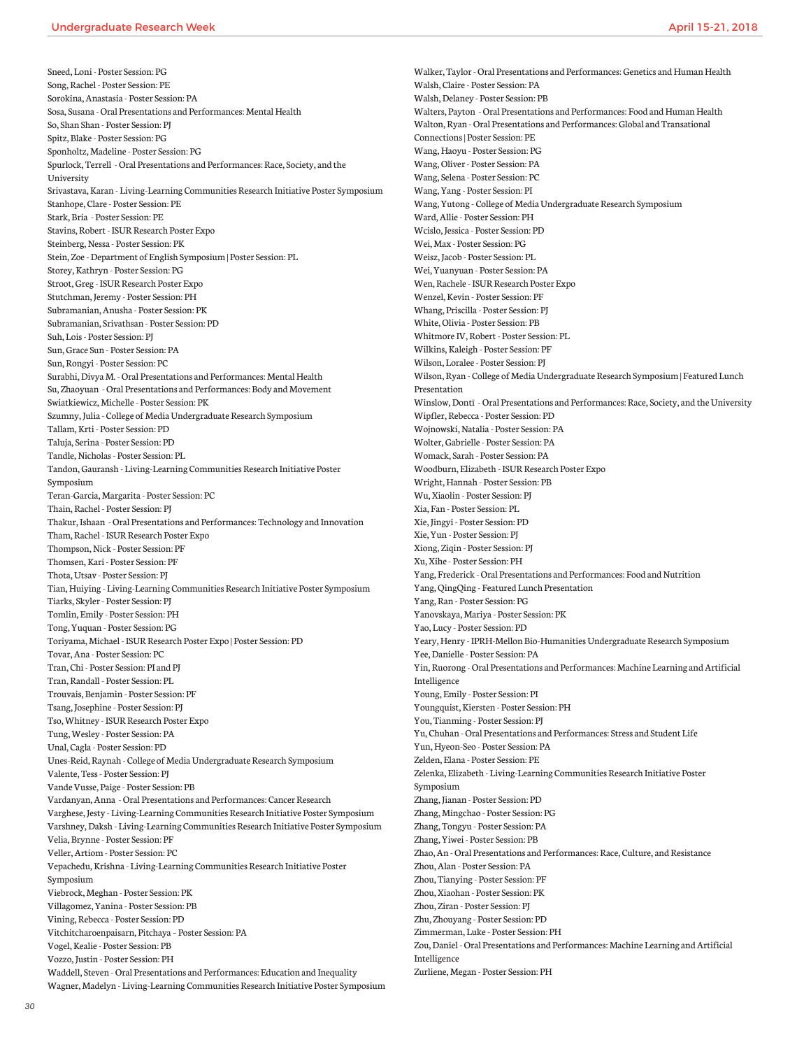Sneed, Loni - Poster Session: PG
Song, Rachel - Poster Session: PE
Sorokina, Anastasia - Poster Session: PA
Sosa, Susana - Oral Presentations and Performances: Mental Health
So, Shan Shan - Poster Session: PJ
Spitz, Blake - Poster Session: PG
Sponholtz, Madeline - Poster Session: PG
Spurlock, Terrell - Oral Presentations and Performances: Race, Society, and the University
Srivastava, Karan - Living-Learning Communities Research Initiative Poster Symposium
Stanhope, Clare - Poster Session: PE
Stark, Bria - Poster Session: PE
Stavins, Robert - ISUR Research Poster Expo
Steinberg, Nessa - Poster Session: PK
Stein, Zoe - Department of English Symposium | Poster Session: PL
Storey, Kathryn - Poster Session: PG
Stroot, Greg - ISUR Research Poster Expo
Stutchman, Jeremy - Poster Session: PH
Subramanian, Anusha - Poster Session: PK
Subramanian, Srivathsan - Poster Session: PD
Suh, Lois - Poster Session: PJ
Sun, Grace Sun - Poster Session: PA
Sun, Rongyi - Poster Session: PC
Surabhi, Divya M. - Oral Presentations and Performances: Mental Health
Su, Zhaoyuan - Oral Presentations and Performances: Body and Movement
Swiatkiewicz, Michelle - Poster Session: PK
Szumny, Julia - College of Media Undergraduate Research Symposium
Tallam, Krti - Poster Session: PD
Taluja, Serina - Poster Session: PD
Tandle, Nicholas - Poster Session: PL
Tandon, Gauransh - Living-Learning Communities Research Initiative Poster Symposium
Teran-Garcia, Margarita - Poster Session: PC
Thain, Rachel - Poster Session: PJ
Thakur, Ishaan - Oral Presentations and Performances: Technology and Innovation
Tham, Rachel - ISUR Research Poster Expo
Thompson, Nick - Poster Session: PF
Thomsen, Kari - Poster Session: PF
Thota, Utsav - Poster Session: PJ
Tian, Huiying - Living-Learning Communities Research Initiative Poster Symposium
Tiarks, Skyler - Poster Session: PJ
Tomlin, Emily - Poster Session: PH
Tong, Yuquan - Poster Session: PG
Toriyama, Michael - ISUR Research Poster Expo | Poster Session: PD
Tovar, Ana - Poster Session: PC
Tran, Chi - Poster Session: PI and PJ
Tran, Randall - Poster Session: PL
Trouvais, Benjamin - Poster Session: PF
Tsang, Josephine - Poster Session: PJ
Tso, Whitney - ISUR Research Poster Expo
Tung, Wesley - Poster Session: PA
Unal, Cagla - Poster Session: PD
Unes-Reid, Raynah - College of Media Undergraduate Research Symposium
Valente, Tess - Poster Session: PJ
Vande Vusse, Paige - Poster Session: PB
Vardanyan, Anna - Oral Presentations and Performances: Cancer Research
Varghese, Jesty - Living-Learning Communities Research Initiative Poster Symposium
Varshney, Daksh - Living-Learning Communities Research Initiative Poster Symposium
Velia, Brynne - Poster Session: PF
Veller, Artiom - Poster Session: PC
Vepachedu, Krishna - Living-Learning Communities Research Initiative Poster Symposium
Viebrock, Meghan - Poster Session: PK
Villagomez, Yanina - Poster Session: PB
Vining, Rebecca - Poster Session: PD
Vitchitcharoenpaisarn, Pitchaya - Poster Session: PA
Vogel, Kealie - Poster Session: PB
Vozzo, Justin - Poster Session: PH
Waddell, Steven - Oral Presentations and Performances: Education and Inequality
Wagner, Madelyn - Living-Learning Communities Research Initiative Poster Symposium
Walker, Taylor - Oral Presentations and Performances: Genetics and Human Health
Walsh, Claire - Poster Session: PA
Walsh, Delaney - Poster Session: PB
Walters, Payton - Oral Presentations and Performances: Food and Human Health
Walton, Ryan - Oral Presentations and Performances: Global and Transational Connections | Poster Session: PE
Wang, Haoyu - Poster Session: PG
Wang, Oliver - Poster Session: PA
Wang, Selena - Poster Session: PC
Wang, Yang - Poster Session: PI
Wang, Yutong - College of Media Undergraduate Research Symposium
Ward, Allie - Poster Session: PH
Wcislo, Jessica - Poster Session: PD
Wei, Max - Poster Session: PG
Weisz, Jacob - Poster Session: PL
Wei, Yuanyuan - Poster Session: PA
Wen, Rachele - ISUR Research Poster Expo
Wenzel, Kevin - Poster Session: PF
Whang, Priscilla - Poster Session: PJ
White, Olivia - Poster Session: PB
Whitmore IV, Robert - Poster Session: PL
Wilkins, Kaleigh - Poster Session: PF
Wilson, Loralee - Poster Session: PJ
Wilson, Ryan - College of Media Undergraduate Research Symposium | Featured Lunch Presentation
Winslow, Dontī - Oral Presentations and Performances: Race, Society, and the University
Wipfler, Rebecca - Poster Session: PD
Wojnowski, Natalia - Poster Session: PA
Wolter, Gabrielle - Poster Session: PA
Womack, Sarah - Poster Session: PA
Woodburn, Elizabeth - ISUR Research Poster Expo
Wright, Hannah - Poster Session: PB
Wu, Xiaolin - Poster Session: PJ
Xia, Fan - Poster Session: PL
Xie, Jingyi - Poster Session: PD
Xie, Yun - Poster Session: PJ
Xiong, Ziqin - Poster Session: PJ
Xu, Xihe - Poster Session: PH
Yang, Frederick - Oral Presentations and Performances: Food and Nutrition
Yang, QingQing - Featured Lunch Presentation
Yang, Ran - Poster Session: PG
Yanovskaya, Mariya - Poster Session: PK
Yao, Lucy - Poster Session: PD
Yeary, Henry - IPRH-Mellon Bio-Humanities Undergraduate Research Symposium
Yee, Danielle - Poster Session: PA
Yin, Ruorong - Oral Presentations and Performances: Machine Learning and Artificial Intelligence
Young, Emily - Poster Session: PI
Youngquist, Kiersten - Poster Session: PH
You, Tianming - Poster Session: PJ
Yu, Chuhan - Oral Presentations and Performances: Stress and Student Life
Yun, Hyeon-Seo - Poster Session: PA
Zelden, Elana - Poster Session: PE
Zelenka, Elizabeth - Living-Learning Communities Research Initiative Poster Symposium
Zhang, Jianan - Poster Session: PD
Zhang, Mingchao - Poster Session: PG
Zhang, Tongyu - Poster Session: PA
Zhang, Yiwei - Poster Session: PB
Zhao, An - Oral Presentations and Performances: Race, Culture, and Resistance
Zhou, Alan - Poster Session: PA
Zhou, Tianying - Poster Session: PF
Zhou, Xiaohan - Poster Session: PK
Zhou, Ziran - Poster Session: PJ
Zhu, Zhouyang - Poster Session: PD
Zimmerman, Luke - Poster Session: PH
Zou, Daniel - Oral Presentations and Performances: Machine Learning and Artificial Intelligence
Zurliene, Megan - Poster Session: PH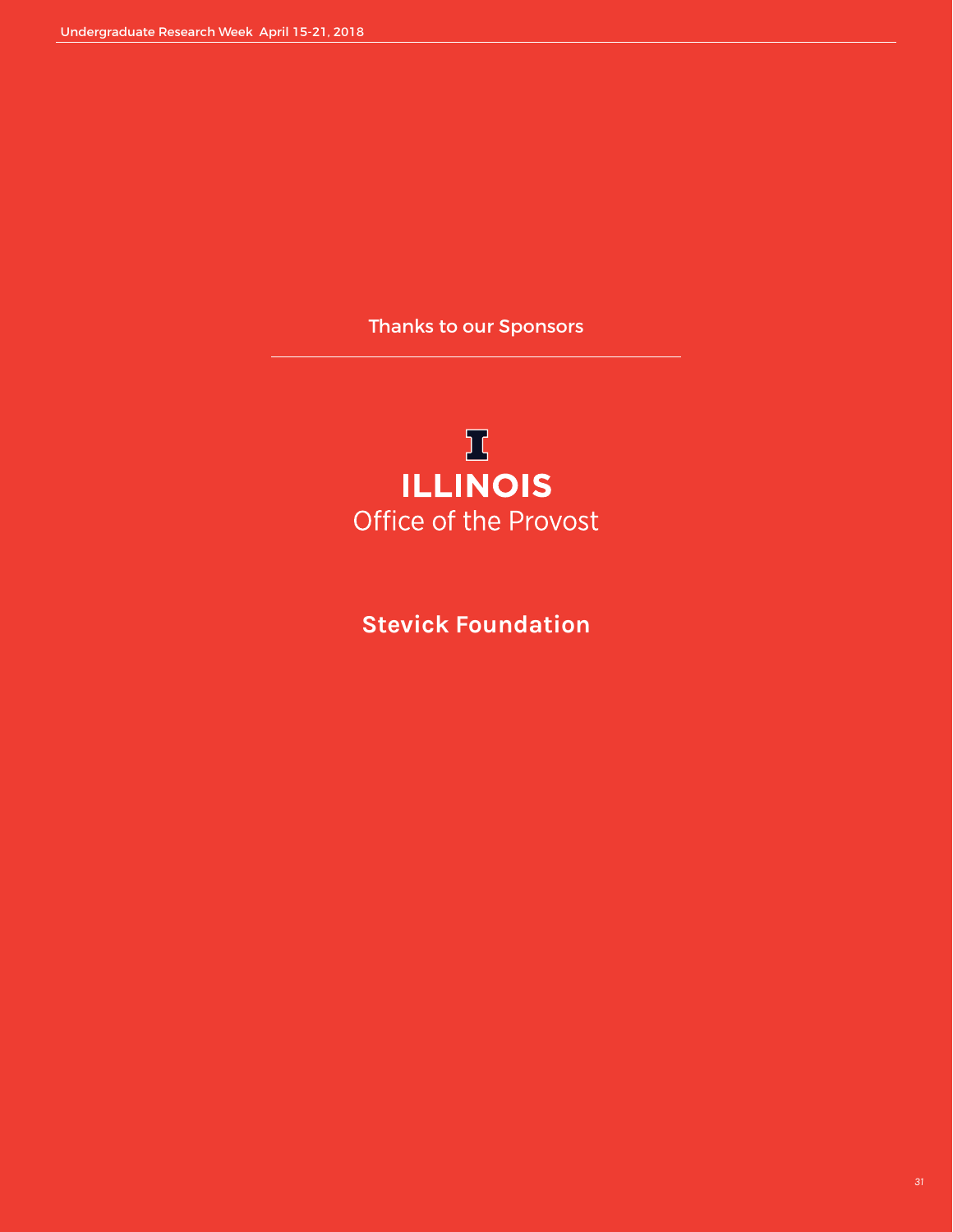## Thanks to our Sponsors

**ILLINOIS**
Office of the Provost

**Stevick Foundation**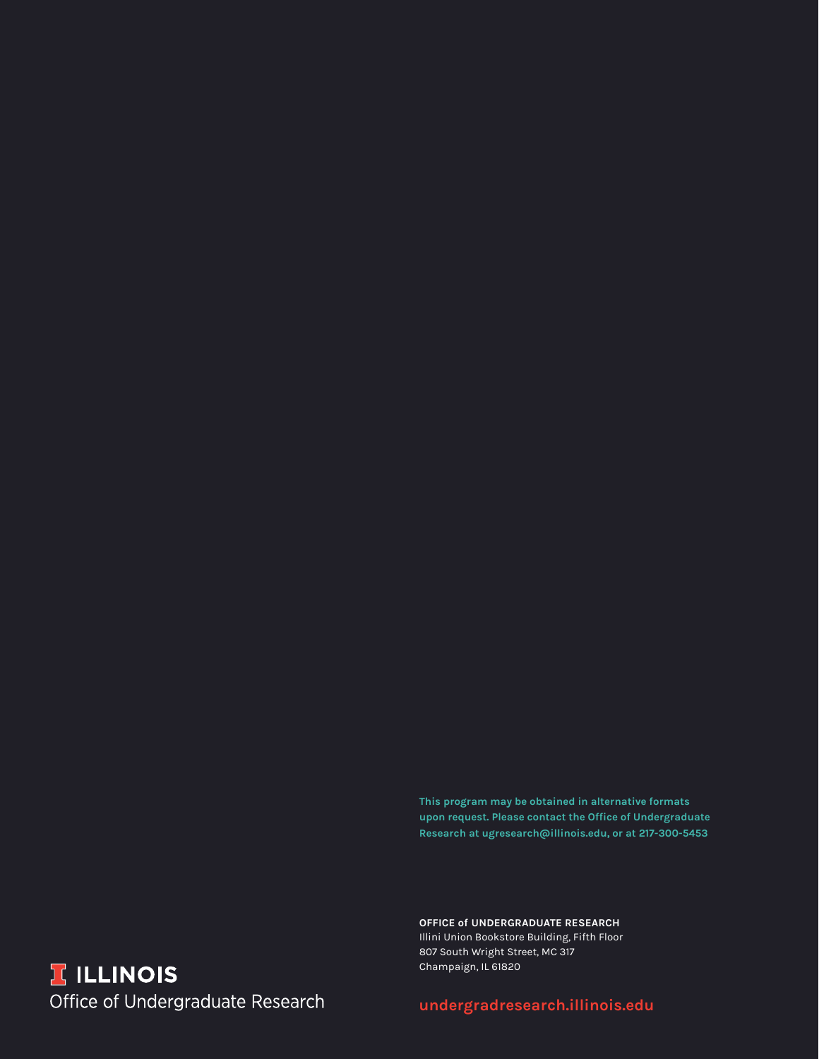**This program may be obtained in alternative formats upon request. Please contact the Office of Undergraduate Research at ugresearch@illinois.edu, or at 217-300-5453**

**OFFICE of UNDERGRADUATE RESEARCH**
Illini Union Bookstore Building, Fifth Floor
807 South Wright Street, MC 317
Champaign, IL 61820

**ILLINOIS**
Office of Undergraduate Research

**undergradresearch.illinois.edu**